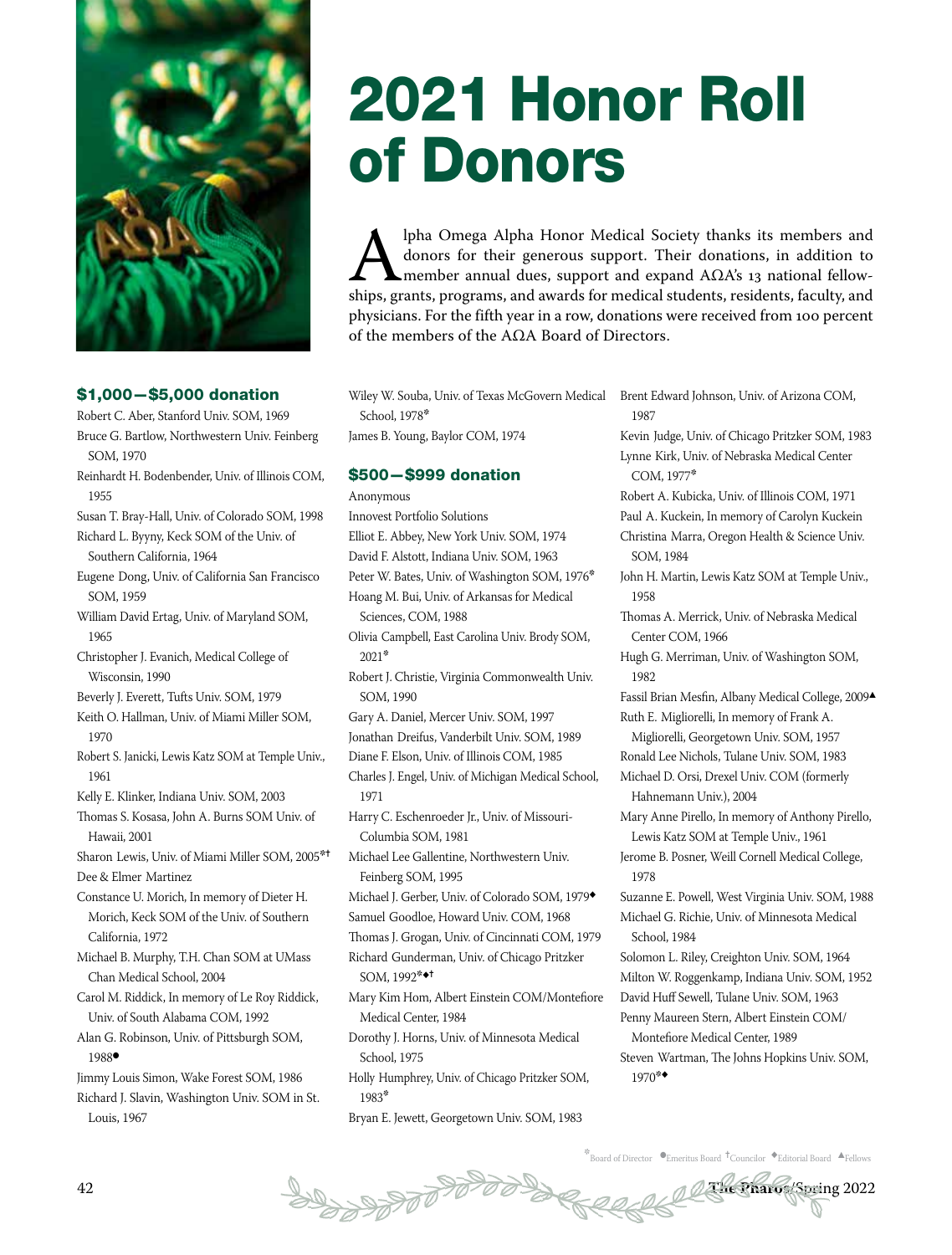# 2021 Honor Roll of Donors

Alpha Omega Alpha Honor Medical Society thanks its members and donors for their generous support. Their donations, in addition to member annual dues, support and expand AΩA's 13 national fellowships, grants, programs, and awards for medical students, residents, faculty, and physicians. For the fifth year in a row, donations were received from 100 percent of the members of the AΩA Board of Directors.

## $1,000—$5,000 donation

Robert C. Aber, Stanford Univ. SOM, 1969
Bruce G. Bartlow, Northwestern Univ. Feinberg SOM, 1970
Reinhardt H. Bodenbender, Univ. of Illinois COM, 1955
Susan T. Bray-Hall, Univ. of Colorado SOM, 1998
Richard L. Byyny, Keck SOM of the Univ. of Southern California, 1964
Eugene Dong, Univ. of California San Francisco SOM, 1959
William David Ertag, Univ. of Maryland SOM, 1965
Christopher J. Evanich, Medical College of Wisconsin, 1990
Beverly J. Everett, Tufts Univ. SOM, 1979
Keith O. Hallman, Univ. of Miami Miller SOM, 1970
Robert S. Janicki, Lewis Katz SOM at Temple Univ., 1961
Kelly E. Klinker, Indiana Univ. SOM, 2003
Thomas S. Kosasa, John A. Burns SOM Univ. of Hawaii, 2001
Sharon Lewis, Univ. of Miami Miller SOM, 2005*†
Dee & Elmer Martinez
Constance U. Morich, In memory of Dieter H. Morich, Keck SOM of the Univ. of Southern California, 1972
Michael B. Murphy, T.H. Chan SOM at UMass Chan Medical School, 2004
Carol M. Riddick, In memory of Le Roy Riddick, Univ. of South Alabama COM, 1992
Alan G. Robinson, Univ. of Pittsburgh SOM, 1988●
Jimmy Louis Simon, Wake Forest SOM, 1986
Richard J. Slavin, Washington Univ. SOM in St. Louis, 1967
Wiley W. Souba, Univ. of Texas McGovern Medical School, 1978*
James B. Young, Baylor COM, 1974

## $500—$999 donation

Anonymous
Innovest Portfolio Solutions
Elliot E. Abbey, New York Univ. SOM, 1974
David F. Alstott, Indiana Univ. SOM, 1963
Peter W. Bates, Univ. of Washington SOM, 1976*
Hoang M. Bui, Univ. of Arkansas for Medical Sciences, COM, 1988
Olivia Campbell, East Carolina Univ. Brody SOM, 2021*
Robert J. Christie, Virginia Commonwealth Univ. SOM, 1990
Gary A. Daniel, Mercer Univ. SOM, 1997
Jonathan Dreifus, Vanderbilt Univ. SOM, 1989
Diane F. Elson, Univ. of Illinois COM, 1985
Charles J. Engel, Univ. of Michigan Medical School, 1971
Harry C. Eschenroeder Jr., Univ. of Missouri-Columbia SOM, 1981
Michael Lee Gallentine, Northwestern Univ. Feinberg SOM, 1995
Michael J. Gerber, Univ. of Colorado SOM, 1979◆
Samuel Goodloe, Howard Univ. COM, 1968
Thomas J. Grogan, Univ. of Cincinnati COM, 1979
Richard Gunderman, Univ. of Chicago Pritzker SOM, 1992*◆†
Mary Kim Hom, Albert Einstein COM/Montefiore Medical Center, 1984
Dorothy J. Horns, Univ. of Minnesota Medical School, 1975
Holly Humphrey, Univ. of Chicago Pritzker SOM, 1983*
Bryan E. Jewett, Georgetown Univ. SOM, 1983
Brent Edward Johnson, Univ. of Arizona COM, 1987
Kevin Judge, Univ. of Chicago Pritzker SOM, 1983
Lynne Kirk, Univ. of Nebraska Medical Center COM, 1977*
Robert A. Kubicka, Univ. of Illinois COM, 1971
Paul A. Kuckein, In memory of Carolyn Kuckein
Christina Marra, Oregon Health & Science Univ. SOM, 1984
John H. Martin, Lewis Katz SOM at Temple Univ., 1958
Thomas A. Merrick, Univ. of Nebraska Medical Center COM, 1966
Hugh G. Merriman, Univ. of Washington SOM, 1982
Fassil Brian Mesfin, Albany Medical College, 2009▲
Ruth E. Migliorelli, In memory of Frank A. Migliorelli, Georgetown Univ. SOM, 1957
Ronald Lee Nichols, Tulane Univ. SOM, 1983
Michael D. Orsi, Drexel Univ. COM (formerly Hahnemann Univ.), 2004
Mary Anne Pirello, In memory of Anthony Pirello, Lewis Katz SOM at Temple Univ., 1961
Jerome B. Posner, Weill Cornell Medical College, 1978
Suzanne E. Powell, West Virginia Univ. SOM, 1988
Michael G. Richie, Univ. of Minnesota Medical School, 1984
Solomon L. Riley, Creighton Univ. SOM, 1964
Milton W. Roggenkamp, Indiana Univ. SOM, 1952
David Huff Sewell, Tulane Univ. SOM, 1963
Penny Maureen Stern, Albert Einstein COM/Montefiore Medical Center, 1989
Steven Wartman, The Johns Hopkins Univ. SOM, 1970*◆

*Board of Director ●Emeritus Board †Councilor ◆Editorial Board ▲Fellows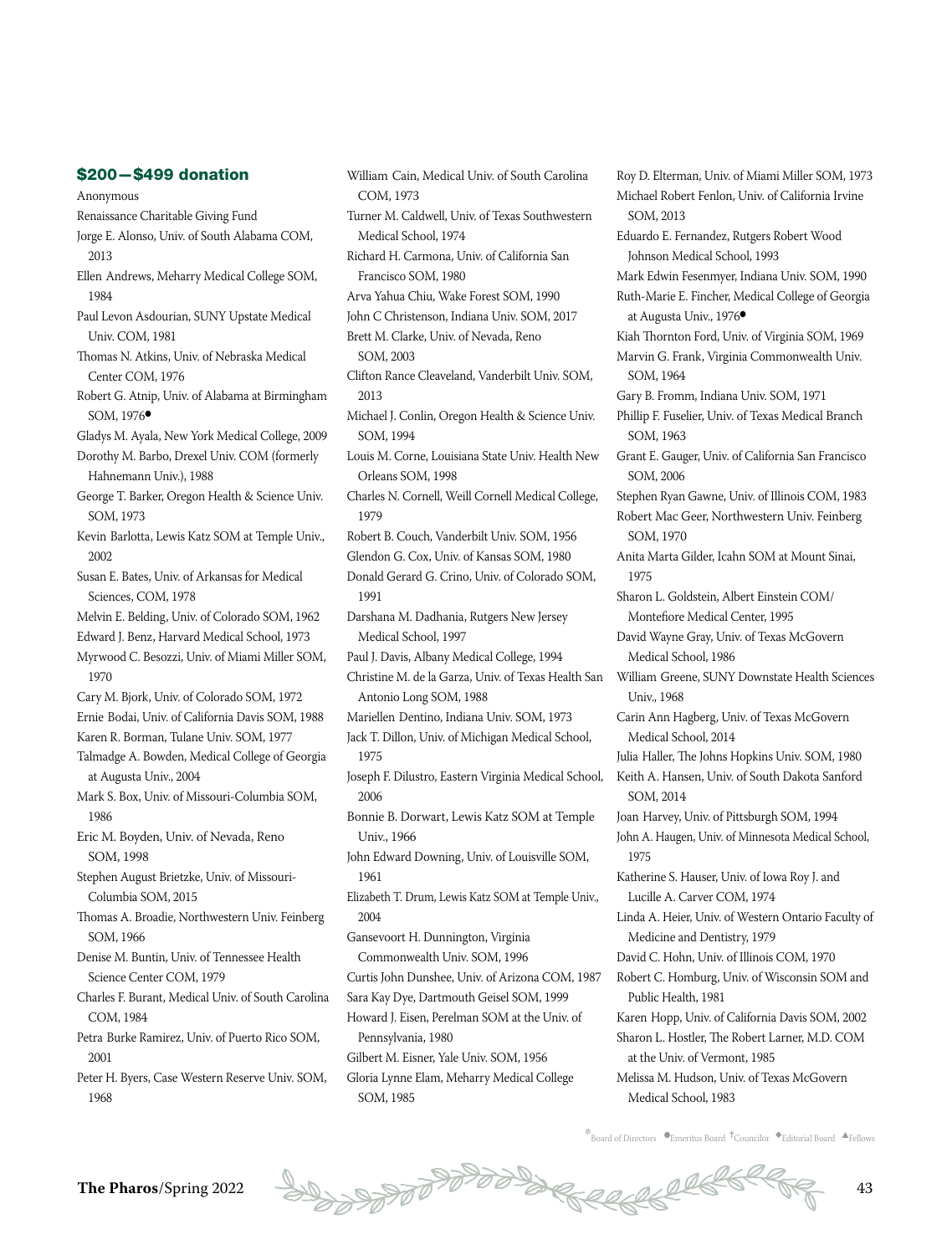### $200—$499 donation

Anonymous

Renaissance Charitable Giving Fund

Jorge E. Alonso, Univ. of South Alabama COM, 2013

Ellen Andrews, Meharry Medical College SOM, 1984

Paul Levon Asdourian, SUNY Upstate Medical Univ. COM, 1981

Thomas N. Atkins, Univ. of Nebraska Medical Center COM, 1976

Robert G. Atnip, Univ. of Alabama at Birmingham SOM, 1976●

Gladys M. Ayala, New York Medical College, 2009

Dorothy M. Barbo, Drexel Univ. COM (formerly Hahnemann Univ.), 1988

George T. Barker, Oregon Health & Science Univ. SOM, 1973

Kevin Barlotta, Lewis Katz SOM at Temple Univ., 2002

Susan E. Bates, Univ. of Arkansas for Medical Sciences, COM, 1978

Melvin E. Belding, Univ. of Colorado SOM, 1962

Edward J. Benz, Harvard Medical School, 1973

Myrwood C. Besozzi, Univ. of Miami Miller SOM, 1970

Cary M. Bjork, Univ. of Colorado SOM, 1972

Ernie Bodai, Univ. of California Davis SOM, 1988

Karen R. Borman, Tulane Univ. SOM, 1977

Talmadge A. Bowden, Medical College of Georgia at Augusta Univ., 2004

Mark S. Box, Univ. of Missouri-Columbia SOM, 1986

Eric M. Boyden, Univ. of Nevada, Reno SOM, 1998

Stephen August Brietzke, Univ. of Missouri-Columbia SOM, 2015

Thomas A. Broadie, Northwestern Univ. Feinberg SOM, 1966

Denise M. Buntin, Univ. of Tennessee Health Science Center COM, 1979

Charles F. Burant, Medical Univ. of South Carolina COM, 1984

Petra Burke Ramirez, Univ. of Puerto Rico SOM, 2001

Peter H. Byers, Case Western Reserve Univ. SOM, 1968

William Cain, Medical Univ. of South Carolina COM, 1973

Turner M. Caldwell, Univ. of Texas Southwestern Medical School, 1974

Richard H. Carmona, Univ. of California San Francisco SOM, 1980

Arva Yahua Chiu, Wake Forest SOM, 1990

John C Christenson, Indiana Univ. SOM, 2017

Brett M. Clarke, Univ. of Nevada, Reno SOM, 2003

Clifton Rance Cleaveland, Vanderbilt Univ. SOM, 2013

Michael J. Conlin, Oregon Health & Science Univ. SOM, 1994

Louis M. Corne, Louisiana State Univ. Health New Orleans SOM, 1998

Charles N. Cornell, Weill Cornell Medical College, 1979

Robert B. Couch, Vanderbilt Univ. SOM, 1956

Glendon G. Cox, Univ. of Kansas SOM, 1980

Donald Gerard G. Crino, Univ. of Colorado SOM, 1991

Darshana M. Dadhania, Rutgers New Jersey Medical School, 1997

Paul J. Davis, Albany Medical College, 1994

Christine M. de la Garza, Univ. of Texas Health San Antonio Long SOM, 1988

Mariellen Dentino, Indiana Univ. SOM, 1973

Jack T. Dillon, Univ. of Michigan Medical School, 1975

Joseph F. Dilustro, Eastern Virginia Medical School, 2006

Bonnie B. Dorwart, Lewis Katz SOM at Temple Univ., 1966

John Edward Downing, Univ. of Louisville SOM, 1961

Elizabeth T. Drum, Lewis Katz SOM at Temple Univ., 2004

Gansevoort H. Dunnington, Virginia Commonwealth Univ. SOM, 1996

Curtis John Dunshee, Univ. of Arizona COM, 1987

Sara Kay Dye, Dartmouth Geisel SOM, 1999

Howard J. Eisen, Perelman SOM at the Univ. of Pennsylvania, 1980

Gilbert M. Eisner, Yale Univ. SOM, 1956

Gloria Lynne Elam, Meharry Medical College SOM, 1985

Roy D. Elterman, Univ. of Miami Miller SOM, 1973

Michael Robert Fenlon, Univ. of California Irvine SOM, 2013

Eduardo E. Fernandez, Rutgers Robert Wood Johnson Medical School, 1993

Mark Edwin Fesenmyer, Indiana Univ. SOM, 1990

Ruth-Marie E. Fincher, Medical College of Georgia at Augusta Univ., 1976●

Kiah Thornton Ford, Univ. of Virginia SOM, 1969

Marvin G. Frank, Virginia Commonwealth Univ. SOM, 1964

Gary B. Fromm, Indiana Univ. SOM, 1971

Phillip F. Fuselier, Univ. of Texas Medical Branch SOM, 1963

Grant E. Gauger, Univ. of California San Francisco SOM, 2006

Stephen Ryan Gawne, Univ. of Illinois COM, 1983

Robert Mac Geer, Northwestern Univ. Feinberg SOM, 1970

Anita Marta Gilder, Icahn SOM at Mount Sinai, 1975

Sharon L. Goldstein, Albert Einstein COM/ Montefiore Medical Center, 1995

David Wayne Gray, Univ. of Texas McGovern Medical School, 1986

William Greene, SUNY Downstate Health Sciences Univ., 1968

Carin Ann Hagberg, Univ. of Texas McGovern Medical School, 2014

Julia Haller, The Johns Hopkins Univ. SOM, 1980

Keith A. Hansen, Univ. of South Dakota Sanford SOM, 2014

Joan Harvey, Univ. of Pittsburgh SOM, 1994

John A. Haugen, Univ. of Minnesota Medical School, 1975

Katherine S. Hauser, Univ. of Iowa Roy J. and Lucille A. Carver COM, 1974

Linda A. Heier, Univ. of Western Ontario Faculty of Medicine and Dentistry, 1979

David C. Hohn, Univ. of Illinois COM, 1970

Robert C. Homburg, Univ. of Wisconsin SOM and Public Health, 1981

Karen Hopp, Univ. of California Davis SOM, 2002

Sharon L. Hostler, The Robert Larner, M.D. COM at the Univ. of Vermont, 1985

Melissa M. Hudson, Univ. of Texas McGovern Medical School, 1983

*Board of Directors ●Emeritus Board †Councilor ◆Editorial Board ▲Fellows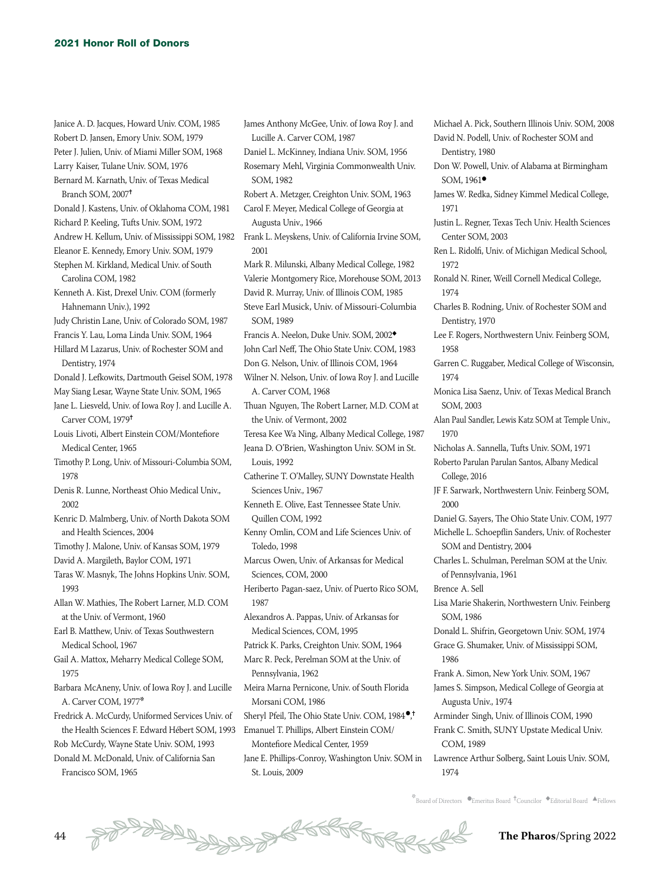Janice A. D. Jacques, Howard Univ. COM, 1985
Robert D. Jansen, Emory Univ. SOM, 1979
Peter J. Julien, Univ. of Miami Miller SOM, 1968
Larry Kaiser, Tulane Univ. SOM, 1976
Bernard M. Karnath, Univ. of Texas Medical Branch SOM, 2007†
Donald J. Kastens, Univ. of Oklahoma COM, 1981
Richard P. Keeling, Tufts Univ. SOM, 1972
Andrew H. Kellum, Univ. of Mississippi SOM, 1982
Eleanor E. Kennedy, Emory Univ. SOM, 1979
Stephen M. Kirkland, Medical Univ. of South Carolina COM, 1982
Kenneth A. Kist, Drexel Univ. COM (formerly Hahnemann Univ.), 1992
Judy Christin Lane, Univ. of Colorado SOM, 1987
Francis Y. Lau, Loma Linda Univ. SOM, 1964
Hillard M Lazarus, Univ. of Rochester SOM and Dentistry, 1974
Donald J. Lefkowits, Dartmouth Geisel SOM, 1978
May Siang Lesar, Wayne State Univ. SOM, 1965
Jane L. Liesveld, Univ. of Iowa Roy J. and Lucille A. Carver COM, 1979†
Louis Livoti, Albert Einstein COM/Montefiore Medical Center, 1965
Timothy P. Long, Univ. of Missouri-Columbia SOM, 1978
Denis R. Lunne, Northeast Ohio Medical Univ., 2002
Kenric D. Malmberg, Univ. of North Dakota SOM and Health Sciences, 2004
Timothy J. Malone, Univ. of Kansas SOM, 1979
David A. Margileth, Baylor COM, 1971
Taras W. Masnyk, The Johns Hopkins Univ. SOM, 1993
Allan W. Mathies, The Robert Larner, M.D. COM at the Univ. of Vermont, 1960
Earl B. Matthew, Univ. of Texas Southwestern Medical School, 1967
Gail A. Mattox, Meharry Medical College SOM, 1975
Barbara McAneny, Univ. of Iowa Roy J. and Lucille A. Carver COM, 1977*
Fredrick A. McCurdy, Uniformed Services Univ. of the Health Sciences F. Edward Hébert SOM, 1993
Rob McCurdy, Wayne State Univ. SOM, 1993
Donald M. McDonald, Univ. of California San Francisco SOM, 1965
James Anthony McGee, Univ. of Iowa Roy J. and Lucille A. Carver COM, 1987
Daniel L. McKinney, Indiana Univ. SOM, 1956
Rosemary Mehl, Virginia Commonwealth Univ. SOM, 1982
Robert A. Metzger, Creighton Univ. SOM, 1963
Carol F. Meyer, Medical College of Georgia at Augusta Univ., 1966
Frank L. Meyskens, Univ. of California Irvine SOM, 2001
Mark R. Milunski, Albany Medical College, 1982
Valerie Montgomery Rice, Morehouse SOM, 2013
David R. Murray, Univ. of Illinois COM, 1985
Steve Earl Musick, Univ. of Missouri-Columbia SOM, 1989
Francis A. Neelon, Duke Univ. SOM, 2002◆
John Carl Neff, The Ohio State Univ. COM, 1983
Don G. Nelson, Univ. of Illinois COM, 1964
Wilner N. Nelson, Univ. of Iowa Roy J. and Lucille A. Carver COM, 1968
Thuan Nguyen, The Robert Larner, M.D. COM at the Univ. of Vermont, 2002
Teresa Kee Wa Ning, Albany Medical College, 1987
Jeana D. O'Brien, Washington Univ. SOM in St. Louis, 1992
Catherine T. O'Malley, SUNY Downstate Health Sciences Univ., 1967
Kenneth E. Olive, East Tennessee State Univ. Quillen COM, 1992
Kenny Omlin, COM and Life Sciences Univ. of Toledo, 1998
Marcus Owen, Univ. of Arkansas for Medical Sciences, COM, 2000
Heriberto Pagan-saez, Univ. of Puerto Rico SOM, 1987
Alexandros A. Pappas, Univ. of Arkansas for Medical Sciences, COM, 1995
Patrick K. Parks, Creighton Univ. SOM, 1964
Marc R. Peck, Perelman SOM at the Univ. of Pennsylvania, 1962
Meira Marna Pernicone, Univ. of South Florida Morsani COM, 1986
Sheryl Pfeil, The Ohio State Univ. COM, 1984●,†
Emanuel T. Phillips, Albert Einstein COM/Montefiore Medical Center, 1959
Jane E. Phillips-Conroy, Washington Univ. SOM in St. Louis, 2009
Michael A. Pick, Southern Illinois Univ. SOM, 2008
David N. Podell, Univ. of Rochester SOM and Dentistry, 1980
Don W. Powell, Univ. of Alabama at Birmingham SOM, 1961●
James W. Redka, Sidney Kimmel Medical College, 1971
Justin L. Regner, Texas Tech Univ. Health Sciences Center SOM, 2003
Ren L. Ridolfi, Univ. of Michigan Medical School, 1972
Ronald N. Riner, Weill Cornell Medical College, 1974
Charles B. Rodning, Univ. of Rochester SOM and Dentistry, 1970
Lee F. Rogers, Northwestern Univ. Feinberg SOM, 1958
Garren C. Ruggaber, Medical College of Wisconsin, 1974
Monica Lisa Saenz, Univ. of Texas Medical Branch SOM, 2003
Alan Paul Sandler, Lewis Katz SOM at Temple Univ., 1970
Nicholas A. Sannella, Tufts Univ. SOM, 1971
Roberto Parulan Parulan Santos, Albany Medical College, 2016
JF F. Sarwark, Northwestern Univ. Feinberg SOM, 2000
Daniel G. Sayers, The Ohio State Univ. COM, 1977
Michelle L. Schoepflin Sanders, Univ. of Rochester SOM and Dentistry, 2004
Charles L. Schulman, Perelman SOM at the Univ. of Pennsylvania, 1961
Brence A. Sell
Lisa Marie Shakerin, Northwestern Univ. Feinberg SOM, 1986
Donald L. Shifrin, Georgetown Univ. SOM, 1974
Grace G. Shumaker, Univ. of Mississippi SOM, 1986
Frank A. Simon, New York Univ. SOM, 1967
James S. Simpson, Medical College of Georgia at Augusta Univ., 1974
Arminder Singh, Univ. of Illinois COM, 1990
Frank C. Smith, SUNY Upstate Medical Univ. COM, 1989
Lawrence Arthur Solberg, Saint Louis Univ. SOM, 1974

*Board of Directors ●Emeritus Board †Councilor ◆Editorial Board ▲Fellows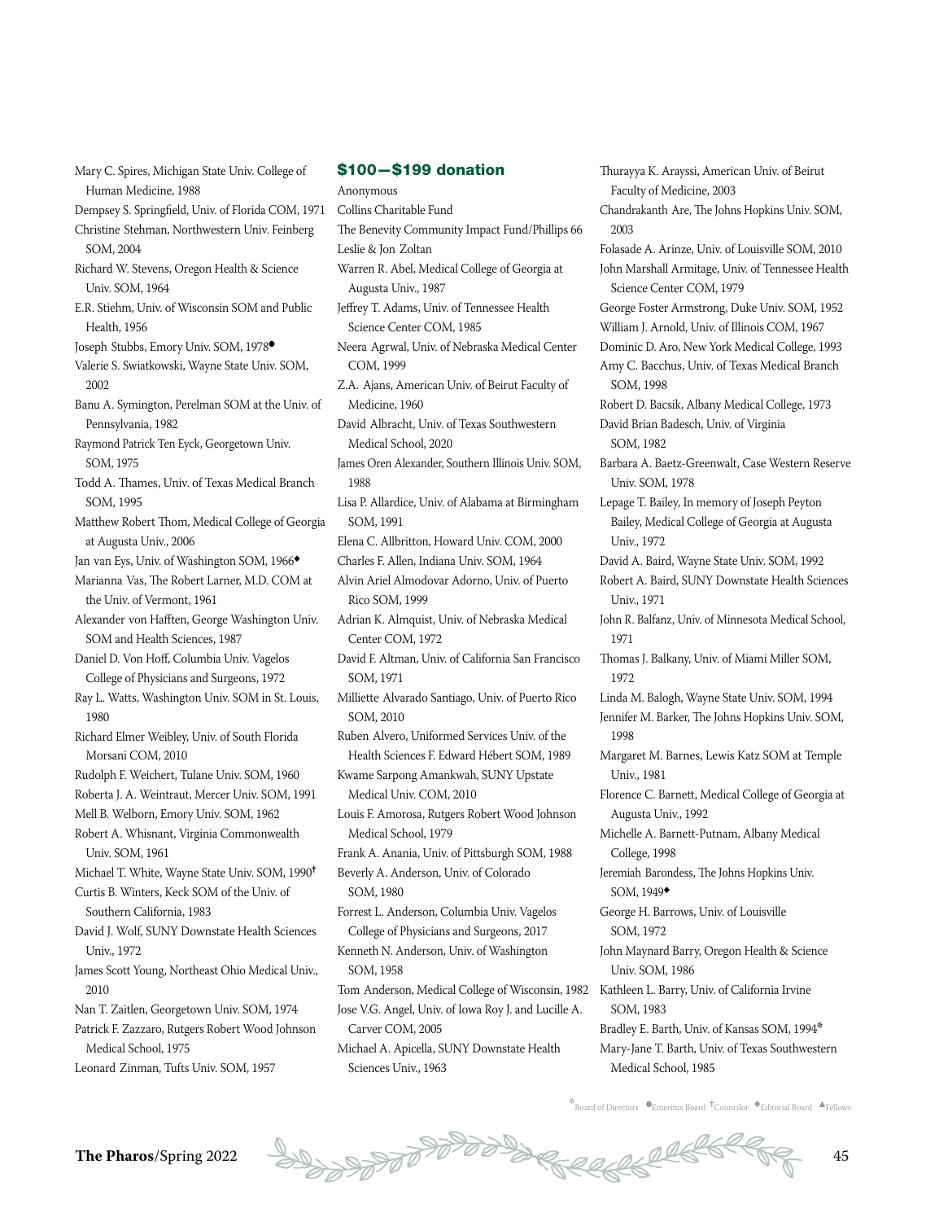Mary C. Spires, Michigan State Univ. College of Human Medicine, 1988

Dempsey S. Springfield, Univ. of Florida COM, 1971

Christine Stehman, Northwestern Univ. Feinberg SOM, 2004

Richard W. Stevens, Oregon Health & Science Univ. SOM, 1964

E.R. Stiehm, Univ. of Wisconsin SOM and Public Health, 1956

Joseph Stubbs, Emory Univ. SOM, 1978●

Valerie S. Swiatkowski, Wayne State Univ. SOM, 2002

Banu A. Symington, Perelman SOM at the Univ. of Pennsylvania, 1982

Raymond Patrick Ten Eyck, Georgetown Univ. SOM, 1975

Todd A. Thames, Univ. of Texas Medical Branch SOM, 1995

Matthew Robert Thom, Medical College of Georgia at Augusta Univ., 2006

Jan van Eys, Univ. of Washington SOM, 1966◆

Marianna Vas, The Robert Larner, M.D. COM at the Univ. of Vermont, 1961

Alexander von Hafften, George Washington Univ. SOM and Health Sciences, 1987

Daniel D. Von Hoff, Columbia Univ. Vagelos College of Physicians and Surgeons, 1972

Ray L. Watts, Washington Univ. SOM in St. Louis, 1980

Richard Elmer Weibley, Univ. of South Florida Morsani COM, 2010

Rudolph F. Weichert, Tulane Univ. SOM, 1960

Roberta J. A. Weintraut, Mercer Univ. SOM, 1991

Mell B. Welborn, Emory Univ. SOM, 1962

Robert A. Whisnant, Virginia Commonwealth Univ. SOM, 1961

Michael T. White, Wayne State Univ. SOM, 1990†

Curtis B. Winters, Keck SOM of the Univ. of Southern California, 1983

David J. Wolf, SUNY Downstate Health Sciences Univ., 1972

James Scott Young, Northeast Ohio Medical Univ., 2010

Nan T. Zaitlen, Georgetown Univ. SOM, 1974

Patrick F. Zazzaro, Rutgers Robert Wood Johnson Medical School, 1975

Leonard Zinman, Tufts Univ. SOM, 1957

## $100—$199 donation

Anonymous

Collins Charitable Fund

The Benevity Community Impact Fund/Phillips 66

Leslie & Jon Zoltan

Warren R. Abel, Medical College of Georgia at Augusta Univ., 1987

Jeffrey T. Adams, Univ. of Tennessee Health Science Center COM, 1985

Neera Agrwal, Univ. of Nebraska Medical Center COM, 1999

Z.A. Ajans, American Univ. of Beirut Faculty of Medicine, 1960

David Albracht, Univ. of Texas Southwestern Medical School, 2020

James Oren Alexander, Southern Illinois Univ. SOM, 1988

Lisa P. Allardice, Univ. of Alabama at Birmingham SOM, 1991

Elena C. Allbritton, Howard Univ. COM, 2000

Charles F. Allen, Indiana Univ. SOM, 1964

Alvin Ariel Almodovar Adorno, Univ. of Puerto Rico SOM, 1999

Adrian K. Almquist, Univ. of Nebraska Medical Center COM, 1972

David F. Altman, Univ. of California San Francisco SOM, 1971

Milliette Alvarado Santiago, Univ. of Puerto Rico SOM, 2010

Ruben Alvero, Uniformed Services Univ. of the Health Sciences F. Edward Hébert SOM, 1989

Kwame Sarpong Amankwah, SUNY Upstate Medical Univ. COM, 2010

Louis F. Amorosa, Rutgers Robert Wood Johnson Medical School, 1979

Frank A. Anania, Univ. of Pittsburgh SOM, 1988

Beverly A. Anderson, Univ. of Colorado SOM, 1980

Forrest L. Anderson, Columbia Univ. Vagelos College of Physicians and Surgeons, 2017

Kenneth N. Anderson, Univ. of Washington SOM, 1958

Tom Anderson, Medical College of Wisconsin, 1982

Jose V.G. Angel, Univ. of Iowa Roy J. and Lucille A. Carver COM, 2005

Michael A. Apicella, SUNY Downstate Health Sciences Univ., 1963

Thurayya K. Arayssi, American Univ. of Beirut Faculty of Medicine, 2003

Chandrakanth Are, The Johns Hopkins Univ. SOM, 2003

Folasade A. Arinze, Univ. of Louisville SOM, 2010

John Marshall Armitage, Univ. of Tennessee Health Science Center COM, 1979

George Foster Armstrong, Duke Univ. SOM, 1952

William J. Arnold, Univ. of Illinois COM, 1967

Dominic D. Aro, New York Medical College, 1993

Amy C. Bacchus, Univ. of Texas Medical Branch SOM, 1998

Robert D. Bacsik, Albany Medical College, 1973

David Brian Badesch, Univ. of Virginia SOM, 1982

Barbara A. Baetz-Greenwalt, Case Western Reserve Univ. SOM, 1978

Lepage T. Bailey, In memory of Joseph Peyton Bailey, Medical College of Georgia at Augusta Univ., 1972

David A. Baird, Wayne State Univ. SOM, 1992

Robert A. Baird, SUNY Downstate Health Sciences Univ., 1971

John R. Balfanz, Univ. of Minnesota Medical School, 1971

Thomas J. Balkany, Univ. of Miami Miller SOM, 1972

Linda M. Balogh, Wayne State Univ. SOM, 1994

Jennifer M. Barker, The Johns Hopkins Univ. SOM, 1998

Margaret M. Barnes, Lewis Katz SOM at Temple Univ., 1981

Florence C. Barnett, Medical College of Georgia at Augusta Univ., 1992

Michelle A. Barnett-Putnam, Albany Medical College, 1998

Jeremiah Barondess, The Johns Hopkins Univ. SOM, 1949◆

George H. Barrows, Univ. of Louisville SOM, 1972

John Maynard Barry, Oregon Health & Science Univ. SOM, 1986

Kathleen L. Barry, Univ. of California Irvine SOM, 1983

Bradley E. Barth, Univ. of Kansas SOM, 1994*

Mary-Jane T. Barth, Univ. of Texas Southwestern Medical School, 1985

*Board of Directors ●Emeritus Board †Councilor ◆Editorial Board ▲Fellows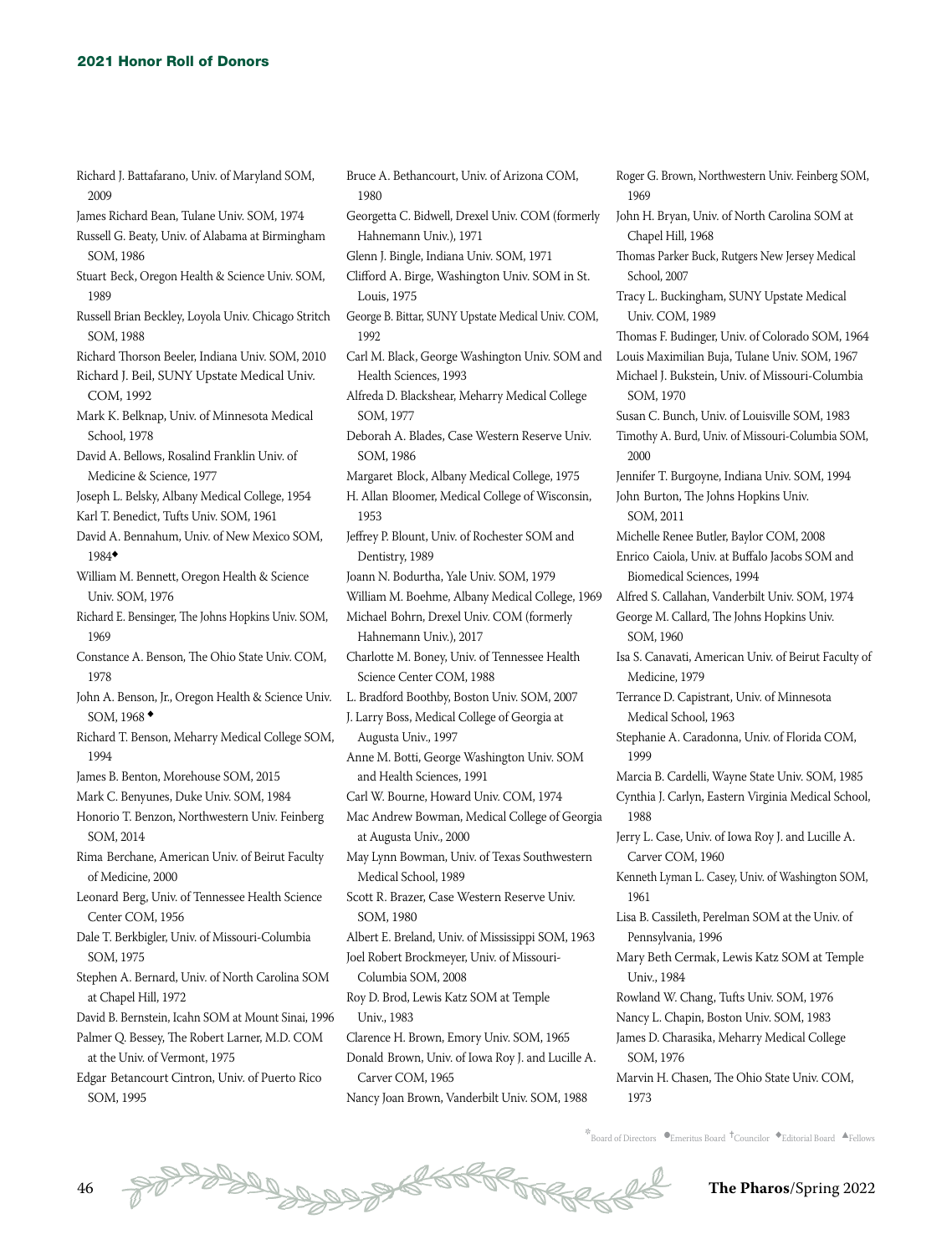Richard J. Battafarano, Univ. of Maryland SOM, 2009

James Richard Bean, Tulane Univ. SOM, 1974

Russell G. Beaty, Univ. of Alabama at Birmingham SOM, 1986

Stuart Beck, Oregon Health & Science Univ. SOM, 1989

Russell Brian Beckley, Loyola Univ. Chicago Stritch SOM, 1988

Richard Thorson Beeler, Indiana Univ. SOM, 2010

Richard J. Beil, SUNY Upstate Medical Univ. COM, 1992

Mark K. Belknap, Univ. of Minnesota Medical School, 1978

David A. Bellows, Rosalind Franklin Univ. of Medicine & Science, 1977

Joseph L. Belsky, Albany Medical College, 1954

Karl T. Benedict, Tufts Univ. SOM, 1961

David A. Bennahum, Univ. of New Mexico SOM, 1984◆

William M. Bennett, Oregon Health & Science Univ. SOM, 1976

Richard E. Bensinger, The Johns Hopkins Univ. SOM, 1969

Constance A. Benson, The Ohio State Univ. COM, 1978

John A. Benson, Jr., Oregon Health & Science Univ. SOM, 1968 ◆

Richard T. Benson, Meharry Medical College SOM, 1994

James B. Benton, Morehouse SOM, 2015

Mark C. Benyunes, Duke Univ. SOM, 1984

Honorio T. Benzon, Northwestern Univ. Feinberg SOM, 2014

Rima Berchane, American Univ. of Beirut Faculty of Medicine, 2000

Leonard Berg, Univ. of Tennessee Health Science Center COM, 1956

Dale T. Berkbigler, Univ. of Missouri-Columbia SOM, 1975

Stephen A. Bernard, Univ. of North Carolina SOM at Chapel Hill, 1972

David B. Bernstein, Icahn SOM at Mount Sinai, 1996

Palmer Q. Bessey, The Robert Larner, M.D. COM at the Univ. of Vermont, 1975

Edgar Betancourt Cintron, Univ. of Puerto Rico SOM, 1995

Bruce A. Bethancourt, Univ. of Arizona COM, 1980

Georgetta C. Bidwell, Drexel Univ. COM (formerly Hahnemann Univ.), 1971

Glenn J. Bingle, Indiana Univ. SOM, 1971

Clifford A. Birge, Washington Univ. SOM in St. Louis, 1975

George B. Bittar, SUNY Upstate Medical Univ. COM, 1992

Carl M. Black, George Washington Univ. SOM and Health Sciences, 1993

Alfreda D. Blackshear, Meharry Medical College SOM, 1977

Deborah A. Blades, Case Western Reserve Univ. SOM, 1986

Margaret Block, Albany Medical College, 1975

H. Allan Bloomer, Medical College of Wisconsin, 1953

Jeffrey P. Blount, Univ. of Rochester SOM and Dentistry, 1989

Joann N. Bodurtha, Yale Univ. SOM, 1979

William M. Boehme, Albany Medical College, 1969

Michael Bohrn, Drexel Univ. COM (formerly Hahnemann Univ.), 2017

Charlotte M. Boney, Univ. of Tennessee Health Science Center COM, 1988

L. Bradford Boothby, Boston Univ. SOM, 2007

J. Larry Boss, Medical College of Georgia at Augusta Univ., 1997

Anne M. Botti, George Washington Univ. SOM and Health Sciences, 1991

Carl W. Bourne, Howard Univ. COM, 1974

Mac Andrew Bowman, Medical College of Georgia at Augusta Univ., 2000

May Lynn Bowman, Univ. of Texas Southwestern Medical School, 1989

Scott R. Brazer, Case Western Reserve Univ. SOM, 1980

Albert E. Breland, Univ. of Mississippi SOM, 1963

Joel Robert Brockmeyer, Univ. of Missouri-Columbia SOM, 2008

Roy D. Brod, Lewis Katz SOM at Temple Univ., 1983

Clarence H. Brown, Emory Univ. SOM, 1965

Donald Brown, Univ. of Iowa Roy J. and Lucille A. Carver COM, 1965

Nancy Joan Brown, Vanderbilt Univ. SOM, 1988

Roger G. Brown, Northwestern Univ. Feinberg SOM, 1969

John H. Bryan, Univ. of North Carolina SOM at Chapel Hill, 1968

Thomas Parker Buck, Rutgers New Jersey Medical School, 2007

Tracy L. Buckingham, SUNY Upstate Medical Univ. COM, 1989

Thomas F. Budinger, Univ. of Colorado SOM, 1964

Louis Maximilian Buja, Tulane Univ. SOM, 1967

Michael J. Bukstein, Univ. of Missouri-Columbia SOM, 1970

Susan C. Bunch, Univ. of Louisville SOM, 1983

Timothy A. Burd, Univ. of Missouri-Columbia SOM, 2000

Jennifer T. Burgoyne, Indiana Univ. SOM, 1994

John Burton, The Johns Hopkins Univ. SOM, 2011

Michelle Renee Butler, Baylor COM, 2008

Enrico Caiola, Univ. at Buffalo Jacobs SOM and Biomedical Sciences, 1994

Alfred S. Callahan, Vanderbilt Univ. SOM, 1974

George M. Callard, The Johns Hopkins Univ. SOM, 1960

Isa S. Canavati, American Univ. of Beirut Faculty of Medicine, 1979

Terrance D. Capistrant, Univ. of Minnesota Medical School, 1963

Stephanie A. Caradonna, Univ. of Florida COM, 1999

Marcia B. Cardelli, Wayne State Univ. SOM, 1985

Cynthia J. Carlyn, Eastern Virginia Medical School, 1988

Jerry L. Case, Univ. of Iowa Roy J. and Lucille A. Carver COM, 1960

Kenneth Lyman L. Casey, Univ. of Washington SOM, 1961

Lisa B. Cassileth, Perelman SOM at the Univ. of Pennsylvania, 1996

Mary Beth Cermak, Lewis Katz SOM at Temple Univ., 1984

Rowland W. Chang, Tufts Univ. SOM, 1976

Nancy L. Chapin, Boston Univ. SOM, 1983

James D. Charasika, Meharry Medical College SOM, 1976

Marvin H. Chasen, The Ohio State Univ. COM, 1973

*Board of Directors ●Emeritus Board †Councilor ◆Editorial Board ▲Fellows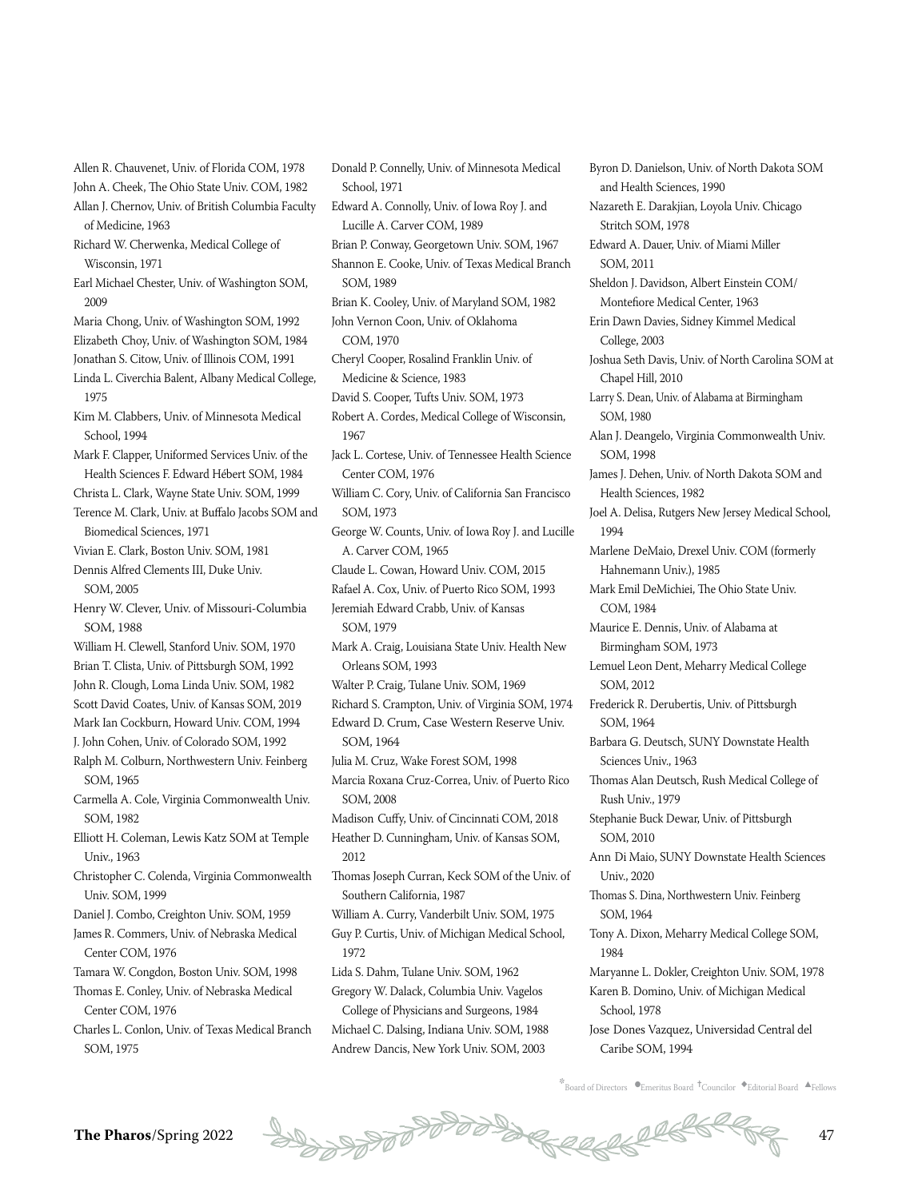Allen R. Chauvenet, Univ. of Florida COM, 1978
John A. Cheek, The Ohio State Univ. COM, 1982
Allan J. Chernov, Univ. of British Columbia Faculty of Medicine, 1963
Richard W. Cherwenka, Medical College of Wisconsin, 1971
Earl Michael Chester, Univ. of Washington SOM, 2009
Maria Chong, Univ. of Washington SOM, 1992
Elizabeth Choy, Univ. of Washington SOM, 1984
Jonathan S. Citow, Univ. of Illinois COM, 1991
Linda L. Civerchia Balent, Albany Medical College, 1975
Kim M. Clabbers, Univ. of Minnesota Medical School, 1994
Mark F. Clapper, Uniformed Services Univ. of the Health Sciences F. Edward Hébert SOM, 1984
Christa L. Clark, Wayne State Univ. SOM, 1999
Terence M. Clark, Univ. at Buffalo Jacobs SOM and Biomedical Sciences, 1971
Vivian E. Clark, Boston Univ. SOM, 1981
Dennis Alfred Clements III, Duke Univ. SOM, 2005
Henry W. Clever, Univ. of Missouri-Columbia SOM, 1988
William H. Clewell, Stanford Univ. SOM, 1970
Brian T. Clista, Univ. of Pittsburgh SOM, 1992
John R. Clough, Loma Linda Univ. SOM, 1982
Scott David Coates, Univ. of Kansas SOM, 2019
Mark Ian Cockburn, Howard Univ. COM, 1994
J. John Cohen, Univ. of Colorado SOM, 1992
Ralph M. Colburn, Northwestern Univ. Feinberg SOM, 1965
Carmella A. Cole, Virginia Commonwealth Univ. SOM, 1982
Elliott H. Coleman, Lewis Katz SOM at Temple Univ., 1963
Christopher C. Colenda, Virginia Commonwealth Univ. SOM, 1999
Daniel J. Combo, Creighton Univ. SOM, 1959
James R. Commers, Univ. of Nebraska Medical Center COM, 1976
Tamara W. Congdon, Boston Univ. SOM, 1998
Thomas E. Conley, Univ. of Nebraska Medical Center COM, 1976
Charles L. Conlon, Univ. of Texas Medical Branch SOM, 1975
Donald P. Connelly, Univ. of Minnesota Medical School, 1971
Edward A. Connolly, Univ. of Iowa Roy J. and Lucille A. Carver COM, 1989
Brian P. Conway, Georgetown Univ. SOM, 1967
Shannon E. Cooke, Univ. of Texas Medical Branch SOM, 1989
Brian K. Cooley, Univ. of Maryland SOM, 1982
John Vernon Coon, Univ. of Oklahoma COM, 1970
Cheryl Cooper, Rosalind Franklin Univ. of Medicine & Science, 1983
David S. Cooper, Tufts Univ. SOM, 1973
Robert A. Cordes, Medical College of Wisconsin, 1967
Jack L. Cortese, Univ. of Tennessee Health Science Center COM, 1976
William C. Cory, Univ. of California San Francisco SOM, 1973
George W. Counts, Univ. of Iowa Roy J. and Lucille A. Carver COM, 1965
Claude L. Cowan, Howard Univ. COM, 2015
Rafael A. Cox, Univ. of Puerto Rico SOM, 1993
Jeremiah Edward Crabb, Univ. of Kansas SOM, 1979
Mark A. Craig, Louisiana State Univ. Health New Orleans SOM, 1993
Walter P. Craig, Tulane Univ. SOM, 1969
Richard S. Crampton, Univ. of Virginia SOM, 1974
Edward D. Crum, Case Western Reserve Univ. SOM, 1964
Julia M. Cruz, Wake Forest SOM, 1998
Marcia Roxana Cruz-Correa, Univ. of Puerto Rico SOM, 2008
Madison Cuffy, Univ. of Cincinnati COM, 2018
Heather D. Cunningham, Univ. of Kansas SOM, 2012
Thomas Joseph Curran, Keck SOM of the Univ. of Southern California, 1987
William A. Curry, Vanderbilt Univ. SOM, 1975
Guy P. Curtis, Univ. of Michigan Medical School, 1972
Lida S. Dahm, Tulane Univ. SOM, 1962
Gregory W. Dalack, Columbia Univ. Vagelos College of Physicians and Surgeons, 1984
Michael C. Dalsing, Indiana Univ. SOM, 1988
Andrew Dancis, New York Univ. SOM, 2003
Byron D. Danielson, Univ. of North Dakota SOM and Health Sciences, 1990
Nazareth E. Darakjian, Loyola Univ. Chicago Stritch SOM, 1978
Edward A. Dauer, Univ. of Miami Miller SOM, 2011
Sheldon J. Davidson, Albert Einstein COM/Montefiore Medical Center, 1963
Erin Dawn Davies, Sidney Kimmel Medical College, 2003
Joshua Seth Davis, Univ. of North Carolina SOM at Chapel Hill, 2010
Larry S. Dean, Univ. of Alabama at Birmingham SOM, 1980
Alan J. Deangelo, Virginia Commonwealth Univ. SOM, 1998
James J. Dehen, Univ. of North Dakota SOM and Health Sciences, 1982
Joel A. Delisa, Rutgers New Jersey Medical School, 1994
Marlene DeMaio, Drexel Univ. COM (formerly Hahnemann Univ.), 1985
Mark Emil DeMichiei, The Ohio State Univ. COM, 1984
Maurice E. Dennis, Univ. of Alabama at Birmingham SOM, 1973
Lemuel Leon Dent, Meharry Medical College SOM, 2012
Frederick R. Derubertis, Univ. of Pittsburgh SOM, 1964
Barbara G. Deutsch, SUNY Downstate Health Sciences Univ., 1963
Thomas Alan Deutsch, Rush Medical College of Rush Univ., 1979
Stephanie Buck Dewar, Univ. of Pittsburgh SOM, 2010
Ann Di Maio, SUNY Downstate Health Sciences Univ., 2020
Thomas S. Dina, Northwestern Univ. Feinberg SOM, 1964
Tony A. Dixon, Meharry Medical College SOM, 1984
Maryanne L. Dokler, Creighton Univ. SOM, 1978
Karen B. Domino, Univ. of Michigan Medical School, 1978
Jose Dones Vazquez, Universidad Central del Caribe SOM, 1994

*Board of Directors ●Emeritus Board †Councilor ◆Editorial Board ▲Fellows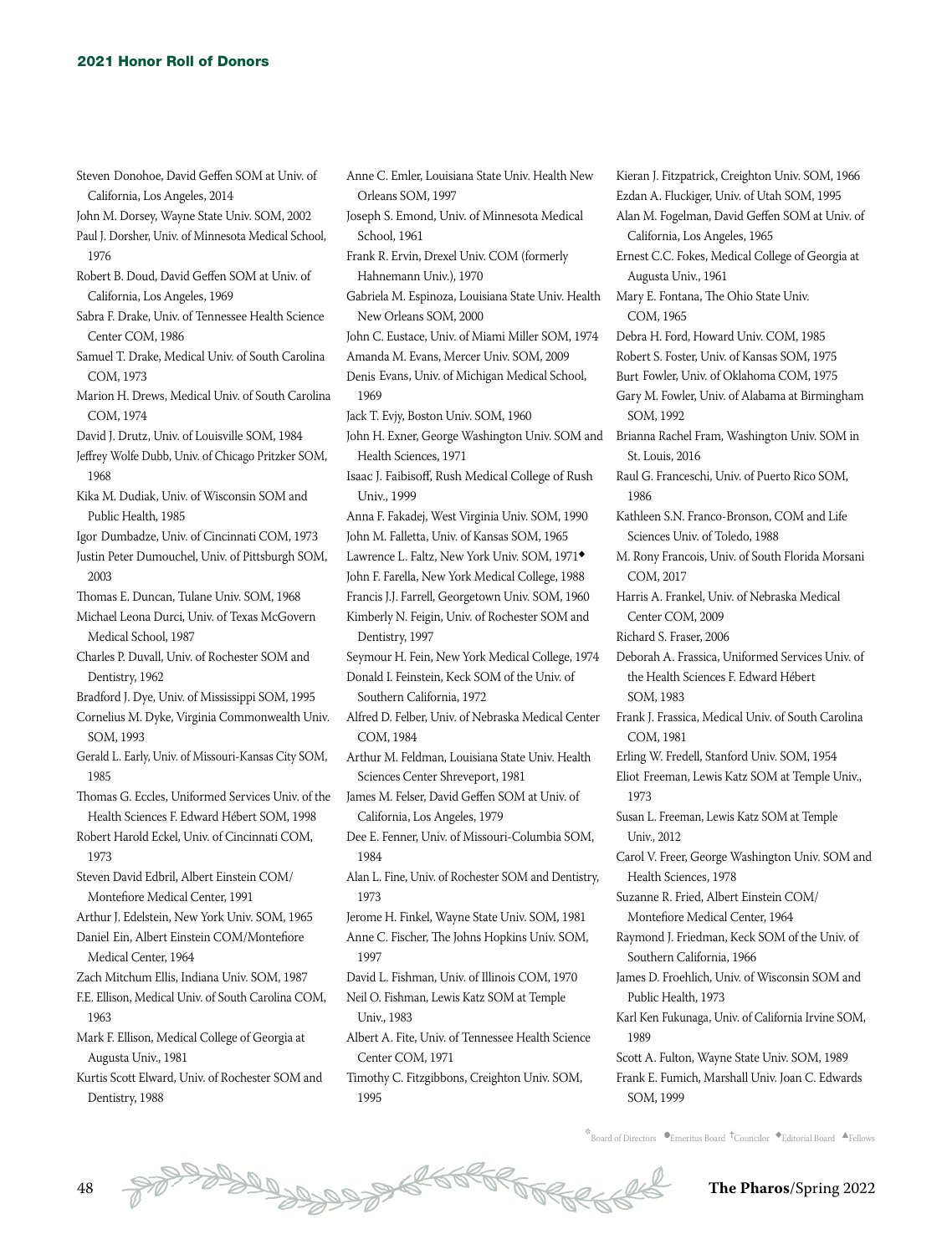Steven Donohoe, David Geffen SOM at Univ. of California, Los Angeles, 2014
John M. Dorsey, Wayne State Univ. SOM, 2002
Paul J. Dorsher, Univ. of Minnesota Medical School, 1976
Robert B. Doud, David Geffen SOM at Univ. of California, Los Angeles, 1969
Sabra F. Drake, Univ. of Tennessee Health Science Center COM, 1986
Samuel T. Drake, Medical Univ. of South Carolina COM, 1973
Marion H. Drews, Medical Univ. of South Carolina COM, 1974
David J. Drutz, Univ. of Louisville SOM, 1984
Jeffrey Wolfe Dubb, Univ. of Chicago Pritzker SOM, 1968
Kika M. Dudiak, Univ. of Wisconsin SOM and Public Health, 1985
Igor Dumbadze, Univ. of Cincinnati COM, 1973
Justin Peter Dumouchel, Univ. of Pittsburgh SOM, 2003
Thomas E. Duncan, Tulane Univ. SOM, 1968
Michael Leona Durci, Univ. of Texas McGovern Medical School, 1987
Charles P. Duvall, Univ. of Rochester SOM and Dentistry, 1962
Bradford J. Dye, Univ. of Mississippi SOM, 1995
Cornelius M. Dyke, Virginia Commonwealth Univ. SOM, 1993
Gerald L. Early, Univ. of Missouri-Kansas City SOM, 1985
Thomas G. Eccles, Uniformed Services Univ. of the Health Sciences F. Edward Hébert SOM, 1998
Robert Harold Eckel, Univ. of Cincinnati COM, 1973
Steven David Edbril, Albert Einstein COM/Montefiore Medical Center, 1991
Arthur J. Edelstein, New York Univ. SOM, 1965
Daniel Ein, Albert Einstein COM/Montefiore Medical Center, 1964
Zach Mitchum Ellis, Indiana Univ. SOM, 1987
F.E. Ellison, Medical Univ. of South Carolina COM, 1963
Mark F. Ellison, Medical College of Georgia at Augusta Univ., 1981
Kurtis Scott Elward, Univ. of Rochester SOM and Dentistry, 1988
Anne C. Emler, Louisiana State Univ. Health New Orleans SOM, 1997
Joseph S. Emond, Univ. of Minnesota Medical School, 1961
Frank R. Ervin, Drexel Univ. COM (formerly Hahnemann Univ.), 1970
Gabriela M. Espinoza, Louisiana State Univ. Health New Orleans SOM, 2000
John C. Eustace, Univ. of Miami Miller SOM, 1974
Amanda M. Evans, Mercer Univ. SOM, 2009
Denis Evans, Univ. of Michigan Medical School, 1969
Jack T. Evjy, Boston Univ. SOM, 1960
John H. Exner, George Washington Univ. SOM and Health Sciences, 1971
Isaac J. Faibisoff, Rush Medical College of Rush Univ., 1999
Anna F. Fakadej, West Virginia Univ. SOM, 1990
John M. Falletta, Univ. of Kansas SOM, 1965
Lawrence L. Faltz, New York Univ. SOM, 1971◆
John F. Farella, New York Medical College, 1988
Francis J.J. Farrell, Georgetown Univ. SOM, 1960
Kimberly N. Feigin, Univ. of Rochester SOM and Dentistry, 1997
Seymour H. Fein, New York Medical College, 1974
Donald I. Feinstein, Keck SOM of the Univ. of Southern California, 1972
Alfred D. Felber, Univ. of Nebraska Medical Center COM, 1984
Arthur M. Feldman, Louisiana State Univ. Health Sciences Center Shreveport, 1981
James M. Felser, David Geffen SOM at Univ. of California, Los Angeles, 1979
Dee E. Fenner, Univ. of Missouri-Columbia SOM, 1984
Alan L. Fine, Univ. of Rochester SOM and Dentistry, 1973
Jerome H. Finkel, Wayne State Univ. SOM, 1981
Anne C. Fischer, The Johns Hopkins Univ. SOM, 1997
David L. Fishman, Univ. of Illinois COM, 1970
Neil O. Fishman, Lewis Katz SOM at Temple Univ., 1983
Albert A. Fite, Univ. of Tennessee Health Science Center COM, 1971
Timothy C. Fitzgibbons, Creighton Univ. SOM, 1995
Kieran J. Fitzpatrick, Creighton Univ. SOM, 1966
Ezdan A. Fluckiger, Univ. of Utah SOM, 1995
Alan M. Fogelman, David Geffen SOM at Univ. of California, Los Angeles, 1965
Ernest C.C. Fokes, Medical College of Georgia at Augusta Univ., 1961
Mary E. Fontana, The Ohio State Univ. COM, 1965
Debra H. Ford, Howard Univ. COM, 1985
Robert S. Foster, Univ. of Kansas SOM, 1975
Burt Fowler, Univ. of Oklahoma COM, 1975
Gary M. Fowler, Univ. of Alabama at Birmingham SOM, 1992
Brianna Rachel Fram, Washington Univ. SOM in St. Louis, 2016
Raul G. Franceschi, Univ. of Puerto Rico SOM, 1986
Kathleen S.N. Franco-Bronson, COM and Life Sciences Univ. of Toledo, 1988
M. Rony Francois, Univ. of South Florida Morsani COM, 2017
Harris A. Frankel, Univ. of Nebraska Medical Center COM, 2009
Richard S. Fraser, 2006
Deborah A. Frassica, Uniformed Services Univ. of the Health Sciences F. Edward Hébert SOM, 1983
Frank J. Frassica, Medical Univ. of South Carolina COM, 1981
Erling W. Fredell, Stanford Univ. SOM, 1954
Eliot Freeman, Lewis Katz SOM at Temple Univ., 1973
Susan L. Freeman, Lewis Katz SOM at Temple Univ., 2012
Carol V. Freer, George Washington Univ. SOM and Health Sciences, 1978
Suzanne R. Fried, Albert Einstein COM/Montefiore Medical Center, 1964
Raymond J. Friedman, Keck SOM of the Univ. of Southern California, 1966
James D. Froehlich, Univ. of Wisconsin SOM and Public Health, 1973
Karl Ken Fukunaga, Univ. of California Irvine SOM, 1989
Scott A. Fulton, Wayne State Univ. SOM, 1989
Frank E. Fumich, Marshall Univ. Joan C. Edwards SOM, 1999

*Board of Directors ●Emeritus Board †Councilor ◆Editorial Board ▲Fellows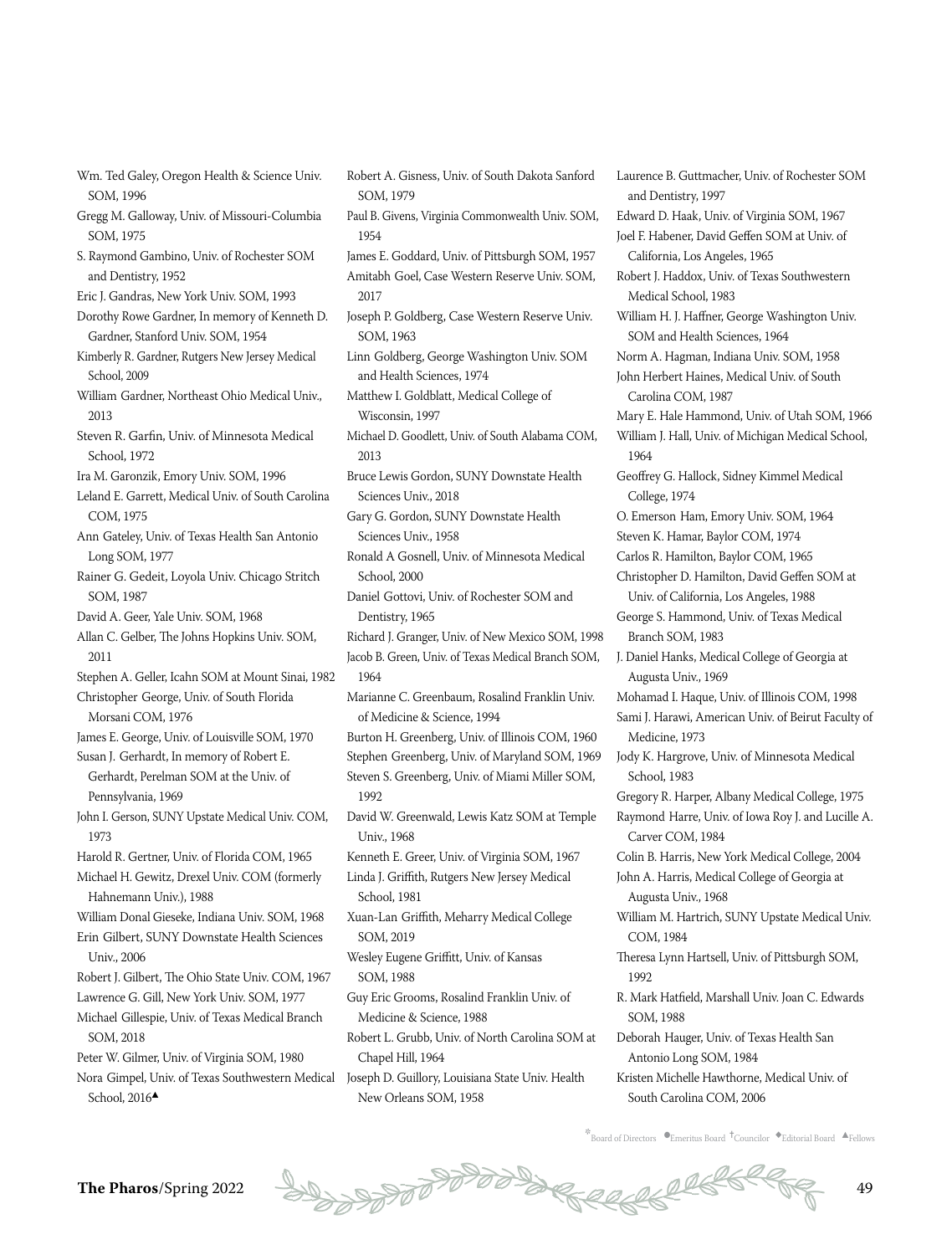Wm. Ted Galey, Oregon Health & Science Univ. SOM, 1996

Gregg M. Galloway, Univ. of Missouri-Columbia SOM, 1975

S. Raymond Gambino, Univ. of Rochester SOM and Dentistry, 1952

Eric J. Gandras, New York Univ. SOM, 1993

Dorothy Rowe Gardner, In memory of Kenneth D. Gardner, Stanford Univ. SOM, 1954

Kimberly R. Gardner, Rutgers New Jersey Medical School, 2009

William Gardner, Northeast Ohio Medical Univ., 2013

Steven R. Garfin, Univ. of Minnesota Medical School, 1972

Ira M. Garonzik, Emory Univ. SOM, 1996

Leland E. Garrett, Medical Univ. of South Carolina COM, 1975

Ann Gateley, Univ. of Texas Health San Antonio Long SOM, 1977

Rainer G. Gedeit, Loyola Univ. Chicago Stritch SOM, 1987

David A. Geer, Yale Univ. SOM, 1968

Allan C. Gelber, The Johns Hopkins Univ. SOM, 2011

Stephen A. Geller, Icahn SOM at Mount Sinai, 1982

Christopher George, Univ. of South Florida Morsani COM, 1976

James E. George, Univ. of Louisville SOM, 1970

Susan J. Gerhardt, In memory of Robert E. Gerhardt, Perelman SOM at the Univ. of Pennsylvania, 1969

John I. Gerson, SUNY Upstate Medical Univ. COM, 1973

Harold R. Gertner, Univ. of Florida COM, 1965

Michael H. Gewitz, Drexel Univ. COM (formerly Hahnemann Univ.), 1988

William Donal Gieseke, Indiana Univ. SOM, 1968

Erin Gilbert, SUNY Downstate Health Sciences Univ., 2006

Robert J. Gilbert, The Ohio State Univ. COM, 1967

Lawrence G. Gill, New York Univ. SOM, 1977

Michael Gillespie, Univ. of Texas Medical Branch SOM, 2018

Peter W. Gilmer, Univ. of Virginia SOM, 1980

Nora Gimpel, Univ. of Texas Southwestern Medical School, 2016▲

Robert A. Gisness, Univ. of South Dakota Sanford SOM, 1979

Paul B. Givens, Virginia Commonwealth Univ. SOM, 1954

James E. Goddard, Univ. of Pittsburgh SOM, 1957

Amitabh Goel, Case Western Reserve Univ. SOM, 2017

Joseph P. Goldberg, Case Western Reserve Univ. SOM, 1963

Linn Goldberg, George Washington Univ. SOM and Health Sciences, 1974

Matthew I. Goldblatt, Medical College of Wisconsin, 1997

Michael D. Goodlett, Univ. of South Alabama COM, 2013

Bruce Lewis Gordon, SUNY Downstate Health Sciences Univ., 2018

Gary G. Gordon, SUNY Downstate Health Sciences Univ., 1958

Ronald A Gosnell, Univ. of Minnesota Medical School, 2000

Daniel Gottovi, Univ. of Rochester SOM and Dentistry, 1965

Richard J. Granger, Univ. of New Mexico SOM, 1998

Jacob B. Green, Univ. of Texas Medical Branch SOM, 1964

Marianne C. Greenbaum, Rosalind Franklin Univ. of Medicine & Science, 1994

Burton H. Greenberg, Univ. of Illinois COM, 1960

Stephen Greenberg, Univ. of Maryland SOM, 1969

Steven S. Greenberg, Univ. of Miami Miller SOM, 1992

David W. Greenwald, Lewis Katz SOM at Temple Univ., 1968

Kenneth E. Greer, Univ. of Virginia SOM, 1967

Linda J. Griffith, Rutgers New Jersey Medical School, 1981

Xuan-Lan Griffith, Meharry Medical College SOM, 2019

Wesley Eugene Griffitt, Univ. of Kansas SOM, 1988

Guy Eric Grooms, Rosalind Franklin Univ. of Medicine & Science, 1988

Robert L. Grubb, Univ. of North Carolina SOM at Chapel Hill, 1964

Joseph D. Guillory, Louisiana State Univ. Health New Orleans SOM, 1958

Laurence B. Guttmacher, Univ. of Rochester SOM and Dentistry, 1997

Edward D. Haak, Univ. of Virginia SOM, 1967

Joel F. Habener, David Geffen SOM at Univ. of California, Los Angeles, 1965

Robert J. Haddox, Univ. of Texas Southwestern Medical School, 1983

William H. J. Haffner, George Washington Univ. SOM and Health Sciences, 1964

Norm A. Hagman, Indiana Univ. SOM, 1958

John Herbert Haines, Medical Univ. of South Carolina COM, 1987

Mary E. Hale Hammond, Univ. of Utah SOM, 1966

William J. Hall, Univ. of Michigan Medical School, 1964

Geoffrey G. Hallock, Sidney Kimmel Medical College, 1974

O. Emerson Ham, Emory Univ. SOM, 1964

Steven K. Hamar, Baylor COM, 1974

Carlos R. Hamilton, Baylor COM, 1965

Christopher D. Hamilton, David Geffen SOM at Univ. of California, Los Angeles, 1988

George S. Hammond, Univ. of Texas Medical Branch SOM, 1983

J. Daniel Hanks, Medical College of Georgia at Augusta Univ., 1969

Mohamad I. Haque, Univ. of Illinois COM, 1998

Sami J. Harawi, American Univ. of Beirut Faculty of Medicine, 1973

Jody K. Hargrove, Univ. of Minnesota Medical School, 1983

Gregory R. Harper, Albany Medical College, 1975

Raymond Harre, Univ. of Iowa Roy J. and Lucille A. Carver COM, 1984

Colin B. Harris, New York Medical College, 2004

John A. Harris, Medical College of Georgia at Augusta Univ., 1968

William M. Hartrich, SUNY Upstate Medical Univ. COM, 1984

Theresa Lynn Hartsell, Univ. of Pittsburgh SOM, 1992

R. Mark Hatfield, Marshall Univ. Joan C. Edwards SOM, 1988

Deborah Hauger, Univ. of Texas Health San Antonio Long SOM, 1984

Kristen Michelle Hawthorne, Medical Univ. of South Carolina COM, 2006

*Board of Directors ●Emeritus Board †Councilor ◆Editorial Board ▲Fellows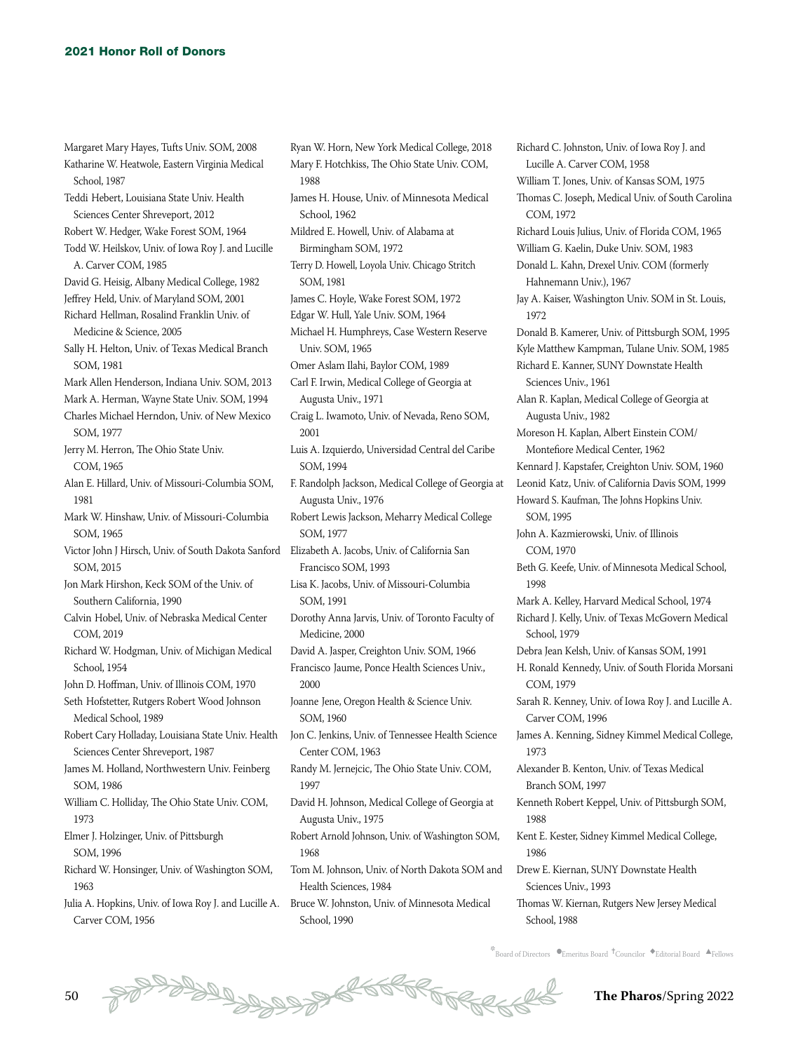Margaret Mary Hayes, Tufts Univ. SOM, 2008
Katharine W. Heatwole, Eastern Virginia Medical School, 1987
Teddi Hebert, Louisiana State Univ. Health Sciences Center Shreveport, 2012
Robert W. Hedger, Wake Forest SOM, 1964
Todd W. Heilskov, Univ. of Iowa Roy J. and Lucille A. Carver COM, 1985
David G. Heisig, Albany Medical College, 1982
Jeffrey Held, Univ. of Maryland SOM, 2001
Richard Hellman, Rosalind Franklin Univ. of Medicine & Science, 2005
Sally H. Helton, Univ. of Texas Medical Branch SOM, 1981
Mark Allen Henderson, Indiana Univ. SOM, 2013
Mark A. Herman, Wayne State Univ. SOM, 1994
Charles Michael Herndon, Univ. of New Mexico SOM, 1977
Jerry M. Herron, The Ohio State Univ. COM, 1965
Alan E. Hillard, Univ. of Missouri-Columbia SOM, 1981
Mark W. Hinshaw, Univ. of Missouri-Columbia SOM, 1965
Victor John J Hirsch, Univ. of South Dakota Sanford SOM, 2015
Jon Mark Hirshon, Keck SOM of the Univ. of Southern California, 1990
Calvin Hobel, Univ. of Nebraska Medical Center COM, 2019
Richard W. Hodgman, Univ. of Michigan Medical School, 1954
John D. Hoffman, Univ. of Illinois COM, 1970
Seth Hofstetter, Rutgers Robert Wood Johnson Medical School, 1989
Robert Cary Holladay, Louisiana State Univ. Health Sciences Center Shreveport, 1987
James M. Holland, Northwestern Univ. Feinberg SOM, 1986
William C. Holliday, The Ohio State Univ. COM, 1973
Elmer J. Holzinger, Univ. of Pittsburgh SOM, 1996
Richard W. Honsinger, Univ. of Washington SOM, 1963
Julia A. Hopkins, Univ. of Iowa Roy J. and Lucille A. Carver COM, 1956
Ryan W. Horn, New York Medical College, 2018
Mary F. Hotchkiss, The Ohio State Univ. COM, 1988
James H. House, Univ. of Minnesota Medical School, 1962
Mildred E. Howell, Univ. of Alabama at Birmingham SOM, 1972
Terry D. Howell, Loyola Univ. Chicago Stritch SOM, 1981
James C. Hoyle, Wake Forest SOM, 1972
Edgar W. Hull, Yale Univ. SOM, 1964
Michael H. Humphreys, Case Western Reserve Univ. SOM, 1965
Omer Aslam Ilahi, Baylor COM, 1989
Carl F. Irwin, Medical College of Georgia at Augusta Univ., 1971
Craig L. Iwamoto, Univ. of Nevada, Reno SOM, 2001
Luis A. Izquierdo, Universidad Central del Caribe SOM, 1994
F. Randolph Jackson, Medical College of Georgia at Augusta Univ., 1976
Robert Lewis Jackson, Meharry Medical College SOM, 1977
Elizabeth A. Jacobs, Univ. of California San Francisco SOM, 1993
Lisa K. Jacobs, Univ. of Missouri-Columbia SOM, 1991
Dorothy Anna Jarvis, Univ. of Toronto Faculty of Medicine, 2000
David A. Jasper, Creighton Univ. SOM, 1966
Francisco Jaume, Ponce Health Sciences Univ., 2000
Joanne Jene, Oregon Health & Science Univ. SOM, 1960
Jon C. Jenkins, Univ. of Tennessee Health Science Center COM, 1963
Randy M. Jernejcic, The Ohio State Univ. COM, 1997
David H. Johnson, Medical College of Georgia at Augusta Univ., 1975
Robert Arnold Johnson, Univ. of Washington SOM, 1968
Tom M. Johnson, Univ. of North Dakota SOM and Health Sciences, 1984
Bruce W. Johnston, Univ. of Minnesota Medical School, 1990
Richard C. Johnston, Univ. of Iowa Roy J. and Lucille A. Carver COM, 1958
William T. Jones, Univ. of Kansas SOM, 1975
Thomas C. Joseph, Medical Univ. of South Carolina COM, 1972
Richard Louis Julius, Univ. of Florida COM, 1965
William G. Kaelin, Duke Univ. SOM, 1983
Donald L. Kahn, Drexel Univ. COM (formerly Hahnemann Univ.), 1967
Jay A. Kaiser, Washington Univ. SOM in St. Louis, 1972
Donald B. Kamerer, Univ. of Pittsburgh SOM, 1995
Kyle Matthew Kampman, Tulane Univ. SOM, 1985
Richard E. Kanner, SUNY Downstate Health Sciences Univ., 1961
Alan R. Kaplan, Medical College of Georgia at Augusta Univ., 1982
Moreson H. Kaplan, Albert Einstein COM/Montefiore Medical Center, 1962
Kennard J. Kapstafer, Creighton Univ. SOM, 1960
Leonid Katz, Univ. of California Davis SOM, 1999
Howard S. Kaufman, The Johns Hopkins Univ. SOM, 1995
John A. Kazmierowski, Univ. of Illinois COM, 1970
Beth G. Keefe, Univ. of Minnesota Medical School, 1998
Mark A. Kelley, Harvard Medical School, 1974
Richard J. Kelly, Univ. of Texas McGovern Medical School, 1979
Debra Jean Kelsh, Univ. of Kansas SOM, 1991
H. Ronald Kennedy, Univ. of South Florida Morsani COM, 1979
Sarah R. Kenney, Univ. of Iowa Roy J. and Lucille A. Carver COM, 1996
James A. Kenning, Sidney Kimmel Medical College, 1973
Alexander B. Kenton, Univ. of Texas Medical Branch SOM, 1997
Kenneth Robert Keppel, Univ. of Pittsburgh SOM, 1988
Kent E. Kester, Sidney Kimmel Medical College, 1986
Drew E. Kiernan, SUNY Downstate Health Sciences Univ., 1993
Thomas W. Kiernan, Rutgers New Jersey Medical School, 1988

*Board of Directors ●Emeritus Board †Councilor ◆Editorial Board ▲Fellows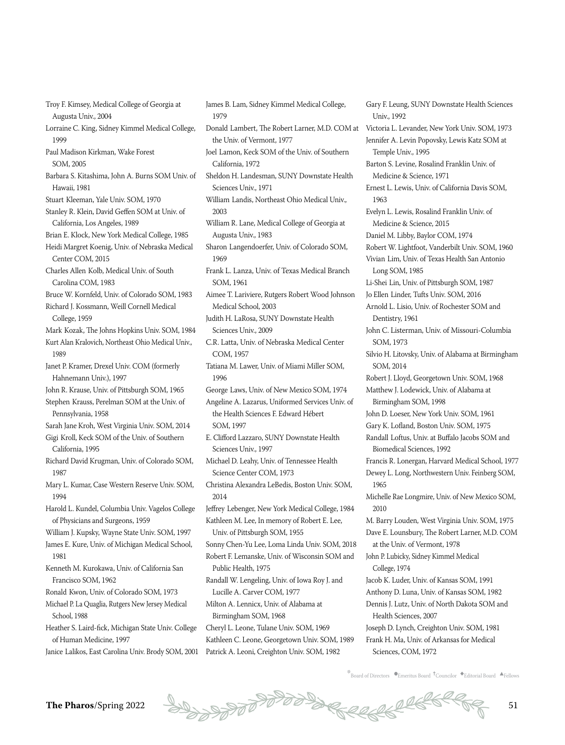Troy F. Kimsey, Medical College of Georgia at Augusta Univ., 2004
Lorraine C. King, Sidney Kimmel Medical College, 1999
Paul Madison Kirkman, Wake Forest SOM, 2005
Barbara S. Kitashima, John A. Burns SOM Univ. of Hawaii, 1981
Stuart Kleeman, Yale Univ. SOM, 1970
Stanley R. Klein, David Geffen SOM at Univ. of California, Los Angeles, 1989
Brian E. Klock, New York Medical College, 1985
Heidi Margret Koenig, Univ. of Nebraska Medical Center COM, 2015
Charles Allen Kolb, Medical Univ. of South Carolina COM, 1983
Bruce W. Kornfeld, Univ. of Colorado SOM, 1983
Richard J. Kossmann, Weill Cornell Medical College, 1959
Mark Kozak, The Johns Hopkins Univ. SOM, 1984
Kurt Alan Kralovich, Northeast Ohio Medical Univ., 1989
Janet P. Kramer, Drexel Univ. COM (formerly Hahnemann Univ.), 1997
John R. Krause, Univ. of Pittsburgh SOM, 1965
Stephen Krauss, Perelman SOM at the Univ. of Pennsylvania, 1958
Sarah Jane Kroh, West Virginia Univ. SOM, 2014
Gigi Kroll, Keck SOM of the Univ. of Southern California, 1995
Richard David Krugman, Univ. of Colorado SOM, 1987
Mary L. Kumar, Case Western Reserve Univ. SOM, 1994
Harold L. Kundel, Columbia Univ. Vagelos College of Physicians and Surgeons, 1959
William J. Kupsky, Wayne State Univ. SOM, 1997
James E. Kure, Univ. of Michigan Medical School, 1981
Kenneth M. Kurokawa, Univ. of California San Francisco SOM, 1962
Ronald Kwon, Univ. of Colorado SOM, 1973
Michael P. La Quaglia, Rutgers New Jersey Medical School, 1988
Heather S. Laird-fick, Michigan State Univ. College of Human Medicine, 1997
Janice Lalikos, East Carolina Univ. Brody SOM, 2001
James B. Lam, Sidney Kimmel Medical College, 1979
Donald Lambert, The Robert Larner, M.D. COM at the Univ. of Vermont, 1977
Joel Lamon, Keck SOM of the Univ. of Southern California, 1972
Sheldon H. Landesman, SUNY Downstate Health Sciences Univ., 1971
William Landis, Northeast Ohio Medical Univ., 2003
William R. Lane, Medical College of Georgia at Augusta Univ., 1983
Sharon Langendoerfer, Univ. of Colorado SOM, 1969
Frank L. Lanza, Univ. of Texas Medical Branch SOM, 1961
Aimee T. Lariviere, Rutgers Robert Wood Johnson Medical School, 2003
Judith H. LaRosa, SUNY Downstate Health Sciences Univ., 2009
C.R. Latta, Univ. of Nebraska Medical Center COM, 1957
Tatiana M. Lawer, Univ. of Miami Miller SOM, 1996
George Laws, Univ. of New Mexico SOM, 1974
Angeline A. Lazarus, Uniformed Services Univ. of the Health Sciences F. Edward Hébert SOM, 1997
E. Clifford Lazzaro, SUNY Downstate Health Sciences Univ., 1997
Michael D. Leahy, Univ. of Tennessee Health Science Center COM, 1973
Christina Alexandra LeBedis, Boston Univ. SOM, 2014
Jeffrey Lebenger, New York Medical College, 1984
Kathleen M. Lee, In memory of Robert E. Lee, Univ. of Pittsburgh SOM, 1955
Sonny Chen-Yu Lee, Loma Linda Univ. SOM, 2018
Robert F. Lemanske, Univ. of Wisconsin SOM and Public Health, 1975
Randall W. Lengeling, Univ. of Iowa Roy J. and Lucille A. Carver COM, 1977
Milton A. Lennicx, Univ. of Alabama at Birmingham SOM, 1968
Cheryl L. Leone, Tulane Univ. SOM, 1969
Kathleen C. Leone, Georgetown Univ. SOM, 1989
Patrick A. Leoni, Creighton Univ. SOM, 1982
Gary F. Leung, SUNY Downstate Health Sciences Univ., 1992
Victoria L. Levander, New York Univ. SOM, 1973
Jennifer A. Levin Popovsky, Lewis Katz SOM at Temple Univ., 1995
Barton S. Levine, Rosalind Franklin Univ. of Medicine & Science, 1971
Ernest L. Lewis, Univ. of California Davis SOM, 1963
Evelyn L. Lewis, Rosalind Franklin Univ. of Medicine & Science, 2015
Daniel M. Libby, Baylor COM, 1974
Robert W. Lightfoot, Vanderbilt Univ. SOM, 1960
Vivian Lim, Univ. of Texas Health San Antonio Long SOM, 1985
Li-Shei Lin, Univ. of Pittsburgh SOM, 1987
Jo Ellen Linder, Tufts Univ. SOM, 2016
Arnold L. Lisio, Univ. of Rochester SOM and Dentistry, 1961
John C. Listerman, Univ. of Missouri-Columbia SOM, 1973
Silvio H. Litovsky, Univ. of Alabama at Birmingham SOM, 2014
Robert J. Lloyd, Georgetown Univ. SOM, 1968
Matthew J. Lodewick, Univ. of Alabama at Birmingham SOM, 1998
John D. Loeser, New York Univ. SOM, 1961
Gary K. Lofland, Boston Univ. SOM, 1975
Randall Loftus, Univ. at Buffalo Jacobs SOM and Biomedical Sciences, 1992
Francis R. Lonergan, Harvard Medical School, 1977
Dewey L. Long, Northwestern Univ. Feinberg SOM, 1965
Michelle Rae Longmire, Univ. of New Mexico SOM, 2010
M. Barry Louden, West Virginia Univ. SOM, 1975
Dave E. Lounsbury, The Robert Larner, M.D. COM at the Univ. of Vermont, 1978
John P. Lubicky, Sidney Kimmel Medical College, 1974
Jacob K. Luder, Univ. of Kansas SOM, 1991
Anthony D. Luna, Univ. of Kansas SOM, 1982
Dennis J. Lutz, Univ. of North Dakota SOM and Health Sciences, 2007
Joseph D. Lynch, Creighton Univ. SOM, 1981
Frank H. Ma, Univ. of Arkansas for Medical Sciences, COM, 1972

*Board of Directors ●Emeritus Board †Councilor ◆Editorial Board ▲Fellows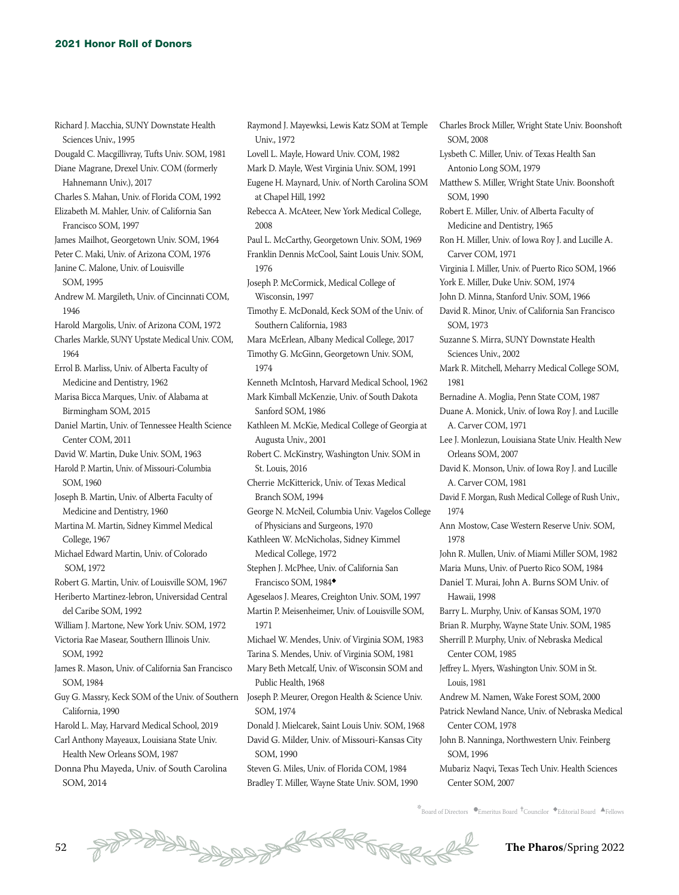Richard J. Macchia, SUNY Downstate Health Sciences Univ., 1995
Dougald C. Macgillivray, Tufts Univ. SOM, 1981
Diane Magrane, Drexel Univ. COM (formerly Hahnemann Univ.), 2017
Charles S. Mahan, Univ. of Florida COM, 1992
Elizabeth M. Mahler, Univ. of California San Francisco SOM, 1997
James Mailhot, Georgetown Univ. SOM, 1964
Peter C. Maki, Univ. of Arizona COM, 1976
Janine C. Malone, Univ. of Louisville SOM, 1995
Andrew M. Margileth, Univ. of Cincinnati COM, 1946
Harold Margolis, Univ. of Arizona COM, 1972
Charles Markle, SUNY Upstate Medical Univ. COM, 1964
Errol B. Marliss, Univ. of Alberta Faculty of Medicine and Dentistry, 1962
Marisa Bicca Marques, Univ. of Alabama at Birmingham SOM, 2015
Daniel Martin, Univ. of Tennessee Health Science Center COM, 2011
David W. Martin, Duke Univ. SOM, 1963
Harold P. Martin, Univ. of Missouri-Columbia SOM, 1960
Joseph B. Martin, Univ. of Alberta Faculty of Medicine and Dentistry, 1960
Martina M. Martin, Sidney Kimmel Medical College, 1967
Michael Edward Martin, Univ. of Colorado SOM, 1972
Robert G. Martin, Univ. of Louisville SOM, 1967
Heriberto Martinez-lebron, Universidad Central del Caribe SOM, 1992
William J. Martone, New York Univ. SOM, 1972
Victoria Rae Masear, Southern Illinois Univ. SOM, 1992
James R. Mason, Univ. of California San Francisco SOM, 1984
Guy G. Massry, Keck SOM of the Univ. of Southern California, 1990
Harold L. May, Harvard Medical School, 2019
Carl Anthony Mayeaux, Louisiana State Univ. Health New Orleans SOM, 1987
Donna Phu Mayeda, Univ. of South Carolina SOM, 2014
Raymond J. Mayewksi, Lewis Katz SOM at Temple Univ., 1972
Lovell L. Mayle, Howard Univ. COM, 1982
Mark D. Mayle, West Virginia Univ. SOM, 1991
Eugene H. Maynard, Univ. of North Carolina SOM at Chapel Hill, 1992
Rebecca A. McAteer, New York Medical College, 2008
Paul L. McCarthy, Georgetown Univ. SOM, 1969
Franklin Dennis McCool, Saint Louis Univ. SOM, 1976
Joseph P. McCormick, Medical College of Wisconsin, 1997
Timothy E. McDonald, Keck SOM of the Univ. of Southern California, 1983
Mara McErlean, Albany Medical College, 2017
Timothy G. McGinn, Georgetown Univ. SOM, 1974
Kenneth McIntosh, Harvard Medical School, 1962
Mark Kimball McKenzie, Univ. of South Dakota Sanford SOM, 1986
Kathleen M. McKie, Medical College of Georgia at Augusta Univ., 2001
Robert C. McKinstry, Washington Univ. SOM in St. Louis, 2016
Cherrie McKitterick, Univ. of Texas Medical Branch SOM, 1994
George N. McNeil, Columbia Univ. Vagelos College of Physicians and Surgeons, 1970
Kathleen W. McNicholas, Sidney Kimmel Medical College, 1972
Stephen J. McPhee, Univ. of California San Francisco SOM, 1984◆
Ageselaos J. Meares, Creighton Univ. SOM, 1997
Martin P. Meisenheimer, Univ. of Louisville SOM, 1971
Michael W. Mendes, Univ. of Virginia SOM, 1983
Tarina S. Mendes, Univ. of Virginia SOM, 1981
Mary Beth Metcalf, Univ. of Wisconsin SOM and Public Health, 1968
Joseph P. Meurer, Oregon Health & Science Univ. SOM, 1974
Donald J. Mielcarek, Saint Louis Univ. SOM, 1968
David G. Milder, Univ. of Missouri-Kansas City SOM, 1990
Steven G. Miles, Univ. of Florida COM, 1984
Bradley T. Miller, Wayne State Univ. SOM, 1990
Charles Brock Miller, Wright State Univ. Boonshoft SOM, 2008
Lysbeth C. Miller, Univ. of Texas Health San Antonio Long SOM, 1979
Matthew S. Miller, Wright State Univ. Boonshoft SOM, 1990
Robert E. Miller, Univ. of Alberta Faculty of Medicine and Dentistry, 1965
Ron H. Miller, Univ. of Iowa Roy J. and Lucille A. Carver COM, 1971
Virginia I. Miller, Univ. of Puerto Rico SOM, 1966
York E. Miller, Duke Univ. SOM, 1974
John D. Minna, Stanford Univ. SOM, 1966
David R. Minor, Univ. of California San Francisco SOM, 1973
Suzanne S. Mirra, SUNY Downstate Health Sciences Univ., 2002
Mark R. Mitchell, Meharry Medical College SOM, 1981
Bernadine A. Moglia, Penn State COM, 1987
Duane A. Monick, Univ. of Iowa Roy J. and Lucille A. Carver COM, 1971
Lee J. Monlezun, Louisiana State Univ. Health New Orleans SOM, 2007
David K. Monson, Univ. of Iowa Roy J. and Lucille A. Carver COM, 1981
David F. Morgan, Rush Medical College of Rush Univ., 1974
Ann Mostow, Case Western Reserve Univ. SOM, 1978
John R. Mullen, Univ. of Miami Miller SOM, 1982
Maria Muns, Univ. of Puerto Rico SOM, 1984
Daniel T. Murai, John A. Burns SOM Univ. of Hawaii, 1998
Barry L. Murphy, Univ. of Kansas SOM, 1970
Brian R. Murphy, Wayne State Univ. SOM, 1985
Sherrill P. Murphy, Univ. of Nebraska Medical Center COM, 1985
Jeffrey L. Myers, Washington Univ. SOM in St. Louis, 1981
Andrew M. Namen, Wake Forest SOM, 2000
Patrick Newland Nance, Univ. of Nebraska Medical Center COM, 1978
John B. Nanninga, Northwestern Univ. Feinberg SOM, 1996
Mubariz Naqvi, Texas Tech Univ. Health Sciences Center SOM, 2007

*Board of Directors ●Emeritus Board †Councilor ◆Editorial Board ▲Fellows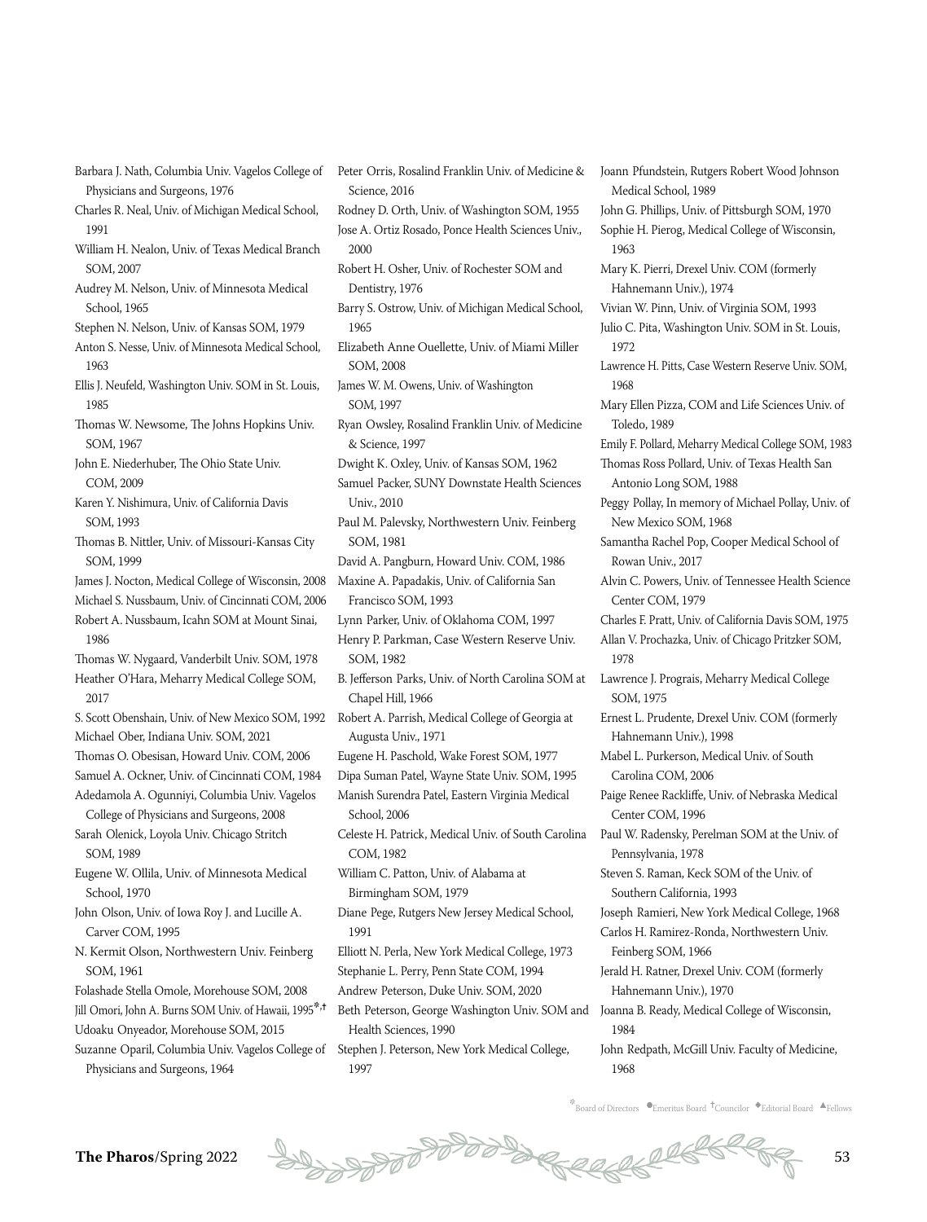Barbara J. Nath, Columbia Univ. Vagelos College of Physicians and Surgeons, 1976

Charles R. Neal, Univ. of Michigan Medical School, 1991

William H. Nealon, Univ. of Texas Medical Branch SOM, 2007

Audrey M. Nelson, Univ. of Minnesota Medical School, 1965

Stephen N. Nelson, Univ. of Kansas SOM, 1979

Anton S. Nesse, Univ. of Minnesota Medical School, 1963

Ellis J. Neufeld, Washington Univ. SOM in St. Louis, 1985

Thomas W. Newsome, The Johns Hopkins Univ. SOM, 1967

John E. Niederhuber, The Ohio State Univ. COM, 2009

Karen Y. Nishimura, Univ. of California Davis SOM, 1993

Thomas B. Nittler, Univ. of Missouri-Kansas City SOM, 1999

James J. Nocton, Medical College of Wisconsin, 2008

Michael S. Nussbaum, Univ. of Cincinnati COM, 2006

Robert A. Nussbaum, Icahn SOM at Mount Sinai, 1986

Thomas W. Nygaard, Vanderbilt Univ. SOM, 1978

Heather O'Hara, Meharry Medical College SOM, 2017

S. Scott Obenshain, Univ. of New Mexico SOM, 1992

Michael Ober, Indiana Univ. SOM, 2021

Thomas O. Obesisan, Howard Univ. COM, 2006

Samuel A. Ockner, Univ. of Cincinnati COM, 1984

Adedamola A. Ogunniyi, Columbia Univ. Vagelos College of Physicians and Surgeons, 2008

Sarah Olenick, Loyola Univ. Chicago Stritch SOM, 1989

Eugene W. Ollila, Univ. of Minnesota Medical School, 1970

John Olson, Univ. of Iowa Roy J. and Lucille A. Carver COM, 1995

N. Kermit Olson, Northwestern Univ. Feinberg SOM, 1961

Folashade Stella Omole, Morehouse SOM, 2008

Jill Omori, John A. Burns SOM Univ. of Hawaii, 1995*,†

Udoaku Onyeador, Morehouse SOM, 2015

Suzanne Oparil, Columbia Univ. Vagelos College of Physicians and Surgeons, 1964

Peter Orris, Rosalind Franklin Univ. of Medicine & Science, 2016

Rodney D. Orth, Univ. of Washington SOM, 1955

Jose A. Ortiz Rosado, Ponce Health Sciences Univ., 2000

Robert H. Osher, Univ. of Rochester SOM and Dentistry, 1976

Barry S. Ostrow, Univ. of Michigan Medical School, 1965

Elizabeth Anne Ouellette, Univ. of Miami Miller SOM, 2008

James W. M. Owens, Univ. of Washington SOM, 1997

Ryan Owsley, Rosalind Franklin Univ. of Medicine & Science, 1997

Dwight K. Oxley, Univ. of Kansas SOM, 1962

Samuel Packer, SUNY Downstate Health Sciences Univ., 2010

Paul M. Palevsky, Northwestern Univ. Feinberg SOM, 1981

David A. Pangburn, Howard Univ. COM, 1986

Maxine A. Papadakis, Univ. of California San Francisco SOM, 1993

Lynn Parker, Univ. of Oklahoma COM, 1997

Henry P. Parkman, Case Western Reserve Univ. SOM, 1982

B. Jefferson Parks, Univ. of North Carolina SOM at Chapel Hill, 1966

Robert A. Parrish, Medical College of Georgia at Augusta Univ., 1971

Eugene H. Paschold, Wake Forest SOM, 1977

Dipa Suman Patel, Wayne State Univ. SOM, 1995

Manish Surendra Patel, Eastern Virginia Medical School, 2006

Celeste H. Patrick, Medical Univ. of South Carolina COM, 1982

William C. Patton, Univ. of Alabama at Birmingham SOM, 1979

Diane Pege, Rutgers New Jersey Medical School, 1991

Elliott N. Perla, New York Medical College, 1973

Stephanie L. Perry, Penn State COM, 1994

Andrew Peterson, Duke Univ. SOM, 2020

Beth Peterson, George Washington Univ. SOM and Health Sciences, 1990

Stephen J. Peterson, New York Medical College, 1997

Joann Pfundstein, Rutgers Robert Wood Johnson Medical School, 1989

John G. Phillips, Univ. of Pittsburgh SOM, 1970

Sophie H. Pierog, Medical College of Wisconsin, 1963

Mary K. Pierri, Drexel Univ. COM (formerly Hahnemann Univ.), 1974

Vivian W. Pinn, Univ. of Virginia SOM, 1993

Julio C. Pita, Washington Univ. SOM in St. Louis, 1972

Lawrence H. Pitts, Case Western Reserve Univ. SOM, 1968

Mary Ellen Pizza, COM and Life Sciences Univ. of Toledo, 1989

Emily F. Pollard, Meharry Medical College SOM, 1983

Thomas Ross Pollard, Univ. of Texas Health San Antonio Long SOM, 1988

Peggy Pollay, In memory of Michael Pollay, Univ. of New Mexico SOM, 1968

Samantha Rachel Pop, Cooper Medical School of Rowan Univ., 2017

Alvin C. Powers, Univ. of Tennessee Health Science Center COM, 1979

Charles F. Pratt, Univ. of California Davis SOM, 1975

Allan V. Prochazka, Univ. of Chicago Pritzker SOM, 1978

Lawrence J. Prograis, Meharry Medical College SOM, 1975

Ernest L. Prudente, Drexel Univ. COM (formerly Hahnemann Univ.), 1998

Mabel L. Purkerson, Medical Univ. of South Carolina COM, 2006

Paige Renee Rackliffe, Univ. of Nebraska Medical Center COM, 1996

Paul W. Radensky, Perelman SOM at the Univ. of Pennsylvania, 1978

Steven S. Raman, Keck SOM of the Univ. of Southern California, 1993

Joseph Ramieri, New York Medical College, 1968

Carlos H. Ramirez-Ronda, Northwestern Univ. Feinberg SOM, 1966

Jerald H. Ratner, Drexel Univ. COM (formerly Hahnemann Univ.), 1970

Joanna B. Ready, Medical College of Wisconsin, 1984

John Redpath, McGill Univ. Faculty of Medicine, 1968

*Board of Directors ●Emeritus Board †Councilor ◆Editorial Board ▲Fellows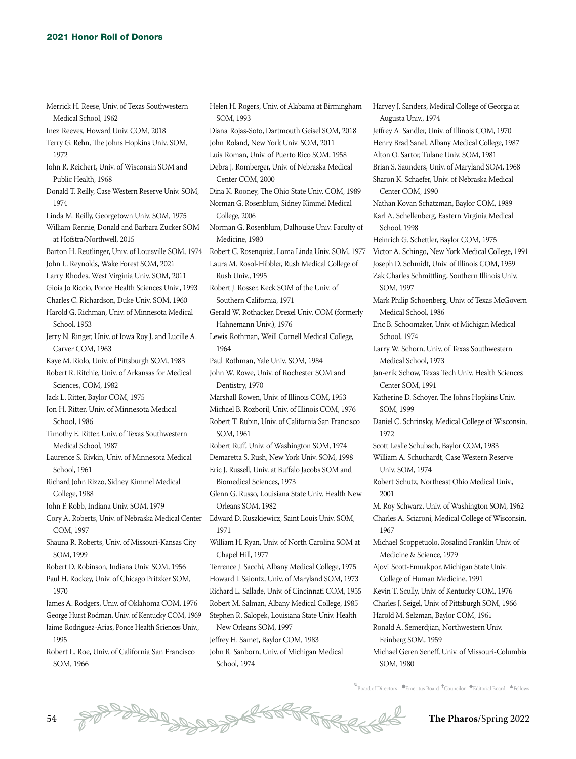Merrick H. Reese, Univ. of Texas Southwestern Medical School, 1962
Inez Reeves, Howard Univ. COM, 2018
Terry G. Rehn, The Johns Hopkins Univ. SOM, 1972
John R. Reichert, Univ. of Wisconsin SOM and Public Health, 1968
Donald T. Reilly, Case Western Reserve Univ. SOM, 1974
Linda M. Reilly, Georgetown Univ. SOM, 1975
William Rennie, Donald and Barbara Zucker SOM at Hofstra/Northwell, 2015
Barton H. Reutlinger, Univ. of Louisville SOM, 1974
John L. Reynolds, Wake Forest SOM, 2021
Larry Rhodes, West Virginia Univ. SOM, 2011
Gioia Jo Riccio, Ponce Health Sciences Univ., 1993
Charles C. Richardson, Duke Univ. SOM, 1960
Harold G. Richman, Univ. of Minnesota Medical School, 1953
Jerry N. Ringer, Univ. of Iowa Roy J. and Lucille A. Carver COM, 1963
Kaye M. Riolo, Univ. of Pittsburgh SOM, 1983
Robert R. Ritchie, Univ. of Arkansas for Medical Sciences, COM, 1982
Jack L. Ritter, Baylor COM, 1975
Jon H. Ritter, Univ. of Minnesota Medical School, 1986
Timothy E. Ritter, Univ. of Texas Southwestern Medical School, 1987
Laurence S. Rivkin, Univ. of Minnesota Medical School, 1961
Richard John Rizzo, Sidney Kimmel Medical College, 1988
John F. Robb, Indiana Univ. SOM, 1979
Cory A. Roberts, Univ. of Nebraska Medical Center COM, 1997
Shauna R. Roberts, Univ. of Missouri-Kansas City SOM, 1999
Robert D. Robinson, Indiana Univ. SOM, 1956
Paul H. Rockey, Univ. of Chicago Pritzker SOM, 1970
James A. Rodgers, Univ. of Oklahoma COM, 1976
George Hurst Rodman, Univ. of Kentucky COM, 1969
Jaime Rodriguez-Arias, Ponce Health Sciences Univ., 1995
Robert L. Roe, Univ. of California San Francisco SOM, 1966
Helen H. Rogers, Univ. of Alabama at Birmingham SOM, 1993
Diana Rojas-Soto, Dartmouth Geisel SOM, 2018
John Roland, New York Univ. SOM, 2011
Luis Roman, Univ. of Puerto Rico SOM, 1958
Debra J. Romberger, Univ. of Nebraska Medical Center COM, 2000
Dina K. Rooney, The Ohio State Univ. COM, 1989
Norman G. Rosenblum, Sidney Kimmel Medical College, 2006
Norman G. Rosenblum, Dalhousie Univ. Faculty of Medicine, 1980
Robert C. Rosenquist, Loma Linda Univ. SOM, 1977
Laura M. Rosol-Hibbler, Rush Medical College of Rush Univ., 1995
Robert J. Rosser, Keck SOM of the Univ. of Southern California, 1971
Gerald W. Rothacker, Drexel Univ. COM (formerly Hahnemann Univ.), 1976
Lewis Rothman, Weill Cornell Medical College, 1964
Paul Rothman, Yale Univ. SOM, 1984
John W. Rowe, Univ. of Rochester SOM and Dentistry, 1970
Marshall Rowen, Univ. of Illinois COM, 1953
Michael B. Rozboril, Univ. of Illinois COM, 1976
Robert T. Rubin, Univ. of California San Francisco SOM, 1961
Robert Ruff, Univ. of Washington SOM, 1974
Demaretta S. Rush, New York Univ. SOM, 1998
Eric J. Russell, Univ. at Buffalo Jacobs SOM and Biomedical Sciences, 1973
Glenn G. Russo, Louisiana State Univ. Health New Orleans SOM, 1982
Edward D. Ruszkiewicz, Saint Louis Univ. SOM, 1971
William H. Ryan, Univ. of North Carolina SOM at Chapel Hill, 1977
Terrence J. Sacchi, Albany Medical College, 1975
Howard I. Saiontz, Univ. of Maryland SOM, 1973
Richard L. Sallade, Univ. of Cincinnati COM, 1955
Robert M. Salman, Albany Medical College, 1985
Stephen R. Salopek, Louisiana State Univ. Health New Orleans SOM, 1997
Jeffrey H. Samet, Baylor COM, 1983
John R. Sanborn, Univ. of Michigan Medical School, 1974
Harvey J. Sanders, Medical College of Georgia at Augusta Univ., 1974
Jeffrey A. Sandler, Univ. of Illinois COM, 1970
Henry Brad Sanel, Albany Medical College, 1987
Alton O. Sartor, Tulane Univ. SOM, 1981
Brian S. Saunders, Univ. of Maryland SOM, 1968
Sharon K. Schaefer, Univ. of Nebraska Medical Center COM, 1990
Nathan Kovan Schatzman, Baylor COM, 1989
Karl A. Schellenberg, Eastern Virginia Medical School, 1998
Heinrich G. Schettler, Baylor COM, 1975
Victor A. Schingo, New York Medical College, 1991
Joseph D. Schmidt, Univ. of Illinois COM, 1959
Zak Charles Schmittling, Southern Illinois Univ. SOM, 1997
Mark Philip Schoenberg, Univ. of Texas McGovern Medical School, 1986
Eric B. Schoomaker, Univ. of Michigan Medical School, 1974
Larry W. Schorn, Univ. of Texas Southwestern Medical School, 1973
Jan-erik Schow, Texas Tech Univ. Health Sciences Center SOM, 1991
Katherine D. Schoyer, The Johns Hopkins Univ. SOM, 1999
Daniel C. Schrinsky, Medical College of Wisconsin, 1972
Scott Leslie Schubach, Baylor COM, 1983
William A. Schuchardt, Case Western Reserve Univ. SOM, 1974
Robert Schutz, Northeast Ohio Medical Univ., 2001
M. Roy Schwarz, Univ. of Washington SOM, 1962
Charles A. Sciaroni, Medical College of Wisconsin, 1967
Michael Scoppetuolo, Rosalind Franklin Univ. of Medicine & Science, 1979
Ajovi Scott-Emuakpor, Michigan State Univ. College of Human Medicine, 1991
Kevin T. Scully, Univ. of Kentucky COM, 1976
Charles J. Seigel, Univ. of Pittsburgh SOM, 1966
Harold M. Selzman, Baylor COM, 1961
Ronald A. Semerdjian, Northwestern Univ. Feinberg SOM, 1959
Michael Geren Seneff, Univ. of Missouri-Columbia SOM, 1980

*Board of Directors ●Emeritus Board †Councilor ◆Editorial Board ▲Fellows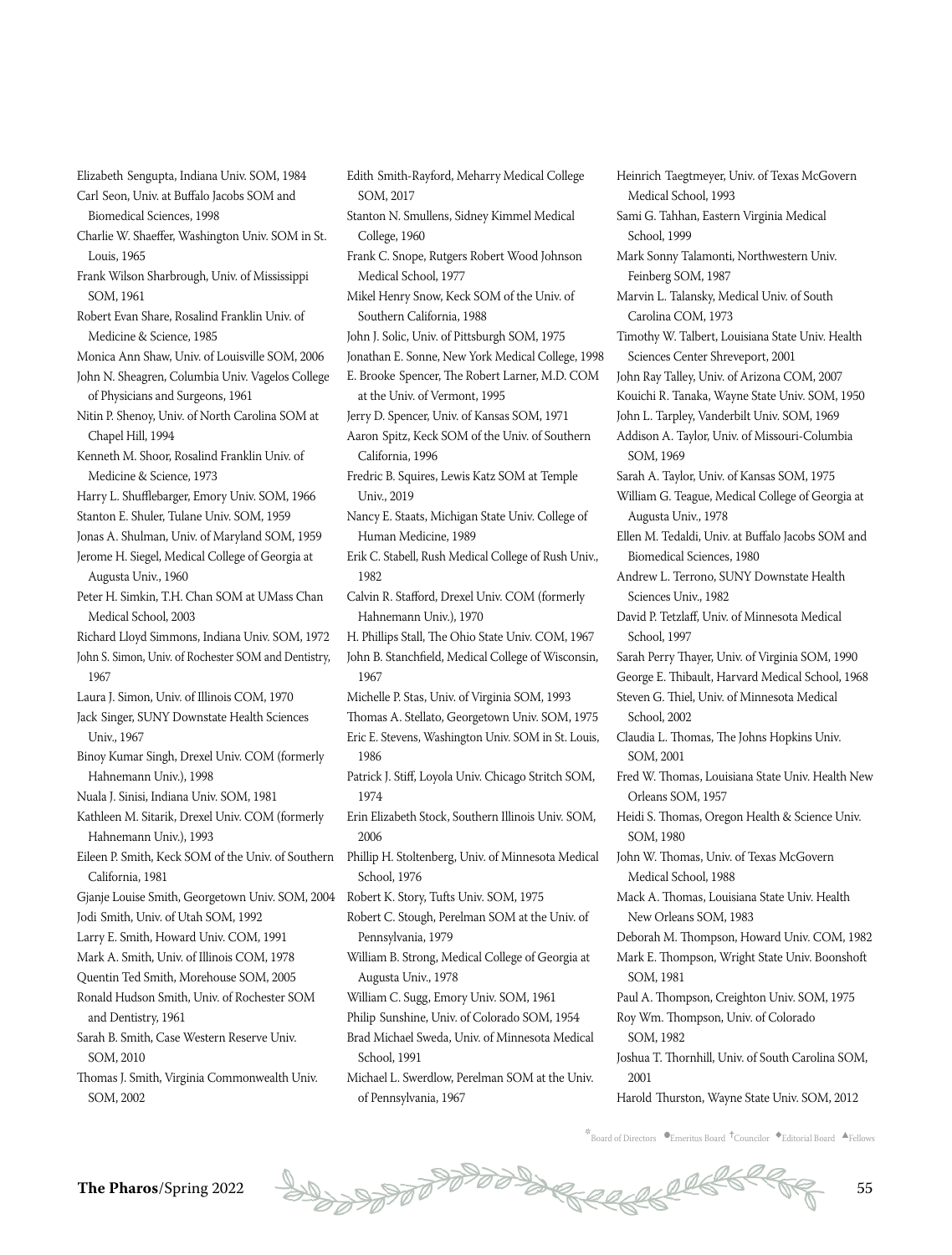Elizabeth Sengupta, Indiana Univ. SOM, 1984
Carl Seon, Univ. at Buffalo Jacobs SOM and Biomedical Sciences, 1998
Charlie W. Shaeffer, Washington Univ. SOM in St. Louis, 1965
Frank Wilson Sharbrough, Univ. of Mississippi SOM, 1961
Robert Evan Share, Rosalind Franklin Univ. of Medicine & Science, 1985
Monica Ann Shaw, Univ. of Louisville SOM, 2006
John N. Sheagren, Columbia Univ. Vagelos College of Physicians and Surgeons, 1961
Nitin P. Shenoy, Univ. of North Carolina SOM at Chapel Hill, 1994
Kenneth M. Shoor, Rosalind Franklin Univ. of Medicine & Science, 1973
Harry L. Shufflebarger, Emory Univ. SOM, 1966
Stanton E. Shuler, Tulane Univ. SOM, 1959
Jonas A. Shulman, Univ. of Maryland SOM, 1959
Jerome H. Siegel, Medical College of Georgia at Augusta Univ., 1960
Peter H. Simkin, T.H. Chan SOM at UMass Chan Medical School, 2003
Richard Lloyd Simmons, Indiana Univ. SOM, 1972
John S. Simon, Univ. of Rochester SOM and Dentistry, 1967
Laura J. Simon, Univ. of Illinois COM, 1970
Jack Singer, SUNY Downstate Health Sciences Univ., 1967
Binoy Kumar Singh, Drexel Univ. COM (formerly Hahnemann Univ.), 1998
Nuala J. Sinisi, Indiana Univ. SOM, 1981
Kathleen M. Sitarik, Drexel Univ. COM (formerly Hahnemann Univ.), 1993
Eileen P. Smith, Keck SOM of the Univ. of Southern California, 1981
Gjanje Louise Smith, Georgetown Univ. SOM, 2004
Jodi Smith, Univ. of Utah SOM, 1992
Larry E. Smith, Howard Univ. COM, 1991
Mark A. Smith, Univ. of Illinois COM, 1978
Quentin Ted Smith, Morehouse SOM, 2005
Ronald Hudson Smith, Univ. of Rochester SOM and Dentistry, 1961
Sarah B. Smith, Case Western Reserve Univ. SOM, 2010
Thomas J. Smith, Virginia Commonwealth Univ. SOM, 2002
Edith Smith-Rayford, Meharry Medical College SOM, 2017
Stanton N. Smullens, Sidney Kimmel Medical College, 1960
Frank C. Snope, Rutgers Robert Wood Johnson Medical School, 1977
Mikel Henry Snow, Keck SOM of the Univ. of Southern California, 1988
John J. Solic, Univ. of Pittsburgh SOM, 1975
Jonathan E. Sonne, New York Medical College, 1998
E. Brooke Spencer, The Robert Larner, M.D. COM at the Univ. of Vermont, 1995
Jerry D. Spencer, Univ. of Kansas SOM, 1971
Aaron Spitz, Keck SOM of the Univ. of Southern California, 1996
Fredric B. Squires, Lewis Katz SOM at Temple Univ., 2019
Nancy E. Staats, Michigan State Univ. College of Human Medicine, 1989
Erik C. Stabell, Rush Medical College of Rush Univ., 1982
Calvin R. Stafford, Drexel Univ. COM (formerly Hahnemann Univ.), 1970
H. Phillips Stall, The Ohio State Univ. COM, 1967
John B. Stanchfield, Medical College of Wisconsin, 1967
Michelle P. Stas, Univ. of Virginia SOM, 1993
Thomas A. Stellato, Georgetown Univ. SOM, 1975
Eric E. Stevens, Washington Univ. SOM in St. Louis, 1986
Patrick J. Stiff, Loyola Univ. Chicago Stritch SOM, 1974
Erin Elizabeth Stock, Southern Illinois Univ. SOM, 2006
Phillip H. Stoltenberg, Univ. of Minnesota Medical School, 1976
Robert K. Story, Tufts Univ. SOM, 1975
Robert C. Stough, Perelman SOM at the Univ. of Pennsylvania, 1979
William B. Strong, Medical College of Georgia at Augusta Univ., 1978
William C. Sugg, Emory Univ. SOM, 1961
Philip Sunshine, Univ. of Colorado SOM, 1954
Brad Michael Sweda, Univ. of Minnesota Medical School, 1991
Michael L. Swerdlow, Perelman SOM at the Univ. of Pennsylvania, 1967
Heinrich Taegtmeyer, Univ. of Texas McGovern Medical School, 1993
Sami G. Tahhan, Eastern Virginia Medical School, 1999
Mark Sonny Talamonti, Northwestern Univ. Feinberg SOM, 1987
Marvin L. Talansky, Medical Univ. of South Carolina COM, 1973
Timothy W. Talbert, Louisiana State Univ. Health Sciences Center Shreveport, 2001
John Ray Talley, Univ. of Arizona COM, 2007
Kouichi R. Tanaka, Wayne State Univ. SOM, 1950
John L. Tarpley, Vanderbilt Univ. SOM, 1969
Addison A. Taylor, Univ. of Missouri-Columbia SOM, 1969
Sarah A. Taylor, Univ. of Kansas SOM, 1975
William G. Teague, Medical College of Georgia at Augusta Univ., 1978
Ellen M. Tedaldi, Univ. at Buffalo Jacobs SOM and Biomedical Sciences, 1980
Andrew L. Terrono, SUNY Downstate Health Sciences Univ., 1982
David P. Tetzlaff, Univ. of Minnesota Medical School, 1997
Sarah Perry Thayer, Univ. of Virginia SOM, 1990
George E. Thibault, Harvard Medical School, 1968
Steven G. Thiel, Univ. of Minnesota Medical School, 2002
Claudia L. Thomas, The Johns Hopkins Univ. SOM, 2001
Fred W. Thomas, Louisiana State Univ. Health New Orleans SOM, 1957
Heidi S. Thomas, Oregon Health & Science Univ. SOM, 1980
John W. Thomas, Univ. of Texas McGovern Medical School, 1988
Mack A. Thomas, Louisiana State Univ. Health New Orleans SOM, 1983
Deborah M. Thompson, Howard Univ. COM, 1982
Mark E. Thompson, Wright State Univ. Boonshoft SOM, 1981
Paul A. Thompson, Creighton Univ. SOM, 1975
Roy Wm. Thompson, Univ. of Colorado SOM, 1982
Joshua T. Thornhill, Univ. of South Carolina SOM, 2001
Harold Thurston, Wayne State Univ. SOM, 2012

*Board of Directors ●Emeritus Board †Councilor ◆Editorial Board ▲Fellows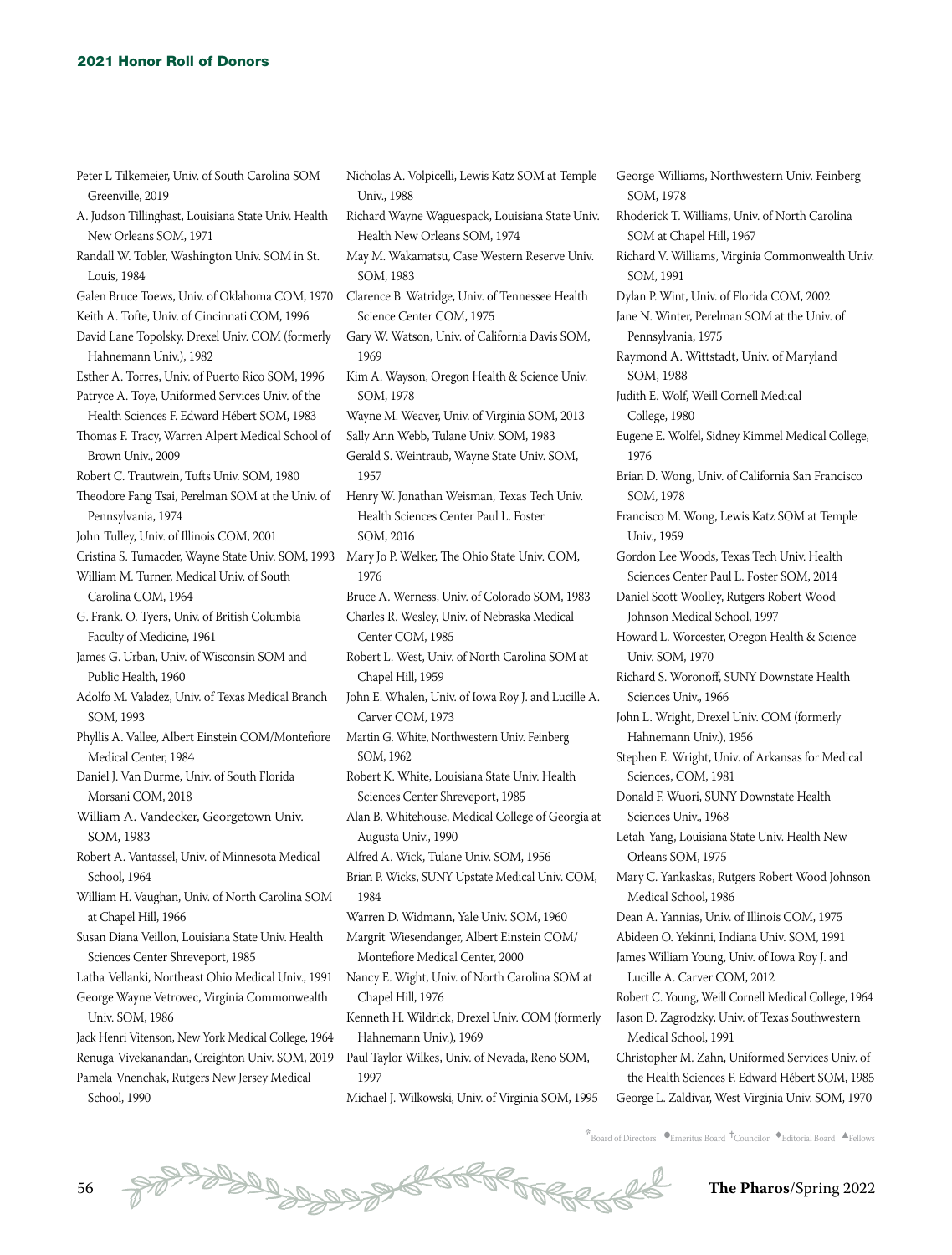Peter L Tilkemeier, Univ. of South Carolina SOM Greenville, 2019

A. Judson Tillinghast, Louisiana State Univ. Health New Orleans SOM, 1971

Randall W. Tobler, Washington Univ. SOM in St. Louis, 1984

Galen Bruce Toews, Univ. of Oklahoma COM, 1970

Keith A. Tofte, Univ. of Cincinnati COM, 1996

David Lane Topolsky, Drexel Univ. COM (formerly Hahnemann Univ.), 1982

Esther A. Torres, Univ. of Puerto Rico SOM, 1996

Patryce A. Toye, Uniformed Services Univ. of the Health Sciences F. Edward Hébert SOM, 1983

Thomas F. Tracy, Warren Alpert Medical School of Brown Univ., 2009

Robert C. Trautwein, Tufts Univ. SOM, 1980

Theodore Fang Tsai, Perelman SOM at the Univ. of Pennsylvania, 1974

John Tulley, Univ. of Illinois COM, 2001

Cristina S. Tumacder, Wayne State Univ. SOM, 1993

William M. Turner, Medical Univ. of South Carolina COM, 1964

G. Frank. O. Tyers, Univ. of British Columbia Faculty of Medicine, 1961

James G. Urban, Univ. of Wisconsin SOM and Public Health, 1960

Adolfo M. Valadez, Univ. of Texas Medical Branch SOM, 1993

Phyllis A. Vallee, Albert Einstein COM/Montefiore Medical Center, 1984

Daniel J. Van Durme, Univ. of South Florida Morsani COM, 2018

William A. Vandecker, Georgetown Univ. SOM, 1983

Robert A. Vantassel, Univ. of Minnesota Medical School, 1964

William H. Vaughan, Univ. of North Carolina SOM at Chapel Hill, 1966

Susan Diana Veillon, Louisiana State Univ. Health Sciences Center Shreveport, 1985

Latha Vellanki, Northeast Ohio Medical Univ., 1991

George Wayne Vetrovec, Virginia Commonwealth Univ. SOM, 1986

Jack Henri Vitenson, New York Medical College, 1964

Renuga Vivekanandan, Creighton Univ. SOM, 2019

Pamela Vnenchak, Rutgers New Jersey Medical School, 1990

Nicholas A. Volpicelli, Lewis Katz SOM at Temple Univ., 1988

Richard Wayne Waguespack, Louisiana State Univ. Health New Orleans SOM, 1974

May M. Wakamatsu, Case Western Reserve Univ. SOM, 1983

Clarence B. Watridge, Univ. of Tennessee Health Science Center COM, 1975

Gary W. Watson, Univ. of California Davis SOM, 1969

Kim A. Wayson, Oregon Health & Science Univ. SOM, 1978

Wayne M. Weaver, Univ. of Virginia SOM, 2013

Sally Ann Webb, Tulane Univ. SOM, 1983

Gerald S. Weintraub, Wayne State Univ. SOM, 1957

Henry W. Jonathan Weisman, Texas Tech Univ. Health Sciences Center Paul L. Foster SOM, 2016

Mary Jo P. Welker, The Ohio State Univ. COM, 1976

Bruce A. Werness, Univ. of Colorado SOM, 1983

Charles R. Wesley, Univ. of Nebraska Medical Center COM, 1985

Robert L. West, Univ. of North Carolina SOM at Chapel Hill, 1959

John E. Whalen, Univ. of Iowa Roy J. and Lucille A. Carver COM, 1973

Martin G. White, Northwestern Univ. Feinberg SOM, 1962

Robert K. White, Louisiana State Univ. Health Sciences Center Shreveport, 1985

Alan B. Whitehouse, Medical College of Georgia at Augusta Univ., 1990

Alfred A. Wick, Tulane Univ. SOM, 1956

Brian P. Wicks, SUNY Upstate Medical Univ. COM, 1984

Warren D. Widmann, Yale Univ. SOM, 1960

Margrit Wiesendanger, Albert Einstein COM/Montefiore Medical Center, 2000

Nancy E. Wight, Univ. of North Carolina SOM at Chapel Hill, 1976

Kenneth H. Wildrick, Drexel Univ. COM (formerly Hahnemann Univ.), 1969

Paul Taylor Wilkes, Univ. of Nevada, Reno SOM, 1997

Michael J. Wilkowski, Univ. of Virginia SOM, 1995

George Williams, Northwestern Univ. Feinberg SOM, 1978

Rhoderick T. Williams, Univ. of North Carolina SOM at Chapel Hill, 1967

Richard V. Williams, Virginia Commonwealth Univ. SOM, 1991

Dylan P. Wint, Univ. of Florida COM, 2002

Jane N. Winter, Perelman SOM at the Univ. of Pennsylvania, 1975

Raymond A. Wittstadt, Univ. of Maryland SOM, 1988

Judith E. Wolf, Weill Cornell Medical College, 1980

Eugene E. Wolfel, Sidney Kimmel Medical College, 1976

Brian D. Wong, Univ. of California San Francisco SOM, 1978

Francisco M. Wong, Lewis Katz SOM at Temple Univ., 1959

Gordon Lee Woods, Texas Tech Univ. Health Sciences Center Paul L. Foster SOM, 2014

Daniel Scott Woolley, Rutgers Robert Wood Johnson Medical School, 1997

Howard L. Worcester, Oregon Health & Science Univ. SOM, 1970

Richard S. Woronoff, SUNY Downstate Health Sciences Univ., 1966

John L. Wright, Drexel Univ. COM (formerly Hahnemann Univ.), 1956

Stephen E. Wright, Univ. of Arkansas for Medical Sciences, COM, 1981

Donald F. Wuori, SUNY Downstate Health Sciences Univ., 1968

Letah Yang, Louisiana State Univ. Health New Orleans SOM, 1975

Mary C. Yankaskas, Rutgers Robert Wood Johnson Medical School, 1986

Dean A. Yannias, Univ. of Illinois COM, 1975

Abideen O. Yekinni, Indiana Univ. SOM, 1991

James William Young, Univ. of Iowa Roy J. and Lucille A. Carver COM, 2012

Robert C. Young, Weill Cornell Medical College, 1964

Jason D. Zagrodzky, Univ. of Texas Southwestern Medical School, 1991

Christopher M. Zahn, Uniformed Services Univ. of the Health Sciences F. Edward Hébert SOM, 1985

George L. Zaldivar, West Virginia Univ. SOM, 1970

*Board of Directors ●Emeritus Board †Councilor ◆Editorial Board ▲Fellows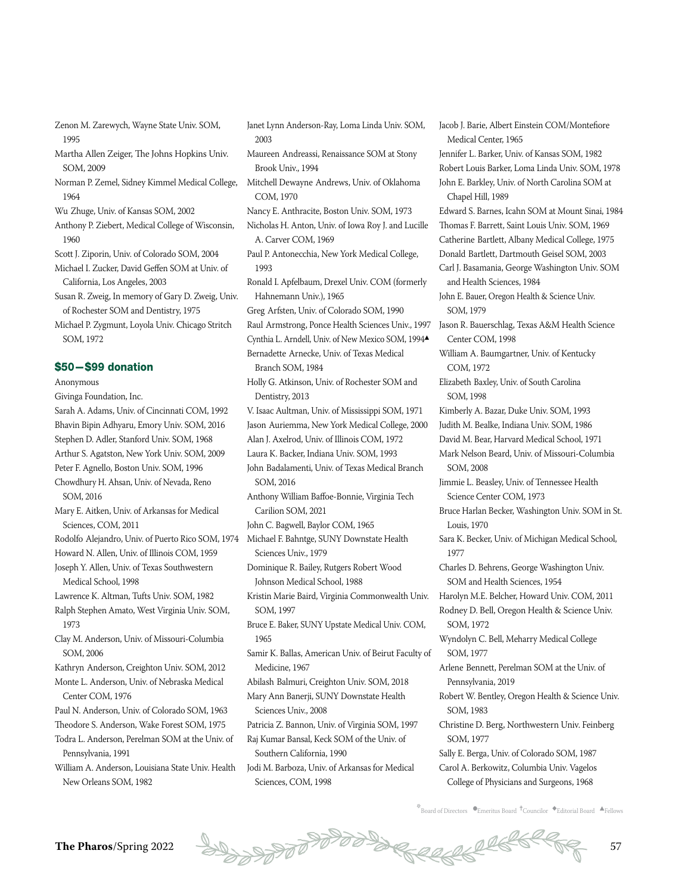Zenon M. Zarewych, Wayne State Univ. SOM, 1995

Martha Allen Zeiger, The Johns Hopkins Univ. SOM, 2009

Norman P. Zemel, Sidney Kimmel Medical College, 1964

Wu Zhuge, Univ. of Kansas SOM, 2002

Anthony P. Ziebert, Medical College of Wisconsin, 1960

Scott J. Ziporin, Univ. of Colorado SOM, 2004

Michael I. Zucker, David Geffen SOM at Univ. of California, Los Angeles, 2003

Susan R. Zweig, In memory of Gary D. Zweig, Univ. of Rochester SOM and Dentistry, 1975

Michael P. Zygmunt, Loyola Univ. Chicago Stritch SOM, 1972

## $50—$99 donation

Anonymous

Givinga Foundation, Inc.

Sarah A. Adams, Univ. of Cincinnati COM, 1992

Bhavin Bipin Adhyaru, Emory Univ. SOM, 2016

Stephen D. Adler, Stanford Univ. SOM, 1968

Arthur S. Agatston, New York Univ. SOM, 2009

Peter F. Agnello, Boston Univ. SOM, 1996

Chowdhury H. Ahsan, Univ. of Nevada, Reno SOM, 2016

Mary E. Aitken, Univ. of Arkansas for Medical Sciences, COM, 2011

Rodolfo Alejandro, Univ. of Puerto Rico SOM, 1974

Howard N. Allen, Univ. of Illinois COM, 1959

Joseph Y. Allen, Univ. of Texas Southwestern Medical School, 1998

Lawrence K. Altman, Tufts Univ. SOM, 1982

Ralph Stephen Amato, West Virginia Univ. SOM, 1973

Clay M. Anderson, Univ. of Missouri-Columbia SOM, 2006

Kathryn Anderson, Creighton Univ. SOM, 2012

Monte L. Anderson, Univ. of Nebraska Medical Center COM, 1976

Paul N. Anderson, Univ. of Colorado SOM, 1963

Theodore S. Anderson, Wake Forest SOM, 1975

Todra L. Anderson, Perelman SOM at the Univ. of Pennsylvania, 1991

William A. Anderson, Louisiana State Univ. Health New Orleans SOM, 1982

Janet Lynn Anderson-Ray, Loma Linda Univ. SOM, 2003

Maureen Andreassi, Renaissance SOM at Stony Brook Univ., 1994

Mitchell Dewayne Andrews, Univ. of Oklahoma COM, 1970

Nancy E. Anthracite, Boston Univ. SOM, 1973

Nicholas H. Anton, Univ. of Iowa Roy J. and Lucille A. Carver COM, 1969

Paul P. Antonecchia, New York Medical College, 1993

Ronald I. Apfelbaum, Drexel Univ. COM (formerly Hahnemann Univ.), 1965

Greg Arfsten, Univ. of Colorado SOM, 1990

Raul Armstrong, Ponce Health Sciences Univ., 1997

Cynthia L. Arndell, Univ. of New Mexico SOM, 1994▲

Bernadette Arnecke, Univ. of Texas Medical Branch SOM, 1984

Holly G. Atkinson, Univ. of Rochester SOM and Dentistry, 2013

V. Isaac Aultman, Univ. of Mississippi SOM, 1971

Jason Auriemma, New York Medical College, 2000

Alan J. Axelrod, Univ. of Illinois COM, 1972

Laura K. Backer, Indiana Univ. SOM, 1993

John Badalamenti, Univ. of Texas Medical Branch SOM, 2016

Anthony William Baffoe-Bonnie, Virginia Tech Carilion SOM, 2021

John C. Bagwell, Baylor COM, 1965

Michael F. Bahntge, SUNY Downstate Health Sciences Univ., 1979

Dominique R. Bailey, Rutgers Robert Wood Johnson Medical School, 1988

Kristin Marie Baird, Virginia Commonwealth Univ. SOM, 1997

Bruce E. Baker, SUNY Upstate Medical Univ. COM, 1965

Samir K. Ballas, American Univ. of Beirut Faculty of Medicine, 1967

Abilash Balmuri, Creighton Univ. SOM, 2018

Mary Ann Banerji, SUNY Downstate Health Sciences Univ., 2008

Patricia Z. Bannon, Univ. of Virginia SOM, 1997

Raj Kumar Bansal, Keck SOM of the Univ. of Southern California, 1990

Jodi M. Barboza, Univ. of Arkansas for Medical Sciences, COM, 1998

Jacob J. Barie, Albert Einstein COM/Montefiore Medical Center, 1965

Jennifer L. Barker, Univ. of Kansas SOM, 1982

Robert Louis Barker, Loma Linda Univ. SOM, 1978

John E. Barkley, Univ. of North Carolina SOM at Chapel Hill, 1989

Edward S. Barnes, Icahn SOM at Mount Sinai, 1984

Thomas F. Barrett, Saint Louis Univ. SOM, 1969

Catherine Bartlett, Albany Medical College, 1975

Donald Bartlett, Dartmouth Geisel SOM, 2003

Carl J. Basamania, George Washington Univ. SOM and Health Sciences, 1984

John E. Bauer, Oregon Health & Science Univ. SOM, 1979

Jason R. Bauerschlag, Texas A&M Health Science Center COM, 1998

William A. Baumgartner, Univ. of Kentucky COM, 1972

Elizabeth Baxley, Univ. of South Carolina SOM, 1998

Kimberly A. Bazar, Duke Univ. SOM, 1993

Judith M. Bealke, Indiana Univ. SOM, 1986

David M. Bear, Harvard Medical School, 1971

Mark Nelson Beard, Univ. of Missouri-Columbia SOM, 2008

Jimmie L. Beasley, Univ. of Tennessee Health Science Center COM, 1973

Bruce Harlan Becker, Washington Univ. SOM in St. Louis, 1970

Sara K. Becker, Univ. of Michigan Medical School, 1977

Charles D. Behrens, George Washington Univ. SOM and Health Sciences, 1954

Harolyn M.E. Belcher, Howard Univ. COM, 2011

Rodney D. Bell, Oregon Health & Science Univ. SOM, 1972

Wyndolyn C. Bell, Meharry Medical College SOM, 1977

Arlene Bennett, Perelman SOM at the Univ. of Pennsylvania, 2019

Robert W. Bentley, Oregon Health & Science Univ. SOM, 1983

Christine D. Berg, Northwestern Univ. Feinberg SOM, 1977

Sally E. Berga, Univ. of Colorado SOM, 1987

Carol A. Berkowitz, Columbia Univ. Vagelos College of Physicians and Surgeons, 1968

*Board of Directors ●Emeritus Board †Councilor ◆Editorial Board ▲Fellows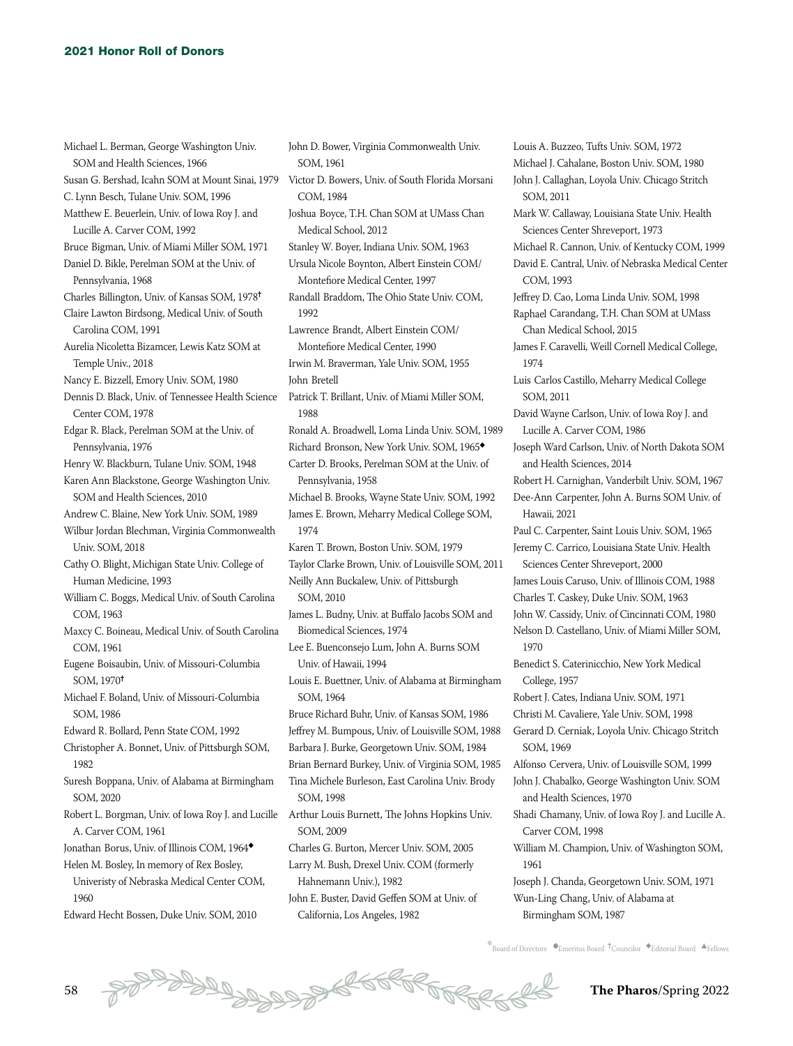Michael L. Berman, George Washington Univ. SOM and Health Sciences, 1966
Susan G. Bershad, Icahn SOM at Mount Sinai, 1979
C. Lynn Besch, Tulane Univ. SOM, 1996
Matthew E. Beuerlein, Univ. of Iowa Roy J. and Lucille A. Carver COM, 1992
Bruce Bigman, Univ. of Miami Miller SOM, 1971
Daniel D. Bikle, Perelman SOM at the Univ. of Pennsylvania, 1968
Charles Billington, Univ. of Kansas SOM, 1978†
Claire Lawton Birdsong, Medical Univ. of South Carolina COM, 1991
Aurelia Nicoletta Bizamcer, Lewis Katz SOM at Temple Univ., 2018
Nancy E. Bizzell, Emory Univ. SOM, 1980
Dennis D. Black, Univ. of Tennessee Health Science Center COM, 1978
Edgar R. Black, Perelman SOM at the Univ. of Pennsylvania, 1976
Henry W. Blackburn, Tulane Univ. SOM, 1948
Karen Ann Blackstone, George Washington Univ. SOM and Health Sciences, 2010
Andrew C. Blaine, New York Univ. SOM, 1989
Wilbur Jordan Blechman, Virginia Commonwealth Univ. SOM, 2018
Cathy O. Blight, Michigan State Univ. College of Human Medicine, 1993
William C. Boggs, Medical Univ. of South Carolina COM, 1963
Maxcy C. Boineau, Medical Univ. of South Carolina COM, 1961
Eugene Boisaubin, Univ. of Missouri-Columbia SOM, 1970†
Michael F. Boland, Univ. of Missouri-Columbia SOM, 1986
Edward R. Bollard, Penn State COM, 1992
Christopher A. Bonnet, Univ. of Pittsburgh SOM, 1982
Suresh Boppana, Univ. of Alabama at Birmingham SOM, 2020
Robert L. Borgman, Univ. of Iowa Roy J. and Lucille A. Carver COM, 1961
Jonathan Borus, Univ. of Illinois COM, 1964◆
Helen M. Bosley, In memory of Rex Bosley, Univeristy of Nebraska Medical Center COM, 1960
Edward Hecht Bossen, Duke Univ. SOM, 2010
John D. Bower, Virginia Commonwealth Univ. SOM, 1961
Victor D. Bowers, Univ. of South Florida Morsani COM, 1984
Joshua Boyce, T.H. Chan SOM at UMass Chan Medical School, 2012
Stanley W. Boyer, Indiana Univ. SOM, 1963
Ursula Nicole Boynton, Albert Einstein COM/ Montefiore Medical Center, 1997
Randall Braddom, The Ohio State Univ. COM, 1992
Lawrence Brandt, Albert Einstein COM/ Montefiore Medical Center, 1990
Irwin M. Braverman, Yale Univ. SOM, 1955
John Bretell
Patrick T. Brillant, Univ. of Miami Miller SOM, 1988
Ronald A. Broadwell, Loma Linda Univ. SOM, 1989
Richard Bronson, New York Univ. SOM, 1965◆
Carter D. Brooks, Perelman SOM at the Univ. of Pennsylvania, 1958
Michael B. Brooks, Wayne State Univ. SOM, 1992
James E. Brown, Meharry Medical College SOM, 1974
Karen T. Brown, Boston Univ. SOM, 1979
Taylor Clarke Brown, Univ. of Louisville SOM, 2011
Neilly Ann Buckalew, Univ. of Pittsburgh SOM, 2010
James L. Budny, Univ. at Buffalo Jacobs SOM and Biomedical Sciences, 1974
Lee E. Buenconsejo Lum, John A. Burns SOM Univ. of Hawaii, 1994
Louis E. Buettner, Univ. of Alabama at Birmingham SOM, 1964
Bruce Richard Buhr, Univ. of Kansas SOM, 1986
Jeffrey M. Bumpous, Univ. of Louisville SOM, 1988
Barbara J. Burke, Georgetown Univ. SOM, 1984
Brian Bernard Burkey, Univ. of Virginia SOM, 1985
Tina Michele Burleson, East Carolina Univ. Brody SOM, 1998
Arthur Louis Burnett, The Johns Hopkins Univ. SOM, 2009
Charles G. Burton, Mercer Univ. SOM, 2005
Larry M. Bush, Drexel Univ. COM (formerly Hahnemann Univ.), 1982
John E. Buster, David Geffen SOM at Univ. of California, Los Angeles, 1982
Louis A. Buzzeo, Tufts Univ. SOM, 1972
Michael J. Cahalane, Boston Univ. SOM, 1980
John J. Callaghan, Loyola Univ. Chicago Stritch SOM, 2011
Mark W. Callaway, Louisiana State Univ. Health Sciences Center Shreveport, 1973
Michael R. Cannon, Univ. of Kentucky COM, 1999
David E. Cantral, Univ. of Nebraska Medical Center COM, 1993
Jeffrey D. Cao, Loma Linda Univ. SOM, 1998
Raphael Carandang, T.H. Chan SOM at UMass Chan Medical School, 2015
James F. Caravelli, Weill Cornell Medical College, 1974
Luis Carlos Castillo, Meharry Medical College SOM, 2011
David Wayne Carlson, Univ. of Iowa Roy J. and Lucille A. Carver COM, 1986
Joseph Ward Carlson, Univ. of North Dakota SOM and Health Sciences, 2014
Robert H. Carnighan, Vanderbilt Univ. SOM, 1967
Dee-Ann Carpenter, John A. Burns SOM Univ. of Hawaii, 2021
Paul C. Carpenter, Saint Louis Univ. SOM, 1965
Jeremy C. Carrico, Louisiana State Univ. Health Sciences Center Shreveport, 2000
James Louis Caruso, Univ. of Illinois COM, 1988
Charles T. Caskey, Duke Univ. SOM, 1963
John W. Cassidy, Univ. of Cincinnati COM, 1980
Nelson D. Castellano, Univ. of Miami Miller SOM, 1970
Benedict S. Caterinicchio, New York Medical College, 1957
Robert J. Cates, Indiana Univ. SOM, 1971
Christi M. Cavaliere, Yale Univ. SOM, 1998
Gerard D. Cerniak, Loyola Univ. Chicago Stritch SOM, 1969
Alfonso Cervera, Univ. of Louisville SOM, 1999
John J. Chabalko, George Washington Univ. SOM and Health Sciences, 1970
Shadi Chamany, Univ. of Iowa Roy J. and Lucille A. Carver COM, 1998
William M. Champion, Univ. of Washington SOM, 1961
Joseph J. Chanda, Georgetown Univ. SOM, 1971
Wun-Ling Chang, Univ. of Alabama at Birmingham SOM, 1987

*Board of Directors ●Emeritus Board †Councilor ◆Editorial Board ▲Fellows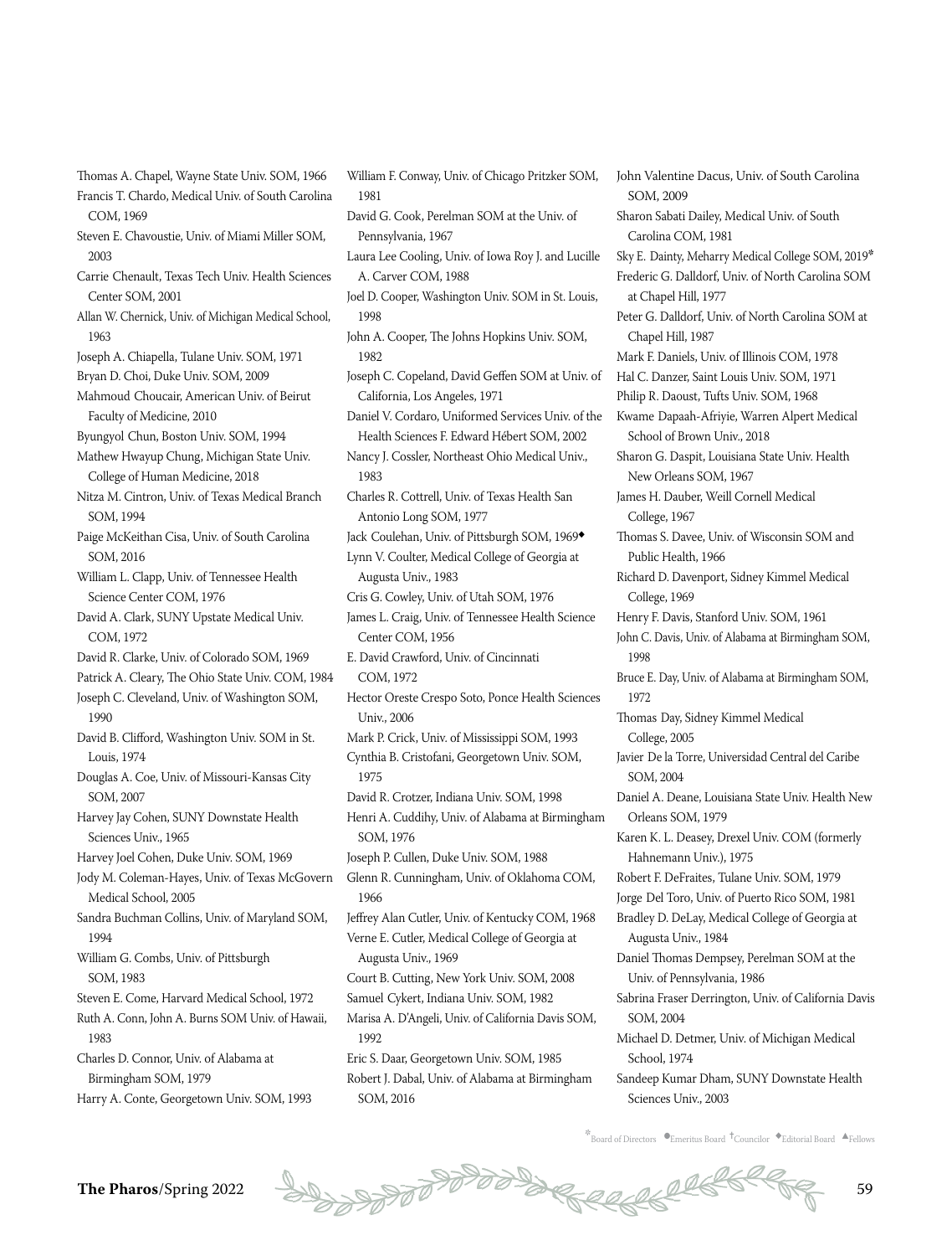Thomas A. Chapel, Wayne State Univ. SOM, 1966
Francis T. Chardo, Medical Univ. of South Carolina COM, 1969
Steven E. Chavoustie, Univ. of Miami Miller SOM, 2003
Carrie Chenault, Texas Tech Univ. Health Sciences Center SOM, 2001
Allan W. Chernick, Univ. of Michigan Medical School, 1963
Joseph A. Chiapella, Tulane Univ. SOM, 1971
Bryan D. Choi, Duke Univ. SOM, 2009
Mahmoud Choucair, American Univ. of Beirut Faculty of Medicine, 2010
Byungyol Chun, Boston Univ. SOM, 1994
Mathew Hwayup Chung, Michigan State Univ. College of Human Medicine, 2018
Nitza M. Cintron, Univ. of Texas Medical Branch SOM, 1994
Paige McKeithan Cisa, Univ. of South Carolina SOM, 2016
William L. Clapp, Univ. of Tennessee Health Science Center COM, 1976
David A. Clark, SUNY Upstate Medical Univ. COM, 1972
David R. Clarke, Univ. of Colorado SOM, 1969
Patrick A. Cleary, The Ohio State Univ. COM, 1984
Joseph C. Cleveland, Univ. of Washington SOM, 1990
David B. Clifford, Washington Univ. SOM in St. Louis, 1974
Douglas A. Coe, Univ. of Missouri-Kansas City SOM, 2007
Harvey Jay Cohen, SUNY Downstate Health Sciences Univ., 1965
Harvey Joel Cohen, Duke Univ. SOM, 1969
Jody M. Coleman-Hayes, Univ. of Texas McGovern Medical School, 2005
Sandra Buchman Collins, Univ. of Maryland SOM, 1994
William G. Combs, Univ. of Pittsburgh SOM, 1983
Steven E. Come, Harvard Medical School, 1972
Ruth A. Conn, John A. Burns SOM Univ. of Hawaii, 1983
Charles D. Connor, Univ. of Alabama at Birmingham SOM, 1979
Harry A. Conte, Georgetown Univ. SOM, 1993
William F. Conway, Univ. of Chicago Pritzker SOM, 1981
David G. Cook, Perelman SOM at the Univ. of Pennsylvania, 1967
Laura Lee Cooling, Univ. of Iowa Roy J. and Lucille A. Carver COM, 1988
Joel D. Cooper, Washington Univ. SOM in St. Louis, 1998
John A. Cooper, The Johns Hopkins Univ. SOM, 1982
Joseph C. Copeland, David Geffen SOM at Univ. of California, Los Angeles, 1971
Daniel V. Cordaro, Uniformed Services Univ. of the Health Sciences F. Edward Hébert SOM, 2002
Nancy J. Cossler, Northeast Ohio Medical Univ., 1983
Charles R. Cottrell, Univ. of Texas Health San Antonio Long SOM, 1977
Jack Coulehan, Univ. of Pittsburgh SOM, 1969◆
Lynn V. Coulter, Medical College of Georgia at Augusta Univ., 1983
Cris G. Cowley, Univ. of Utah SOM, 1976
James L. Craig, Univ. of Tennessee Health Science Center COM, 1956
E. David Crawford, Univ. of Cincinnati COM, 1972
Hector Oreste Crespo Soto, Ponce Health Sciences Univ., 2006
Mark P. Crick, Univ. of Mississippi SOM, 1993
Cynthia B. Cristofani, Georgetown Univ. SOM, 1975
David R. Crotzer, Indiana Univ. SOM, 1998
Henri A. Cuddihy, Univ. of Alabama at Birmingham SOM, 1976
Joseph P. Cullen, Duke Univ. SOM, 1988
Glenn R. Cunningham, Univ. of Oklahoma COM, 1966
Jeffrey Alan Cutler, Univ. of Kentucky COM, 1968
Verne E. Cutler, Medical College of Georgia at Augusta Univ., 1969
Court B. Cutting, New York Univ. SOM, 2008
Samuel Cykert, Indiana Univ. SOM, 1982
Marisa A. D'Angeli, Univ. of California Davis SOM, 1992
Eric S. Daar, Georgetown Univ. SOM, 1985
Robert J. Dabal, Univ. of Alabama at Birmingham SOM, 2016
John Valentine Dacus, Univ. of South Carolina SOM, 2009
Sharon Sabati Dailey, Medical Univ. of South Carolina COM, 1981
Sky E. Dainty, Meharry Medical College SOM, 2019*
Frederic G. Dalldorf, Univ. of North Carolina SOM at Chapel Hill, 1977
Peter G. Dalldorf, Univ. of North Carolina SOM at Chapel Hill, 1987
Mark F. Daniels, Univ. of Illinois COM, 1978
Hal C. Danzer, Saint Louis Univ. SOM, 1971
Philip R. Daoust, Tufts Univ. SOM, 1968
Kwame Dapaah-Afriyie, Warren Alpert Medical School of Brown Univ., 2018
Sharon G. Daspit, Louisiana State Univ. Health New Orleans SOM, 1967
James H. Dauber, Weill Cornell Medical College, 1967
Thomas S. Davee, Univ. of Wisconsin SOM and Public Health, 1966
Richard D. Davenport, Sidney Kimmel Medical College, 1969
Henry F. Davis, Stanford Univ. SOM, 1961
John C. Davis, Univ. of Alabama at Birmingham SOM, 1998
Bruce E. Day, Univ. of Alabama at Birmingham SOM, 1972
Thomas Day, Sidney Kimmel Medical College, 2005
Javier De la Torre, Universidad Central del Caribe SOM, 2004
Daniel A. Deane, Louisiana State Univ. Health New Orleans SOM, 1979
Karen K. L. Deasey, Drexel Univ. COM (formerly Hahnemann Univ.), 1975
Robert F. DeFraites, Tulane Univ. SOM, 1979
Jorge Del Toro, Univ. of Puerto Rico SOM, 1981
Bradley D. DeLay, Medical College of Georgia at Augusta Univ., 1984
Daniel Thomas Dempsey, Perelman SOM at the Univ. of Pennsylvania, 1986
Sabrina Fraser Derrington, Univ. of California Davis SOM, 2004
Michael D. Detmer, Univ. of Michigan Medical School, 1974
Sandeep Kumar Dham, SUNY Downstate Health Sciences Univ., 2003

*Board of Directors ●Emeritus Board †Councilor ◆Editorial Board ▲Fellows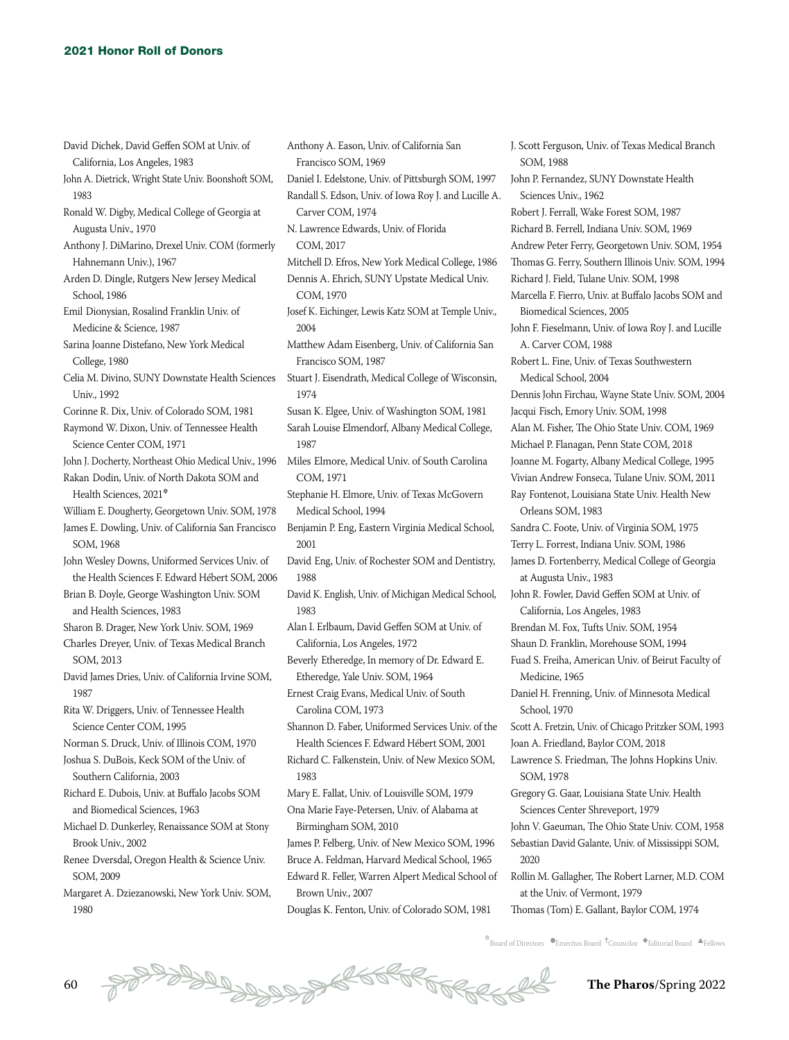David Dichek, David Geffen SOM at Univ. of California, Los Angeles, 1983

John A. Dietrick, Wright State Univ. Boonshoft SOM, 1983

Ronald W. Digby, Medical College of Georgia at Augusta Univ., 1970

Anthony J. DiMarino, Drexel Univ. COM (formerly Hahnemann Univ.), 1967

Arden D. Dingle, Rutgers New Jersey Medical School, 1986

Emil Dionysian, Rosalind Franklin Univ. of Medicine & Science, 1987

Sarina Joanne Distefano, New York Medical College, 1980

Celia M. Divino, SUNY Downstate Health Sciences Univ., 1992

Corinne R. Dix, Univ. of Colorado SOM, 1981

Raymond W. Dixon, Univ. of Tennessee Health Science Center COM, 1971

John J. Docherty, Northeast Ohio Medical Univ., 1996

Rakan Dodin, Univ. of North Dakota SOM and Health Sciences, 2021*

William E. Dougherty, Georgetown Univ. SOM, 1978

James E. Dowling, Univ. of California San Francisco SOM, 1968

John Wesley Downs, Uniformed Services Univ. of the Health Sciences F. Edward Hébert SOM, 2006

Brian B. Doyle, George Washington Univ. SOM and Health Sciences, 1983

Sharon B. Drager, New York Univ. SOM, 1969

Charles Dreyer, Univ. of Texas Medical Branch SOM, 2013

David James Dries, Univ. of California Irvine SOM, 1987

Rita W. Driggers, Univ. of Tennessee Health Science Center COM, 1995

Norman S. Druck, Univ. of Illinois COM, 1970

Joshua S. DuBois, Keck SOM of the Univ. of Southern California, 2003

Richard E. Dubois, Univ. at Buffalo Jacobs SOM and Biomedical Sciences, 1963

Michael D. Dunkerley, Renaissance SOM at Stony Brook Univ., 2002

Renee Dversdal, Oregon Health & Science Univ. SOM, 2009

Margaret A. Dziezanowski, New York Univ. SOM, 1980

Anthony A. Eason, Univ. of California San Francisco SOM, 1969

Daniel I. Edelstone, Univ. of Pittsburgh SOM, 1997

Randall S. Edson, Univ. of Iowa Roy J. and Lucille A. Carver COM, 1974

N. Lawrence Edwards, Univ. of Florida COM, 2017

Mitchell D. Efros, New York Medical College, 1986

Dennis A. Ehrich, SUNY Upstate Medical Univ. COM, 1970

Josef K. Eichinger, Lewis Katz SOM at Temple Univ., 2004

Matthew Adam Eisenberg, Univ. of California San Francisco SOM, 1987

Stuart J. Eisendrath, Medical College of Wisconsin, 1974

Susan K. Elgee, Univ. of Washington SOM, 1981

Sarah Louise Elmendorf, Albany Medical College, 1987

Miles Elmore, Medical Univ. of South Carolina COM, 1971

Stephanie H. Elmore, Univ. of Texas McGovern Medical School, 1994

Benjamin P. Eng, Eastern Virginia Medical School, 2001

David Eng, Univ. of Rochester SOM and Dentistry, 1988

David K. English, Univ. of Michigan Medical School, 1983

Alan I. Erlbaum, David Geffen SOM at Univ. of California, Los Angeles, 1972

Beverly Etheredge, In memory of Dr. Edward E. Etheredge, Yale Univ. SOM, 1964

Ernest Craig Evans, Medical Univ. of South Carolina COM, 1973

Shannon D. Faber, Uniformed Services Univ. of the Health Sciences F. Edward Hébert SOM, 2001

Richard C. Falkenstein, Univ. of New Mexico SOM, 1983

Mary E. Fallat, Univ. of Louisville SOM, 1979

Ona Marie Faye-Petersen, Univ. of Alabama at Birmingham SOM, 2010

James P. Felberg, Univ. of New Mexico SOM, 1996

Bruce A. Feldman, Harvard Medical School, 1965

Edward R. Feller, Warren Alpert Medical School of Brown Univ., 2007

Douglas K. Fenton, Univ. of Colorado SOM, 1981

J. Scott Ferguson, Univ. of Texas Medical Branch SOM, 1988

John P. Fernandez, SUNY Downstate Health Sciences Univ., 1962

Robert J. Ferrall, Wake Forest SOM, 1987

Richard B. Ferrell, Indiana Univ. SOM, 1969

Andrew Peter Ferry, Georgetown Univ. SOM, 1954

Thomas G. Ferry, Southern Illinois Univ. SOM, 1994

Richard J. Field, Tulane Univ. SOM, 1998

Marcella F. Fierro, Univ. at Buffalo Jacobs SOM and Biomedical Sciences, 2005

John F. Fieselmann, Univ. of Iowa Roy J. and Lucille A. Carver COM, 1988

Robert L. Fine, Univ. of Texas Southwestern Medical School, 2004

Dennis John Firchau, Wayne State Univ. SOM, 2004

Jacqui Fisch, Emory Univ. SOM, 1998

Alan M. Fisher, The Ohio State Univ. COM, 1969

Michael P. Flanagan, Penn State COM, 2018

Joanne M. Fogarty, Albany Medical College, 1995

Vivian Andrew Fonseca, Tulane Univ. SOM, 2011

Ray Fontenot, Louisiana State Univ. Health New Orleans SOM, 1983

Sandra C. Foote, Univ. of Virginia SOM, 1975

Terry L. Forrest, Indiana Univ. SOM, 1986

James D. Fortenberry, Medical College of Georgia at Augusta Univ., 1983

John R. Fowler, David Geffen SOM at Univ. of California, Los Angeles, 1983

Brendan M. Fox, Tufts Univ. SOM, 1954

Shaun D. Franklin, Morehouse SOM, 1994

Fuad S. Freiha, American Univ. of Beirut Faculty of Medicine, 1965

Daniel H. Frenning, Univ. of Minnesota Medical School, 1970

Scott A. Fretzin, Univ. of Chicago Pritzker SOM, 1993

Joan A. Friedland, Baylor COM, 2018

Lawrence S. Friedman, The Johns Hopkins Univ. SOM, 1978

Gregory G. Gaar, Louisiana State Univ. Health Sciences Center Shreveport, 1979

John V. Gaeuman, The Ohio State Univ. COM, 1958

Sebastian David Galante, Univ. of Mississippi SOM, 2020

Rollin M. Gallagher, The Robert Larner, M.D. COM at the Univ. of Vermont, 1979

Thomas (Tom) E. Gallant, Baylor COM, 1974

*Board of Directors ●Emeritus Board †Councilor ◆Editorial Board ▲Fellows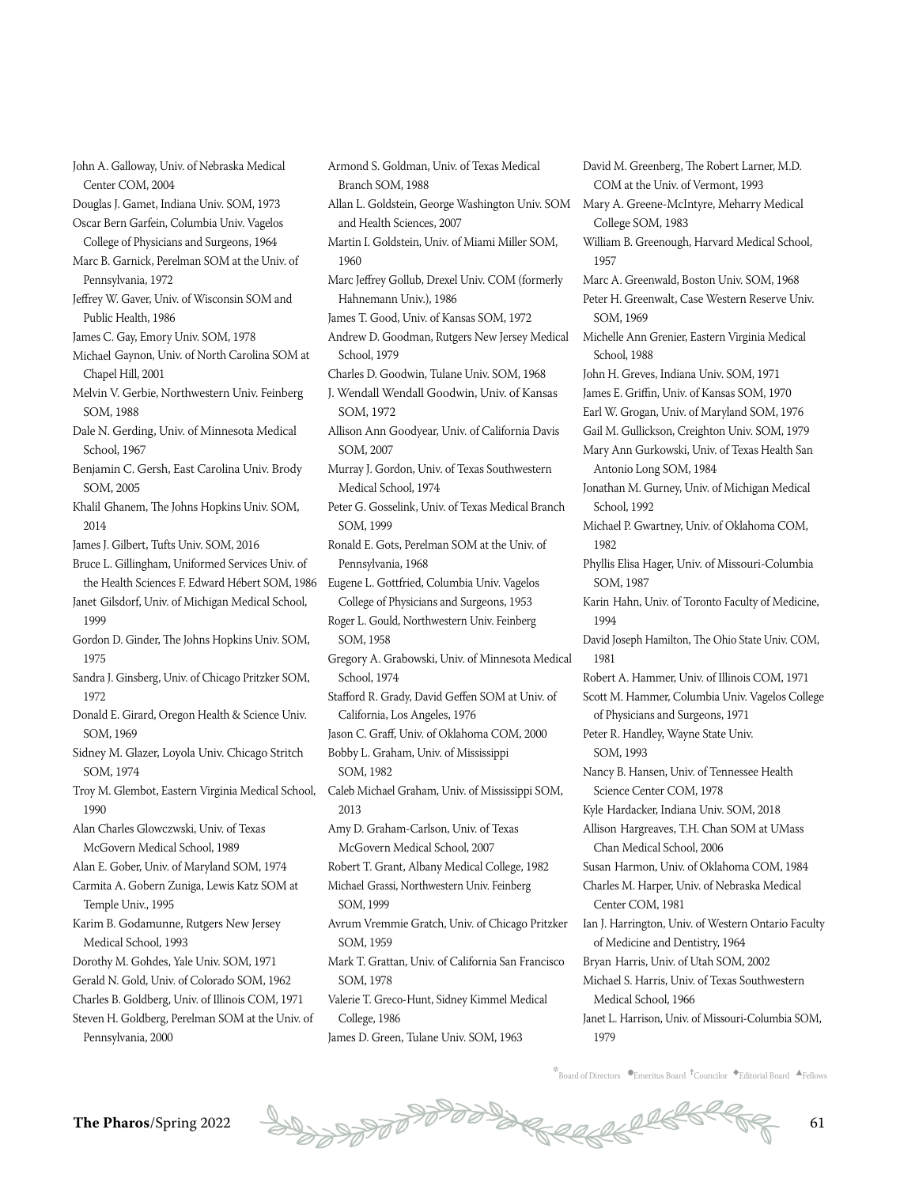John A. Galloway, Univ. of Nebraska Medical Center COM, 2004

Douglas J. Gamet, Indiana Univ. SOM, 1973

Oscar Bern Garfein, Columbia Univ. Vagelos College of Physicians and Surgeons, 1964

Marc B. Garnick, Perelman SOM at the Univ. of Pennsylvania, 1972

Jeffrey W. Gaver, Univ. of Wisconsin SOM and Public Health, 1986

James C. Gay, Emory Univ. SOM, 1978

Michael Gaynon, Univ. of North Carolina SOM at Chapel Hill, 2001

Melvin V. Gerbie, Northwestern Univ. Feinberg SOM, 1988

Dale N. Gerding, Univ. of Minnesota Medical School, 1967

Benjamin C. Gersh, East Carolina Univ. Brody SOM, 2005

Khalil Ghanem, The Johns Hopkins Univ. SOM, 2014

James J. Gilbert, Tufts Univ. SOM, 2016

Bruce L. Gillingham, Uniformed Services Univ. of the Health Sciences F. Edward Hébert SOM, 1986

Janet Gilsdorf, Univ. of Michigan Medical School, 1999

Gordon D. Ginder, The Johns Hopkins Univ. SOM, 1975

Sandra J. Ginsberg, Univ. of Chicago Pritzker SOM, 1972

Donald E. Girard, Oregon Health & Science Univ. SOM, 1969

Sidney M. Glazer, Loyola Univ. Chicago Stritch SOM, 1974

Troy M. Glembot, Eastern Virginia Medical School, 1990

Alan Charles Glowczwski, Univ. of Texas McGovern Medical School, 1989

Alan E. Gober, Univ. of Maryland SOM, 1974

Carmita A. Gobern Zuniga, Lewis Katz SOM at Temple Univ., 1995

Karim B. Godamunne, Rutgers New Jersey Medical School, 1993

Dorothy M. Gohdes, Yale Univ. SOM, 1971

Gerald N. Gold, Univ. of Colorado SOM, 1962

Charles B. Goldberg, Univ. of Illinois COM, 1971

Steven H. Goldberg, Perelman SOM at the Univ. of Pennsylvania, 2000

Armond S. Goldman, Univ. of Texas Medical Branch SOM, 1988

Allan L. Goldstein, George Washington Univ. SOM and Health Sciences, 2007

Martin I. Goldstein, Univ. of Miami Miller SOM, 1960

Marc Jeffrey Gollub, Drexel Univ. COM (formerly Hahnemann Univ.), 1986

James T. Good, Univ. of Kansas SOM, 1972

Andrew D. Goodman, Rutgers New Jersey Medical School, 1979

Charles D. Goodwin, Tulane Univ. SOM, 1968

J. Wendall Wendall Goodwin, Univ. of Kansas SOM, 1972

Allison Ann Goodyear, Univ. of California Davis SOM, 2007

Murray J. Gordon, Univ. of Texas Southwestern Medical School, 1974

Peter G. Gosselink, Univ. of Texas Medical Branch SOM, 1999

Ronald E. Gots, Perelman SOM at the Univ. of Pennsylvania, 1968

Eugene L. Gottfried, Columbia Univ. Vagelos College of Physicians and Surgeons, 1953

Roger L. Gould, Northwestern Univ. Feinberg SOM, 1958

Gregory A. Grabowski, Univ. of Minnesota Medical School, 1974

Stafford R. Grady, David Geffen SOM at Univ. of California, Los Angeles, 1976

Jason C. Graff, Univ. of Oklahoma COM, 2000

Bobby L. Graham, Univ. of Mississippi SOM, 1982

Caleb Michael Graham, Univ. of Mississippi SOM, 2013

Amy D. Graham-Carlson, Univ. of Texas McGovern Medical School, 2007

Robert T. Grant, Albany Medical College, 1982

Michael Grassi, Northwestern Univ. Feinberg SOM, 1999

Avrum Vremmie Gratch, Univ. of Chicago Pritzker SOM, 1959

Mark T. Grattan, Univ. of California San Francisco SOM, 1978

Valerie T. Greco-Hunt, Sidney Kimmel Medical College, 1986

James D. Green, Tulane Univ. SOM, 1963

David M. Greenberg, The Robert Larner, M.D. COM at the Univ. of Vermont, 1993

Mary A. Greene-McIntyre, Meharry Medical College SOM, 1983

William B. Greenough, Harvard Medical School, 1957

Marc A. Greenwald, Boston Univ. SOM, 1968

Peter H. Greenwalt, Case Western Reserve Univ. SOM, 1969

Michelle Ann Grenier, Eastern Virginia Medical School, 1988

John H. Greves, Indiana Univ. SOM, 1971

James E. Griffin, Univ. of Kansas SOM, 1970

Earl W. Grogan, Univ. of Maryland SOM, 1976

Gail M. Gullickson, Creighton Univ. SOM, 1979

Mary Ann Gurkowski, Univ. of Texas Health San Antonio Long SOM, 1984

Jonathan M. Gurney, Univ. of Michigan Medical School, 1992

Michael P. Gwartney, Univ. of Oklahoma COM, 1982

Phyllis Elisa Hager, Univ. of Missouri-Columbia SOM, 1987

Karin Hahn, Univ. of Toronto Faculty of Medicine, 1994

David Joseph Hamilton, The Ohio State Univ. COM, 1981

Robert A. Hammer, Univ. of Illinois COM, 1971

Scott M. Hammer, Columbia Univ. Vagelos College of Physicians and Surgeons, 1971

Peter R. Handley, Wayne State Univ. SOM, 1993

Nancy B. Hansen, Univ. of Tennessee Health Science Center COM, 1978

Kyle Hardacker, Indiana Univ. SOM, 2018

Allison Hargreaves, T.H. Chan SOM at UMass Chan Medical School, 2006

Susan Harmon, Univ. of Oklahoma COM, 1984

Charles M. Harper, Univ. of Nebraska Medical Center COM, 1981

Ian J. Harrington, Univ. of Western Ontario Faculty of Medicine and Dentistry, 1964

Bryan Harris, Univ. of Utah SOM, 2002

Michael S. Harris, Univ. of Texas Southwestern Medical School, 1966

Janet L. Harrison, Univ. of Missouri-Columbia SOM, 1979

*Board of Directors ●Emeritus Board †Councilor ◆Editorial Board ▲Fellows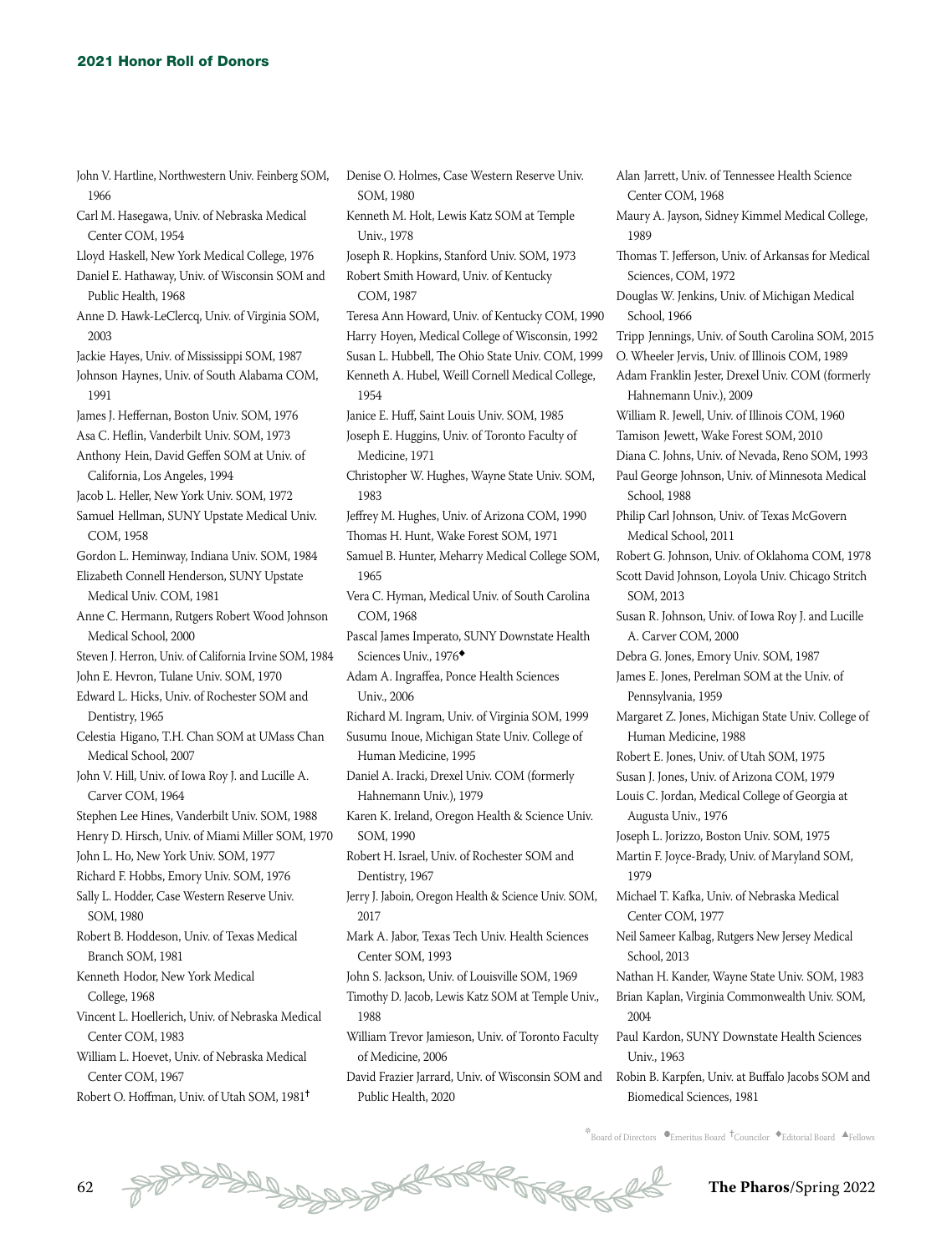John V. Hartline, Northwestern Univ. Feinberg SOM, 1966

Carl M. Hasegawa, Univ. of Nebraska Medical Center COM, 1954

Lloyd Haskell, New York Medical College, 1976

Daniel E. Hathaway, Univ. of Wisconsin SOM and Public Health, 1968

Anne D. Hawk-LeClercq, Univ. of Virginia SOM, 2003

Jackie Hayes, Univ. of Mississippi SOM, 1987

Johnson Haynes, Univ. of South Alabama COM, 1991

James J. Heffernan, Boston Univ. SOM, 1976

Asa C. Heflin, Vanderbilt Univ. SOM, 1973

Anthony Hein, David Geffen SOM at Univ. of California, Los Angeles, 1994

Jacob L. Heller, New York Univ. SOM, 1972

Samuel Hellman, SUNY Upstate Medical Univ. COM, 1958

Gordon L. Heminway, Indiana Univ. SOM, 1984

Elizabeth Connell Henderson, SUNY Upstate Medical Univ. COM, 1981

Anne C. Hermann, Rutgers Robert Wood Johnson Medical School, 2000

Steven J. Herron, Univ. of California Irvine SOM, 1984

John E. Hevron, Tulane Univ. SOM, 1970

Edward L. Hicks, Univ. of Rochester SOM and Dentistry, 1965

Celestia Higano, T.H. Chan SOM at UMass Chan Medical School, 2007

John V. Hill, Univ. of Iowa Roy J. and Lucille A. Carver COM, 1964

Stephen Lee Hines, Vanderbilt Univ. SOM, 1988

Henry D. Hirsch, Univ. of Miami Miller SOM, 1970

John L. Ho, New York Univ. SOM, 1977

Richard F. Hobbs, Emory Univ. SOM, 1976

Sally L. Hodder, Case Western Reserve Univ. SOM, 1980

Robert B. Hoddeson, Univ. of Texas Medical Branch SOM, 1981

Kenneth Hodor, New York Medical College, 1968

Vincent L. Hoellerich, Univ. of Nebraska Medical Center COM, 1983

William L. Hoevet, Univ. of Nebraska Medical Center COM, 1967

Robert O. Hoffman, Univ. of Utah SOM, 1981†

Denise O. Holmes, Case Western Reserve Univ. SOM, 1980

Kenneth M. Holt, Lewis Katz SOM at Temple Univ., 1978

Joseph R. Hopkins, Stanford Univ. SOM, 1973

Robert Smith Howard, Univ. of Kentucky COM, 1987

Teresa Ann Howard, Univ. of Kentucky COM, 1990

Harry Hoyen, Medical College of Wisconsin, 1992

Susan L. Hubbell, The Ohio State Univ. COM, 1999

Kenneth A. Hubel, Weill Cornell Medical College, 1954

Janice E. Huff, Saint Louis Univ. SOM, 1985

Joseph E. Huggins, Univ. of Toronto Faculty of Medicine, 1971

Christopher W. Hughes, Wayne State Univ. SOM, 1983

Jeffrey M. Hughes, Univ. of Arizona COM, 1990

Thomas H. Hunt, Wake Forest SOM, 1971

Samuel B. Hunter, Meharry Medical College SOM, 1965

Vera C. Hyman, Medical Univ. of South Carolina COM, 1968

Pascal James Imperato, SUNY Downstate Health Sciences Univ., 1976◆

Adam A. Ingraffea, Ponce Health Sciences Univ., 2006

Richard M. Ingram, Univ. of Virginia SOM, 1999

Susumu Inoue, Michigan State Univ. College of Human Medicine, 1995

Daniel A. Iracki, Drexel Univ. COM (formerly Hahnemann Univ.), 1979

Karen K. Ireland, Oregon Health & Science Univ. SOM, 1990

Robert H. Israel, Univ. of Rochester SOM and Dentistry, 1967

Jerry J. Jaboin, Oregon Health & Science Univ. SOM, 2017

Mark A. Jabor, Texas Tech Univ. Health Sciences Center SOM, 1993

John S. Jackson, Univ. of Louisville SOM, 1969

Timothy D. Jacob, Lewis Katz SOM at Temple Univ., 1988

William Trevor Jamieson, Univ. of Toronto Faculty of Medicine, 2006

David Frazier Jarrard, Univ. of Wisconsin SOM and Public Health, 2020

Alan Jarrett, Univ. of Tennessee Health Science Center COM, 1968

Maury A. Jayson, Sidney Kimmel Medical College, 1989

Thomas T. Jefferson, Univ. of Arkansas for Medical Sciences, COM, 1972

Douglas W. Jenkins, Univ. of Michigan Medical School, 1966

Tripp Jennings, Univ. of South Carolina SOM, 2015

O. Wheeler Jervis, Univ. of Illinois COM, 1989

Adam Franklin Jester, Drexel Univ. COM (formerly Hahnemann Univ.), 2009

William R. Jewell, Univ. of Illinois COM, 1960

Tamison Jewett, Wake Forest SOM, 2010

Diana C. Johns, Univ. of Nevada, Reno SOM, 1993

Paul George Johnson, Univ. of Minnesota Medical School, 1988

Philip Carl Johnson, Univ. of Texas McGovern Medical School, 2011

Robert G. Johnson, Univ. of Oklahoma COM, 1978

Scott David Johnson, Loyola Univ. Chicago Stritch SOM, 2013

Susan R. Johnson, Univ. of Iowa Roy J. and Lucille A. Carver COM, 2000

Debra G. Jones, Emory Univ. SOM, 1987

James E. Jones, Perelman SOM at the Univ. of Pennsylvania, 1959

Margaret Z. Jones, Michigan State Univ. College of Human Medicine, 1988

Robert E. Jones, Univ. of Utah SOM, 1975

Susan J. Jones, Univ. of Arizona COM, 1979

Louis C. Jordan, Medical College of Georgia at Augusta Univ., 1976

Joseph L. Jorizzo, Boston Univ. SOM, 1975

Martin F. Joyce-Brady, Univ. of Maryland SOM, 1979

Michael T. Kafka, Univ. of Nebraska Medical Center COM, 1977

Neil Sameer Kalbag, Rutgers New Jersey Medical School, 2013

Nathan H. Kander, Wayne State Univ. SOM, 1983

Brian Kaplan, Virginia Commonwealth Univ. SOM, 2004

Paul Kardon, SUNY Downstate Health Sciences Univ., 1963

Robin B. Karpfen, Univ. at Buffalo Jacobs SOM and Biomedical Sciences, 1981

*Board of Directors ●Emeritus Board †Councilor ◆Editorial Board ▲Fellows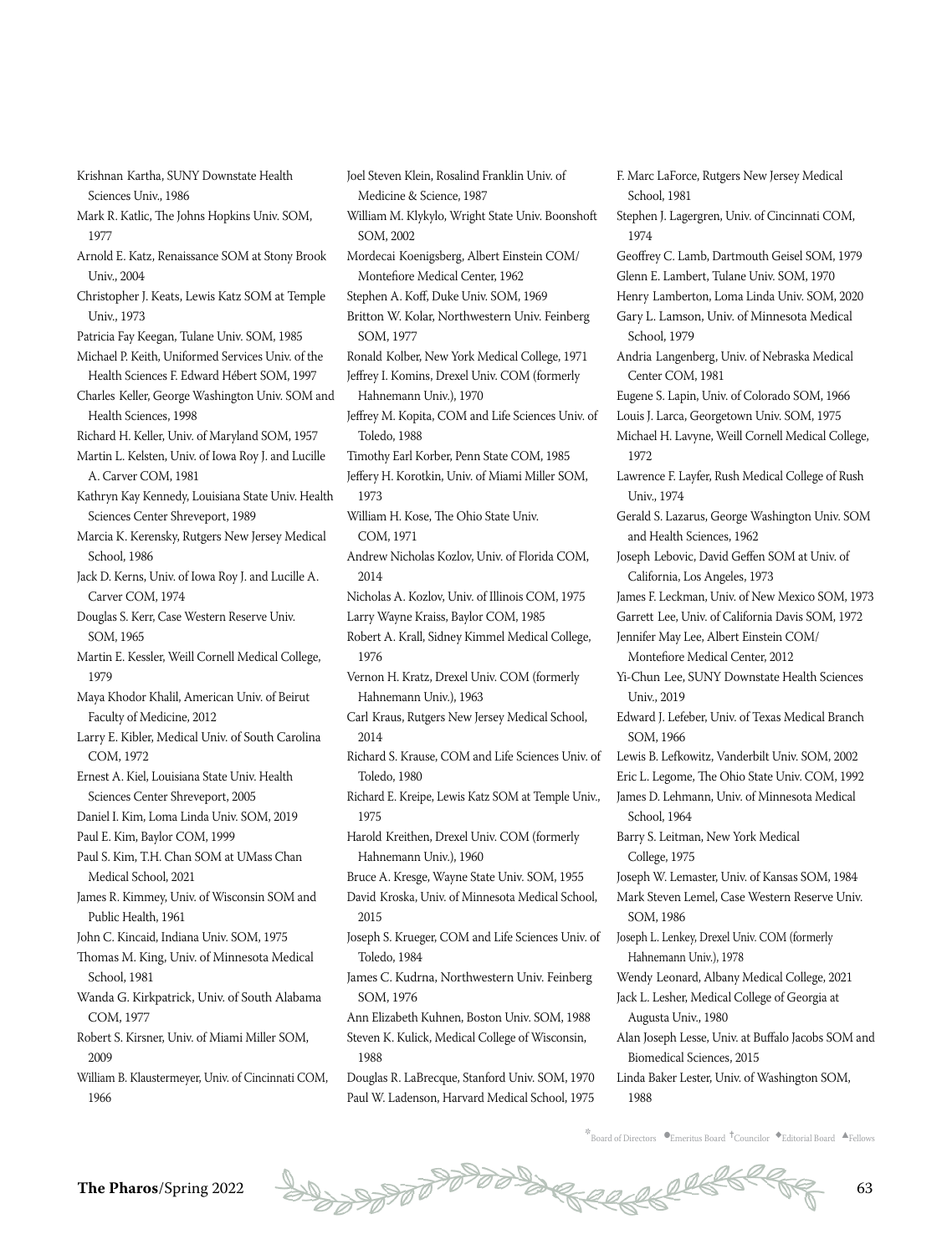Krishnan Kartha, SUNY Downstate Health Sciences Univ., 1986

Mark R. Katlic, The Johns Hopkins Univ. SOM, 1977

Arnold E. Katz, Renaissance SOM at Stony Brook Univ., 2004

Christopher J. Keats, Lewis Katz SOM at Temple Univ., 1973

Patricia Fay Keegan, Tulane Univ. SOM, 1985

Michael P. Keith, Uniformed Services Univ. of the Health Sciences F. Edward Hébert SOM, 1997

Charles Keller, George Washington Univ. SOM and Health Sciences, 1998

Richard H. Keller, Univ. of Maryland SOM, 1957

Martin L. Kelsten, Univ. of Iowa Roy J. and Lucille A. Carver COM, 1981

Kathryn Kay Kennedy, Louisiana State Univ. Health Sciences Center Shreveport, 1989

Marcia K. Kerensky, Rutgers New Jersey Medical School, 1986

Jack D. Kerns, Univ. of Iowa Roy J. and Lucille A. Carver COM, 1974

Douglas S. Kerr, Case Western Reserve Univ. SOM, 1965

Martin E. Kessler, Weill Cornell Medical College, 1979

Maya Khodor Khalil, American Univ. of Beirut Faculty of Medicine, 2012

Larry E. Kibler, Medical Univ. of South Carolina COM, 1972

Ernest A. Kiel, Louisiana State Univ. Health Sciences Center Shreveport, 2005

Daniel I. Kim, Loma Linda Univ. SOM, 2019

Paul E. Kim, Baylor COM, 1999

Paul S. Kim, T.H. Chan SOM at UMass Chan Medical School, 2021

James R. Kimmey, Univ. of Wisconsin SOM and Public Health, 1961

John C. Kincaid, Indiana Univ. SOM, 1975

Thomas M. King, Univ. of Minnesota Medical School, 1981

Wanda G. Kirkpatrick, Univ. of South Alabama COM, 1977

Robert S. Kirsner, Univ. of Miami Miller SOM, 2009

William B. Klaustermeyer, Univ. of Cincinnati COM, 1966

Joel Steven Klein, Rosalind Franklin Univ. of Medicine & Science, 1987

William M. Klykylo, Wright State Univ. Boonshoft SOM, 2002

Mordecai Koenigsberg, Albert Einstein COM/ Montefiore Medical Center, 1962

Stephen A. Koff, Duke Univ. SOM, 1969

Britton W. Kolar, Northwestern Univ. Feinberg SOM, 1977

Ronald Kolber, New York Medical College, 1971

Jeffrey I. Komins, Drexel Univ. COM (formerly Hahnemann Univ.), 1970

Jeffrey M. Kopita, COM and Life Sciences Univ. of Toledo, 1988

Timothy Earl Korber, Penn State COM, 1985

Jeffery H. Korotkin, Univ. of Miami Miller SOM, 1973

William H. Kose, The Ohio State Univ. COM, 1971

Andrew Nicholas Kozlov, Univ. of Florida COM, 2014

Nicholas A. Kozlov, Univ. of Illinois COM, 1975

Larry Wayne Kraiss, Baylor COM, 1985

Robert A. Krall, Sidney Kimmel Medical College, 1976

Vernon H. Kratz, Drexel Univ. COM (formerly Hahnemann Univ.), 1963

Carl Kraus, Rutgers New Jersey Medical School, 2014

Richard S. Krause, COM and Life Sciences Univ. of Toledo, 1980

Richard E. Kreipe, Lewis Katz SOM at Temple Univ., 1975

Harold Kreithen, Drexel Univ. COM (formerly Hahnemann Univ.), 1960

Bruce A. Kresge, Wayne State Univ. SOM, 1955

David Kroska, Univ. of Minnesota Medical School, 2015

Joseph S. Krueger, COM and Life Sciences Univ. of Toledo, 1984

James C. Kudrna, Northwestern Univ. Feinberg SOM, 1976

Ann Elizabeth Kuhnen, Boston Univ. SOM, 1988

Steven K. Kulick, Medical College of Wisconsin, 1988

Douglas R. LaBrecque, Stanford Univ. SOM, 1970

Paul W. Ladenson, Harvard Medical School, 1975

F. Marc LaForce, Rutgers New Jersey Medical School, 1981

Stephen J. Lagergren, Univ. of Cincinnati COM, 1974

Geoffrey C. Lamb, Dartmouth Geisel SOM, 1979

Glenn E. Lambert, Tulane Univ. SOM, 1970

Henry Lamberton, Loma Linda Univ. SOM, 2020

Gary L. Lamson, Univ. of Minnesota Medical School, 1979

Andria Langenberg, Univ. of Nebraska Medical Center COM, 1981

Eugene S. Lapin, Univ. of Colorado SOM, 1966

Louis J. Larca, Georgetown Univ. SOM, 1975

Michael H. Lavyne, Weill Cornell Medical College, 1972

Lawrence F. Layfer, Rush Medical College of Rush Univ., 1974

Gerald S. Lazarus, George Washington Univ. SOM and Health Sciences, 1962

Joseph Lebovic, David Geffen SOM at Univ. of California, Los Angeles, 1973

James F. Leckman, Univ. of New Mexico SOM, 1973

Garrett Lee, Univ. of California Davis SOM, 1972

Jennifer May Lee, Albert Einstein COM/ Montefiore Medical Center, 2012

Yi-Chun Lee, SUNY Downstate Health Sciences Univ., 2019

Edward J. Lefeber, Univ. of Texas Medical Branch SOM, 1966

Lewis B. Lefkowitz, Vanderbilt Univ. SOM, 2002

Eric L. Legome, The Ohio State Univ. COM, 1992

James D. Lehmann, Univ. of Minnesota Medical School, 1964

Barry S. Leitman, New York Medical College, 1975

Joseph W. Lemaster, Univ. of Kansas SOM, 1984

Mark Steven Lemel, Case Western Reserve Univ. SOM, 1986

Joseph L. Lenkey, Drexel Univ. COM (formerly Hahnemann Univ.), 1978

Wendy Leonard, Albany Medical College, 2021

Jack L. Lesher, Medical College of Georgia at Augusta Univ., 1980

Alan Joseph Lesse, Univ. at Buffalo Jacobs SOM and Biomedical Sciences, 2015

Linda Baker Lester, Univ. of Washington SOM, 1988

*Board of Directors ●Emeritus Board †Councilor ◆Editorial Board ▲Fellows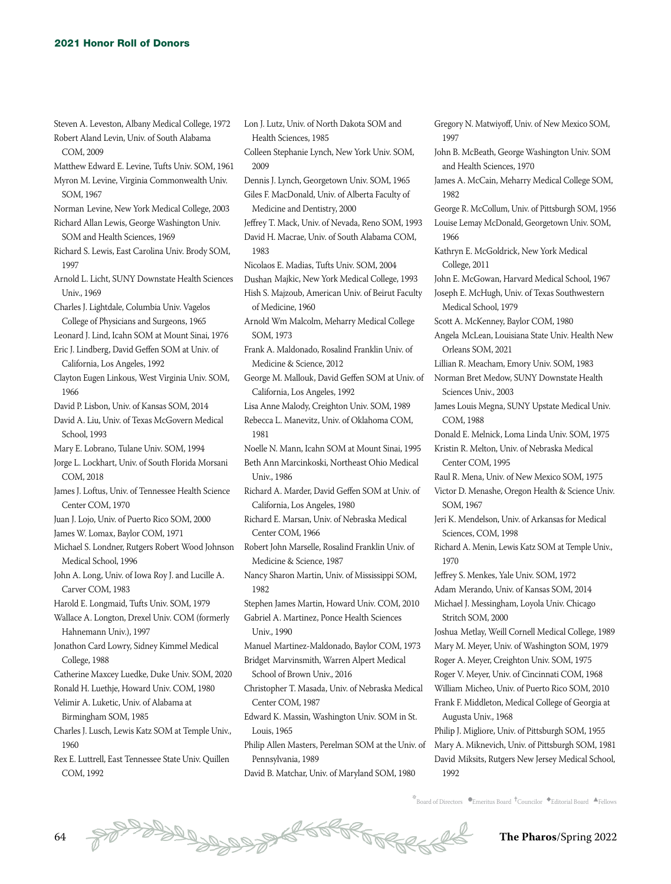Steven A. Leveston, Albany Medical College, 1972
Robert Aland Levin, Univ. of South Alabama COM, 2009
Matthew Edward E. Levine, Tufts Univ. SOM, 1961
Myron M. Levine, Virginia Commonwealth Univ. SOM, 1967
Norman Levine, New York Medical College, 2003
Richard Allan Lewis, George Washington Univ. SOM and Health Sciences, 1969
Richard S. Lewis, East Carolina Univ. Brody SOM, 1997
Arnold L. Licht, SUNY Downstate Health Sciences Univ., 1969
Charles J. Lightdale, Columbia Univ. Vagelos College of Physicians and Surgeons, 1965
Leonard J. Lind, Icahn SOM at Mount Sinai, 1976
Eric J. Lindberg, David Geffen SOM at Univ. of California, Los Angeles, 1992
Clayton Eugen Linkous, West Virginia Univ. SOM, 1966
David P. Lisbon, Univ. of Kansas SOM, 2014
David A. Liu, Univ. of Texas McGovern Medical School, 1993
Mary E. Lobrano, Tulane Univ. SOM, 1994
Jorge L. Lockhart, Univ. of South Florida Morsani COM, 2018
James J. Loftus, Univ. of Tennessee Health Science Center COM, 1970
Juan J. Lojo, Univ. of Puerto Rico SOM, 2000
James W. Lomax, Baylor COM, 1971
Michael S. Londner, Rutgers Robert Wood Johnson Medical School, 1996
John A. Long, Univ. of Iowa Roy J. and Lucille A. Carver COM, 1983
Harold E. Longmaid, Tufts Univ. SOM, 1979
Wallace A. Longton, Drexel Univ. COM (formerly Hahnemann Univ.), 1997
Jonathon Card Lowry, Sidney Kimmel Medical College, 1988
Catherine Maxcey Luedke, Duke Univ. SOM, 2020
Ronald H. Luethje, Howard Univ. COM, 1980
Velimir A. Luketic, Univ. of Alabama at Birmingham SOM, 1985
Charles J. Lusch, Lewis Katz SOM at Temple Univ., 1960
Rex E. Luttrell, East Tennessee State Univ. Quillen COM, 1992
Lon J. Lutz, Univ. of North Dakota SOM and Health Sciences, 1985
Colleen Stephanie Lynch, New York Univ. SOM, 2009
Dennis J. Lynch, Georgetown Univ. SOM, 1965
Giles F. MacDonald, Univ. of Alberta Faculty of Medicine and Dentistry, 2000
Jeffrey T. Mack, Univ. of Nevada, Reno SOM, 1993
David H. Macrae, Univ. of South Alabama COM, 1983
Nicolaos E. Madias, Tufts Univ. SOM, 2004
Dushan Majkic, New York Medical College, 1993
Hish S. Majzoub, American Univ. of Beirut Faculty of Medicine, 1960
Arnold Wm Malcolm, Meharry Medical College SOM, 1973
Frank A. Maldonado, Rosalind Franklin Univ. of Medicine & Science, 2012
George M. Mallouk, David Geffen SOM at Univ. of California, Los Angeles, 1992
Lisa Anne Malody, Creighton Univ. SOM, 1989
Rebecca L. Manevitz, Univ. of Oklahoma COM, 1981
Noelle N. Mann, Icahn SOM at Mount Sinai, 1995
Beth Ann Marcinkoski, Northeast Ohio Medical Univ., 1986
Richard A. Marder, David Geffen SOM at Univ. of California, Los Angeles, 1980
Richard E. Marsan, Univ. of Nebraska Medical Center COM, 1966
Robert John Marselle, Rosalind Franklin Univ. of Medicine & Science, 1987
Nancy Sharon Martin, Univ. of Mississippi SOM, 1982
Stephen James Martin, Howard Univ. COM, 2010
Gabriel A. Martinez, Ponce Health Sciences Univ., 1990
Manuel Martinez-Maldonado, Baylor COM, 1973
Bridget Marvinsmith, Warren Alpert Medical School of Brown Univ., 2016
Christopher T. Masada, Univ. of Nebraska Medical Center COM, 1987
Edward K. Massin, Washington Univ. SOM in St. Louis, 1965
Philip Allen Masters, Perelman SOM at the Univ. of Pennsylvania, 1989
David B. Matchar, Univ. of Maryland SOM, 1980
Gregory N. Matwiyoff, Univ. of New Mexico SOM, 1997
John B. McBeath, George Washington Univ. SOM and Health Sciences, 1970
James A. McCain, Meharry Medical College SOM, 1982
George R. McCollum, Univ. of Pittsburgh SOM, 1956
Louise Lemay McDonald, Georgetown Univ. SOM, 1966
Kathryn E. McGoldrick, New York Medical College, 2011
John E. McGowan, Harvard Medical School, 1967
Joseph E. McHugh, Univ. of Texas Southwestern Medical School, 1979
Scott A. McKenney, Baylor COM, 1980
Angela McLean, Louisiana State Univ. Health New Orleans SOM, 2021
Lillian R. Meacham, Emory Univ. SOM, 1983
Norman Bret Medow, SUNY Downstate Health Sciences Univ., 2003
James Louis Megna, SUNY Upstate Medical Univ. COM, 1988
Donald E. Melnick, Loma Linda Univ. SOM, 1975
Kristin R. Melton, Univ. of Nebraska Medical Center COM, 1995
Raul R. Mena, Univ. of New Mexico SOM, 1975
Victor D. Menashe, Oregon Health & Science Univ. SOM, 1967
Jeri K. Mendelson, Univ. of Arkansas for Medical Sciences, COM, 1998
Richard A. Menin, Lewis Katz SOM at Temple Univ., 1970
Jeffrey S. Menkes, Yale Univ. SOM, 1972
Adam Merando, Univ. of Kansas SOM, 2014
Michael J. Messingham, Loyola Univ. Chicago Stritch SOM, 2000
Joshua Metlay, Weill Cornell Medical College, 1989
Mary M. Meyer, Univ. of Washington SOM, 1979
Roger A. Meyer, Creighton Univ. SOM, 1975
Roger V. Meyer, Univ. of Cincinnati COM, 1968
William Micheo, Univ. of Puerto Rico SOM, 2010
Frank F. Middleton, Medical College of Georgia at Augusta Univ., 1968
Philip J. Migliore, Univ. of Pittsburgh SOM, 1955
Mary A. Miknevich, Univ. of Pittsburgh SOM, 1981
David Miksits, Rutgers New Jersey Medical School, 1992

*Board of Directors ●Emeritus Board †Councilor ◆Editorial Board ▲Fellows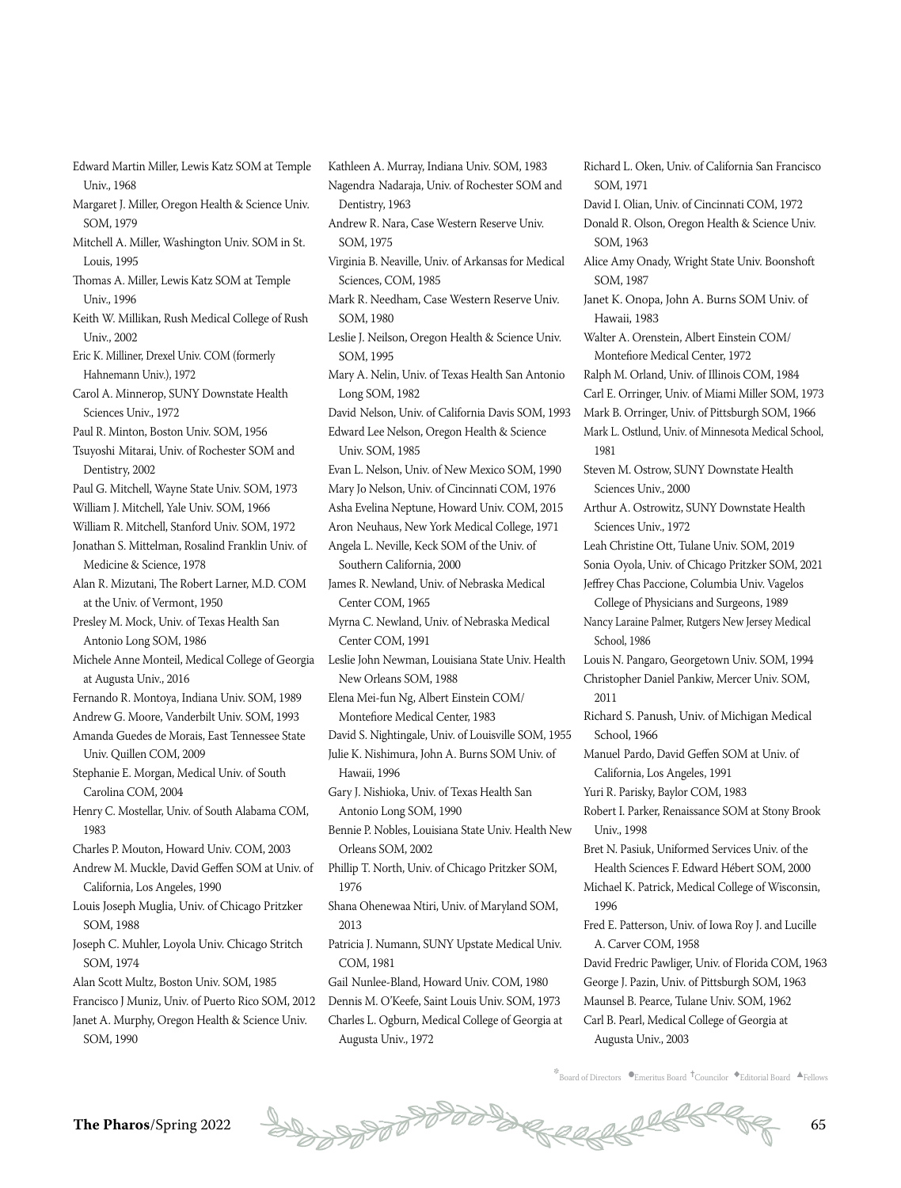Edward Martin Miller, Lewis Katz SOM at Temple Univ., 1968

Margaret J. Miller, Oregon Health & Science Univ. SOM, 1979

Mitchell A. Miller, Washington Univ. SOM in St. Louis, 1995

Thomas A. Miller, Lewis Katz SOM at Temple Univ., 1996

Keith W. Millikan, Rush Medical College of Rush Univ., 2002

Eric K. Milliner, Drexel Univ. COM (formerly Hahnemann Univ.), 1972

Carol A. Minnerop, SUNY Downstate Health Sciences Univ., 1972

Paul R. Minton, Boston Univ. SOM, 1956

Tsuyoshi Mitarai, Univ. of Rochester SOM and Dentistry, 2002

Paul G. Mitchell, Wayne State Univ. SOM, 1973

William J. Mitchell, Yale Univ. SOM, 1966

William R. Mitchell, Stanford Univ. SOM, 1972

Jonathan S. Mittelman, Rosalind Franklin Univ. of Medicine & Science, 1978

Alan R. Mizutani, The Robert Larner, M.D. COM at the Univ. of Vermont, 1950

Presley M. Mock, Univ. of Texas Health San Antonio Long SOM, 1986

Michele Anne Monteil, Medical College of Georgia at Augusta Univ., 2016

Fernando R. Montoya, Indiana Univ. SOM, 1989

Andrew G. Moore, Vanderbilt Univ. SOM, 1993

Amanda Guedes de Morais, East Tennessee State Univ. Quillen COM, 2009

Stephanie E. Morgan, Medical Univ. of South Carolina COM, 2004

Henry C. Mostellar, Univ. of South Alabama COM, 1983

Charles P. Mouton, Howard Univ. COM, 2003

Andrew M. Muckle, David Geffen SOM at Univ. of California, Los Angeles, 1990

Louis Joseph Muglia, Univ. of Chicago Pritzker SOM, 1988

Joseph C. Muhler, Loyola Univ. Chicago Stritch SOM, 1974

Alan Scott Multz, Boston Univ. SOM, 1985

Francisco J Muniz, Univ. of Puerto Rico SOM, 2012

Janet A. Murphy, Oregon Health & Science Univ. SOM, 1990

Kathleen A. Murray, Indiana Univ. SOM, 1983

Nagendra Nadaraja, Univ. of Rochester SOM and Dentistry, 1963

Andrew R. Nara, Case Western Reserve Univ. SOM, 1975

Virginia B. Neaville, Univ. of Arkansas for Medical Sciences, COM, 1985

Mark R. Needham, Case Western Reserve Univ. SOM, 1980

Leslie J. Neilson, Oregon Health & Science Univ. SOM, 1995

Mary A. Nelin, Univ. of Texas Health San Antonio Long SOM, 1982

David Nelson, Univ. of California Davis SOM, 1993

Edward Lee Nelson, Oregon Health & Science Univ. SOM, 1985

Evan L. Nelson, Univ. of New Mexico SOM, 1990

Mary Jo Nelson, Univ. of Cincinnati COM, 1976

Asha Evelina Neptune, Howard Univ. COM, 2015

Aron Neuhaus, New York Medical College, 1971

Angela L. Neville, Keck SOM of the Univ. of Southern California, 2000

James R. Newland, Univ. of Nebraska Medical Center COM, 1965

Myrna C. Newland, Univ. of Nebraska Medical Center COM, 1991

Leslie John Newman, Louisiana State Univ. Health New Orleans SOM, 1988

Elena Mei-fun Ng, Albert Einstein COM/ Montefiore Medical Center, 1983

David S. Nightingale, Univ. of Louisville SOM, 1955

Julie K. Nishimura, John A. Burns SOM Univ. of Hawaii, 1996

Gary J. Nishioka, Univ. of Texas Health San Antonio Long SOM, 1990

Bennie P. Nobles, Louisiana State Univ. Health New Orleans SOM, 2002

Phillip T. North, Univ. of Chicago Pritzker SOM, 1976

Shana Ohenewaa Ntiri, Univ. of Maryland SOM, 2013

Patricia J. Numann, SUNY Upstate Medical Univ. COM, 1981

Gail Nunlee-Bland, Howard Univ. COM, 1980

Dennis M. O'Keefe, Saint Louis Univ. SOM, 1973

Charles L. Ogburn, Medical College of Georgia at Augusta Univ., 1972

Richard L. Oken, Univ. of California San Francisco SOM, 1971

David I. Olian, Univ. of Cincinnati COM, 1972

Donald R. Olson, Oregon Health & Science Univ. SOM, 1963

Alice Amy Onady, Wright State Univ. Boonshoft SOM, 1987

Janet K. Onopa, John A. Burns SOM Univ. of Hawaii, 1983

Walter A. Orenstein, Albert Einstein COM/ Montefiore Medical Center, 1972

Ralph M. Orland, Univ. of Illinois COM, 1984

Carl E. Orringer, Univ. of Miami Miller SOM, 1973

Mark B. Orringer, Univ. of Pittsburgh SOM, 1966

Mark L. Ostlund, Univ. of Minnesota Medical School, 1981

Steven M. Ostrow, SUNY Downstate Health Sciences Univ., 2000

Arthur A. Ostrowitz, SUNY Downstate Health Sciences Univ., 1972

Leah Christine Ott, Tulane Univ. SOM, 2019

Sonia Oyola, Univ. of Chicago Pritzker SOM, 2021

Jeffrey Chas Paccione, Columbia Univ. Vagelos College of Physicians and Surgeons, 1989

Nancy Laraine Palmer, Rutgers New Jersey Medical School, 1986

Louis N. Pangaro, Georgetown Univ. SOM, 1994

Christopher Daniel Pankiw, Mercer Univ. SOM, 2011

Richard S. Panush, Univ. of Michigan Medical School, 1966

Manuel Pardo, David Geffen SOM at Univ. of California, Los Angeles, 1991

Yuri R. Parisky, Baylor COM, 1983

Robert I. Parker, Renaissance SOM at Stony Brook Univ., 1998

Bret N. Pasiuk, Uniformed Services Univ. of the Health Sciences F. Edward Hébert SOM, 2000

Michael K. Patrick, Medical College of Wisconsin, 1996

Fred E. Patterson, Univ. of Iowa Roy J. and Lucille A. Carver COM, 1958

David Fredric Pawliger, Univ. of Florida COM, 1963

George J. Pazin, Univ. of Pittsburgh SOM, 1963

Maunsel B. Pearce, Tulane Univ. SOM, 1962

Carl B. Pearl, Medical College of Georgia at Augusta Univ., 2003

*Board of Directors ●Emeritus Board †Councilor ◆Editorial Board ▲Fellows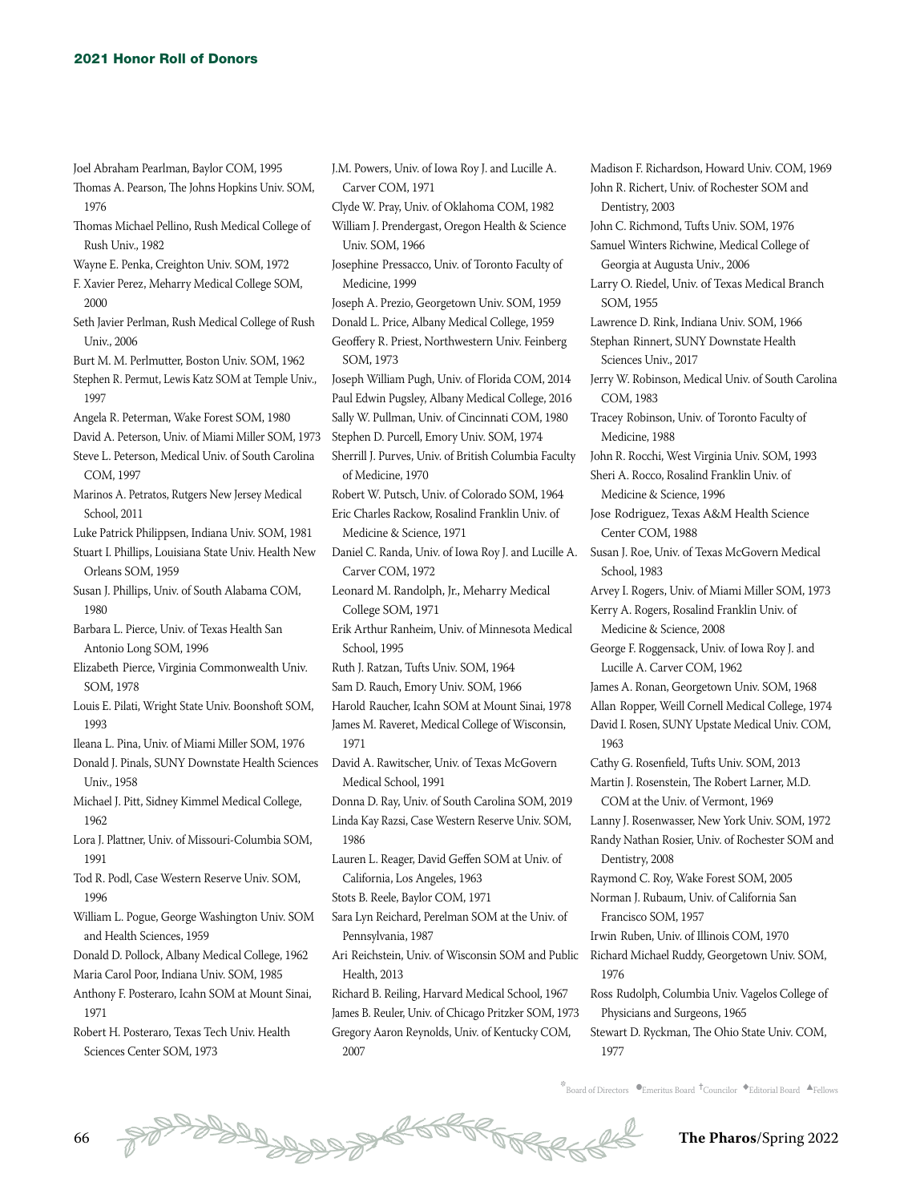Joel Abraham Pearlman, Baylor COM, 1995
Thomas A. Pearson, The Johns Hopkins Univ. SOM, 1976
Thomas Michael Pellino, Rush Medical College of Rush Univ., 1982
Wayne E. Penka, Creighton Univ. SOM, 1972
F. Xavier Perez, Meharry Medical College SOM, 2000
Seth Javier Perlman, Rush Medical College of Rush Univ., 2006
Burt M. M. Perlmutter, Boston Univ. SOM, 1962
Stephen R. Permut, Lewis Katz SOM at Temple Univ., 1997
Angela R. Peterman, Wake Forest SOM, 1980
David A. Peterson, Univ. of Miami Miller SOM, 1973
Steve L. Peterson, Medical Univ. of South Carolina COM, 1997
Marinos A. Petratos, Rutgers New Jersey Medical School, 2011
Luke Patrick Philippsen, Indiana Univ. SOM, 1981
Stuart I. Phillips, Louisiana State Univ. Health New Orleans SOM, 1959
Susan J. Phillips, Univ. of South Alabama COM, 1980
Barbara L. Pierce, Univ. of Texas Health San Antonio Long SOM, 1996
Elizabeth Pierce, Virginia Commonwealth Univ. SOM, 1978
Louis E. Pilati, Wright State Univ. Boonshoft SOM, 1993
Ileana L. Pina, Univ. of Miami Miller SOM, 1976
Donald J. Pinals, SUNY Downstate Health Sciences Univ., 1958
Michael J. Pitt, Sidney Kimmel Medical College, 1962
Lora J. Plattner, Univ. of Missouri-Columbia SOM, 1991
Tod R. Podl, Case Western Reserve Univ. SOM, 1996
William L. Pogue, George Washington Univ. SOM and Health Sciences, 1959
Donald D. Pollock, Albany Medical College, 1962
Maria Carol Poor, Indiana Univ. SOM, 1985
Anthony F. Posteraro, Icahn SOM at Mount Sinai, 1971
Robert H. Posteraro, Texas Tech Univ. Health Sciences Center SOM, 1973
J.M. Powers, Univ. of Iowa Roy J. and Lucille A. Carver COM, 1971
Clyde W. Pray, Univ. of Oklahoma COM, 1982
William J. Prendergast, Oregon Health & Science Univ. SOM, 1966
Josephine Pressacco, Univ. of Toronto Faculty of Medicine, 1999
Joseph A. Prezio, Georgetown Univ. SOM, 1959
Donald L. Price, Albany Medical College, 1959
Geoffery R. Priest, Northwestern Univ. Feinberg SOM, 1973
Joseph William Pugh, Univ. of Florida COM, 2014
Paul Edwin Pugsley, Albany Medical College, 2016
Sally W. Pullman, Univ. of Cincinnati COM, 1980
Stephen D. Purcell, Emory Univ. SOM, 1974
Sherrill J. Purves, Univ. of British Columbia Faculty of Medicine, 1970
Robert W. Putsch, Univ. of Colorado SOM, 1964
Eric Charles Rackow, Rosalind Franklin Univ. of Medicine & Science, 1971
Daniel C. Randa, Univ. of Iowa Roy J. and Lucille A. Carver COM, 1972
Leonard M. Randolph, Jr., Meharry Medical College SOM, 1971
Erik Arthur Ranheim, Univ. of Minnesota Medical School, 1995
Ruth J. Ratzan, Tufts Univ. SOM, 1964
Sam D. Rauch, Emory Univ. SOM, 1966
Harold Raucher, Icahn SOM at Mount Sinai, 1978
James M. Raveret, Medical College of Wisconsin, 1971
David A. Rawitscher, Univ. of Texas McGovern Medical School, 1991
Donna D. Ray, Univ. of South Carolina SOM, 2019
Linda Kay Razsi, Case Western Reserve Univ. SOM, 1986
Lauren L. Reager, David Geffen SOM at Univ. of California, Los Angeles, 1963
Stots B. Reele, Baylor COM, 1971
Sara Lyn Reichard, Perelman SOM at the Univ. of Pennsylvania, 1987
Ari Reichstein, Univ. of Wisconsin SOM and Public Health, 2013
Richard B. Reiling, Harvard Medical School, 1967
James B. Reuler, Univ. of Chicago Pritzker SOM, 1973
Gregory Aaron Reynolds, Univ. of Kentucky COM, 2007
Madison F. Richardson, Howard Univ. COM, 1969
John R. Richert, Univ. of Rochester SOM and Dentistry, 2003
John C. Richmond, Tufts Univ. SOM, 1976
Samuel Winters Richwine, Medical College of Georgia at Augusta Univ., 2006
Larry O. Riedel, Univ. of Texas Medical Branch SOM, 1955
Lawrence D. Rink, Indiana Univ. SOM, 1966
Stephan Rinnert, SUNY Downstate Health Sciences Univ., 2017
Jerry W. Robinson, Medical Univ. of South Carolina COM, 1983
Tracey Robinson, Univ. of Toronto Faculty of Medicine, 1988
John R. Rocchi, West Virginia Univ. SOM, 1993
Sheri A. Rocco, Rosalind Franklin Univ. of Medicine & Science, 1996
Jose Rodriguez, Texas A&M Health Science Center COM, 1988
Susan J. Roe, Univ. of Texas McGovern Medical School, 1983
Arvey I. Rogers, Univ. of Miami Miller SOM, 1973
Kerry A. Rogers, Rosalind Franklin Univ. of Medicine & Science, 2008
George F. Roggensack, Univ. of Iowa Roy J. and Lucille A. Carver COM, 1962
James A. Ronan, Georgetown Univ. SOM, 1968
Allan Ropper, Weill Cornell Medical College, 1974
David I. Rosen, SUNY Upstate Medical Univ. COM, 1963
Cathy G. Rosenfield, Tufts Univ. SOM, 2013
Martin J. Rosenstein, The Robert Larner, M.D. COM at the Univ. of Vermont, 1969
Lanny J. Rosenwasser, New York Univ. SOM, 1972
Randy Nathan Rosier, Univ. of Rochester SOM and Dentistry, 2008
Raymond C. Roy, Wake Forest SOM, 2005
Norman J. Rubaum, Univ. of California San Francisco SOM, 1957
Irwin Ruben, Univ. of Illinois COM, 1970
Richard Michael Ruddy, Georgetown Univ. SOM, 1976
Ross Rudolph, Columbia Univ. Vagelos College of Physicians and Surgeons, 1965
Stewart D. Ryckman, The Ohio State Univ. COM, 1977

*Board of Directors ●Emeritus Board †Councilor ◆Editorial Board ▲Fellows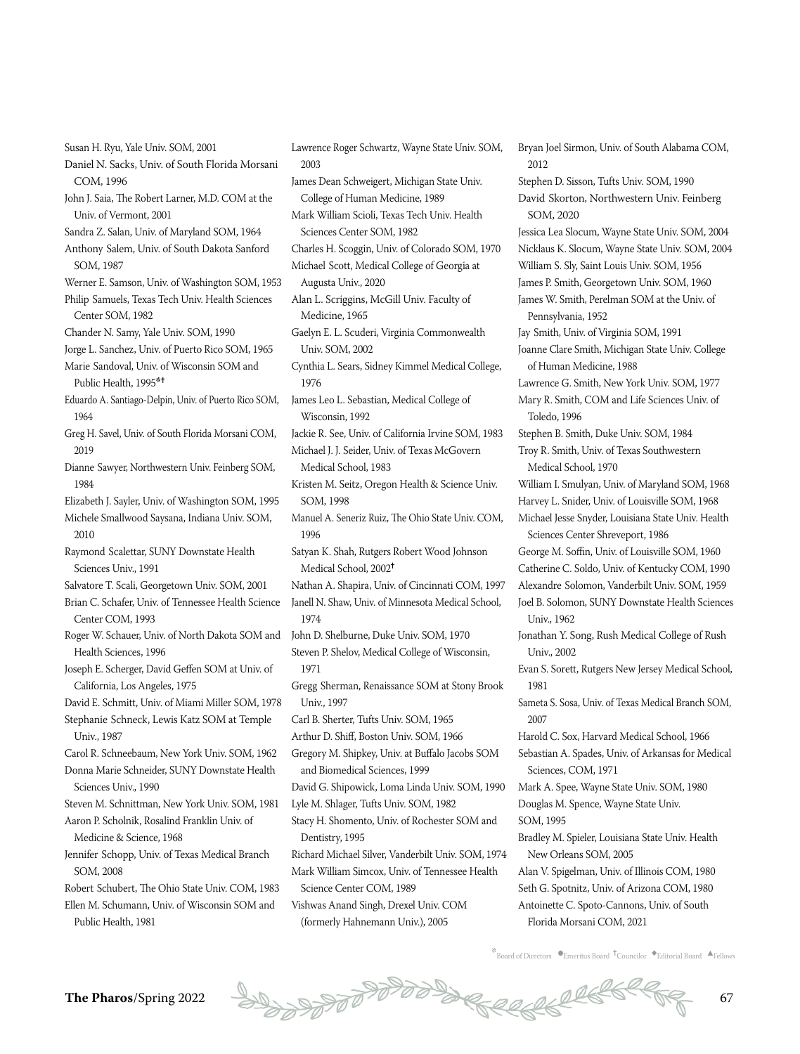Susan H. Ryu, Yale Univ. SOM, 2001

Daniel N. Sacks, Univ. of South Florida Morsani COM, 1996

John J. Saia, The Robert Larner, M.D. COM at the Univ. of Vermont, 2001

Sandra Z. Salan, Univ. of Maryland SOM, 1964

Anthony Salem, Univ. of South Dakota Sanford SOM, 1987

Werner E. Samson, Univ. of Washington SOM, 1953

Philip Samuels, Texas Tech Univ. Health Sciences Center SOM, 1982

Chander N. Samy, Yale Univ. SOM, 1990

Jorge L. Sanchez, Univ. of Puerto Rico SOM, 1965

Marie Sandoval, Univ. of Wisconsin SOM and Public Health, 1995*†

Eduardo A. Santiago-Delpin, Univ. of Puerto Rico SOM, 1964

Greg H. Savel, Univ. of South Florida Morsani COM, 2019

Dianne Sawyer, Northwestern Univ. Feinberg SOM, 1984

Elizabeth J. Sayler, Univ. of Washington SOM, 1995

Michele Smallwood Saysana, Indiana Univ. SOM, 2010

Raymond Scalettar, SUNY Downstate Health Sciences Univ., 1991

Salvatore T. Scali, Georgetown Univ. SOM, 2001

Brian C. Schafer, Univ. of Tennessee Health Science Center COM, 1993

Roger W. Schauer, Univ. of North Dakota SOM and Health Sciences, 1996

Joseph E. Scherger, David Geffen SOM at Univ. of California, Los Angeles, 1975

David E. Schmitt, Univ. of Miami Miller SOM, 1978

Stephanie Schneck, Lewis Katz SOM at Temple Univ., 1987

Carol R. Schneebaum, New York Univ. SOM, 1962

Donna Marie Schneider, SUNY Downstate Health Sciences Univ., 1990

Steven M. Schnittman, New York Univ. SOM, 1981

Aaron P. Scholnik, Rosalind Franklin Univ. of Medicine & Science, 1968

Jennifer Schopp, Univ. of Texas Medical Branch SOM, 2008

Robert Schubert, The Ohio State Univ. COM, 1983

Ellen M. Schumann, Univ. of Wisconsin SOM and Public Health, 1981

Lawrence Roger Schwartz, Wayne State Univ. SOM, 2003

James Dean Schweigert, Michigan State Univ. College of Human Medicine, 1989

Mark William Scioli, Texas Tech Univ. Health Sciences Center SOM, 1982

Charles H. Scoggin, Univ. of Colorado SOM, 1970

Michael Scott, Medical College of Georgia at Augusta Univ., 2020

Alan L. Scriggins, McGill Univ. Faculty of Medicine, 1965

Gaelyn E. L. Scuderi, Virginia Commonwealth Univ. SOM, 2002

Cynthia L. Sears, Sidney Kimmel Medical College, 1976

James Leo L. Sebastian, Medical College of Wisconsin, 1992

Jackie R. See, Univ. of California Irvine SOM, 1983

Michael J. J. Seider, Univ. of Texas McGovern Medical School, 1983

Kristen M. Seitz, Oregon Health & Science Univ. SOM, 1998

Manuel A. Seneriz Ruiz, The Ohio State Univ. COM, 1996

Satyan K. Shah, Rutgers Robert Wood Johnson Medical School, 2002†

Nathan A. Shapira, Univ. of Cincinnati COM, 1997

Janell N. Shaw, Univ. of Minnesota Medical School, 1974

John D. Shelburne, Duke Univ. SOM, 1970

Steven P. Shelov, Medical College of Wisconsin, 1971

Gregg Sherman, Renaissance SOM at Stony Brook Univ., 1997

Carl B. Sherter, Tufts Univ. SOM, 1965

Arthur D. Shiff, Boston Univ. SOM, 1966

Gregory M. Shipkey, Univ. at Buffalo Jacobs SOM and Biomedical Sciences, 1999

David G. Shipowick, Loma Linda Univ. SOM, 1990

Lyle M. Shlager, Tufts Univ. SOM, 1982

Stacy H. Shomento, Univ. of Rochester SOM and Dentistry, 1995

Richard Michael Silver, Vanderbilt Univ. SOM, 1974

Mark William Simcox, Univ. of Tennessee Health Science Center COM, 1989

Vishwas Anand Singh, Drexel Univ. COM (formerly Hahnemann Univ.), 2005

Bryan Joel Sirmon, Univ. of South Alabama COM, 2012

Stephen D. Sisson, Tufts Univ. SOM, 1990

David Skorton, Northwestern Univ. Feinberg SOM, 2020

Jessica Lea Slocum, Wayne State Univ. SOM, 2004

Nicklaus K. Slocum, Wayne State Univ. SOM, 2004

William S. Sly, Saint Louis Univ. SOM, 1956

James P. Smith, Georgetown Univ. SOM, 1960

James W. Smith, Perelman SOM at the Univ. of Pennsylvania, 1952

Jay Smith, Univ. of Virginia SOM, 1991

Joanne Clare Smith, Michigan State Univ. College of Human Medicine, 1988

Lawrence G. Smith, New York Univ. SOM, 1977

Mary R. Smith, COM and Life Sciences Univ. of Toledo, 1996

Stephen B. Smith, Duke Univ. SOM, 1984

Troy R. Smith, Univ. of Texas Southwestern Medical School, 1970

William I. Smulyan, Univ. of Maryland SOM, 1968

Harvey L. Snider, Univ. of Louisville SOM, 1968

Michael Jesse Snyder, Louisiana State Univ. Health Sciences Center Shreveport, 1986

George M. Soffin, Univ. of Louisville SOM, 1960

Catherine C. Soldo, Univ. of Kentucky COM, 1990

Alexandre Solomon, Vanderbilt Univ. SOM, 1959

Joel B. Solomon, SUNY Downstate Health Sciences Univ., 1962

Jonathan Y. Song, Rush Medical College of Rush Univ., 2002

Evan S. Sorett, Rutgers New Jersey Medical School, 1981

Sameta S. Sosa, Univ. of Texas Medical Branch SOM, 2007

Harold C. Sox, Harvard Medical School, 1966

Sebastian A. Spades, Univ. of Arkansas for Medical Sciences, COM, 1971

Mark A. Spee, Wayne State Univ. SOM, 1980

Douglas M. Spence, Wayne State Univ. SOM, 1995

Bradley M. Spieler, Louisiana State Univ. Health New Orleans SOM, 2005

Alan V. Spigelman, Univ. of Illinois COM, 1980

Seth G. Spotnitz, Univ. of Arizona COM, 1980

Antoinette C. Spoto-Cannons, Univ. of South Florida Morsani COM, 2021

*Board of Directors ●Emeritus Board †Councilor ◆Editorial Board ▲Fellows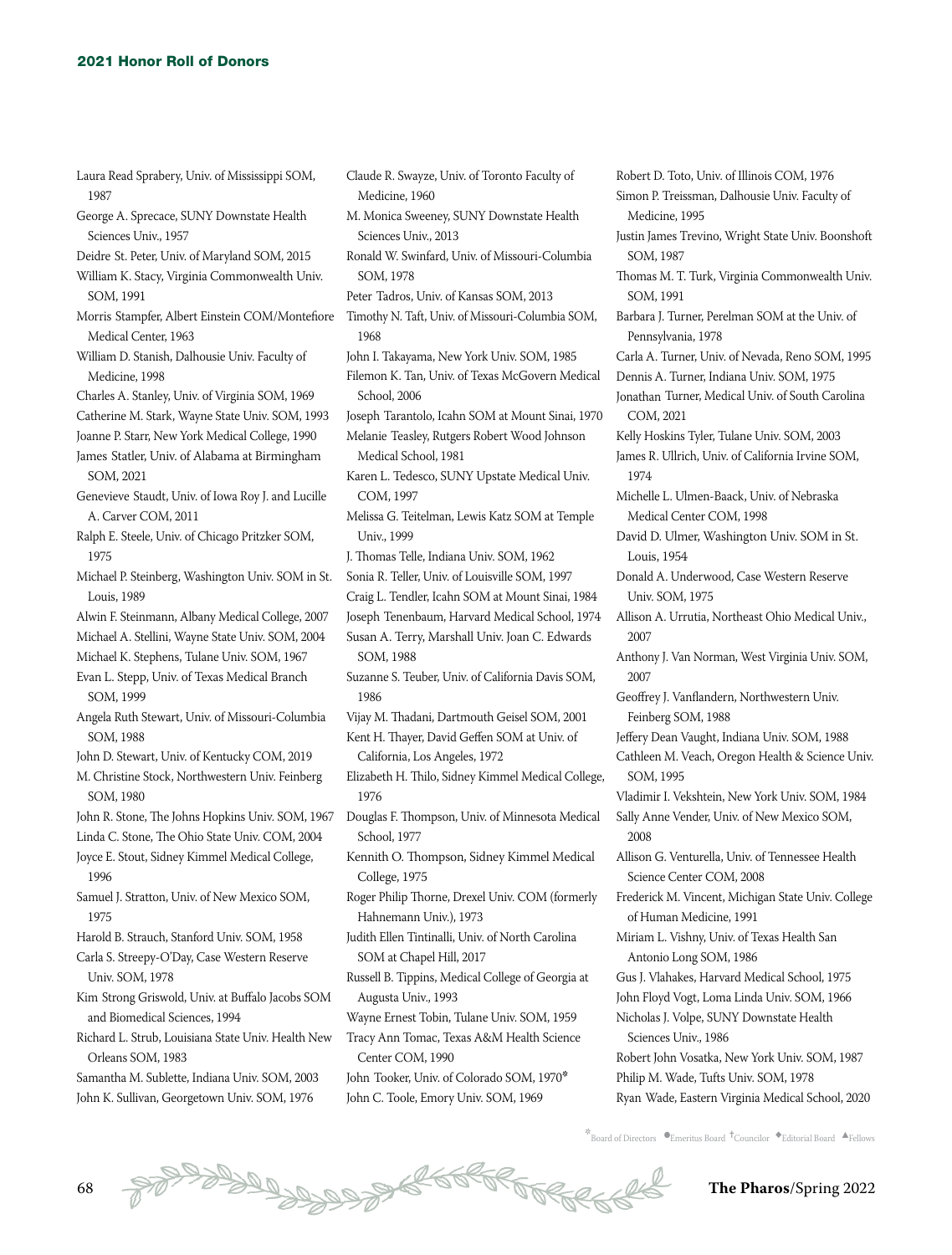Laura Read Sprabery, Univ. of Mississippi SOM, 1987
George A. Sprecace, SUNY Downstate Health Sciences Univ., 1957
Deidre St. Peter, Univ. of Maryland SOM, 2015
William K. Stacy, Virginia Commonwealth Univ. SOM, 1991
Morris Stampfer, Albert Einstein COM/Montefiore Medical Center, 1963
William D. Stanish, Dalhousie Univ. Faculty of Medicine, 1998
Charles A. Stanley, Univ. of Virginia SOM, 1969
Catherine M. Stark, Wayne State Univ. SOM, 1993
Joanne P. Starr, New York Medical College, 1990
James Statler, Univ. of Alabama at Birmingham SOM, 2021
Genevieve Staudt, Univ. of Iowa Roy J. and Lucille A. Carver COM, 2011
Ralph E. Steele, Univ. of Chicago Pritzker SOM, 1975
Michael P. Steinberg, Washington Univ. SOM in St. Louis, 1989
Alwin F. Steinmann, Albany Medical College, 2007
Michael A. Stellini, Wayne State Univ. SOM, 2004
Michael K. Stephens, Tulane Univ. SOM, 1967
Evan L. Stepp, Univ. of Texas Medical Branch SOM, 1999
Angela Ruth Stewart, Univ. of Missouri-Columbia SOM, 1988
John D. Stewart, Univ. of Kentucky COM, 2019
M. Christine Stock, Northwestern Univ. Feinberg SOM, 1980
John R. Stone, The Johns Hopkins Univ. SOM, 1967
Linda C. Stone, The Ohio State Univ. COM, 2004
Joyce E. Stout, Sidney Kimmel Medical College, 1996
Samuel J. Stratton, Univ. of New Mexico SOM, 1975
Harold B. Strauch, Stanford Univ. SOM, 1958
Carla S. Streepy-O'Day, Case Western Reserve Univ. SOM, 1978
Kim Strong Griswold, Univ. at Buffalo Jacobs SOM and Biomedical Sciences, 1994
Richard L. Strub, Louisiana State Univ. Health New Orleans SOM, 1983
Samantha M. Sublette, Indiana Univ. SOM, 2003
John K. Sullivan, Georgetown Univ. SOM, 1976
Claude R. Swayze, Univ. of Toronto Faculty of Medicine, 1960
M. Monica Sweeney, SUNY Downstate Health Sciences Univ., 2013
Ronald W. Swinfard, Univ. of Missouri-Columbia SOM, 1978
Peter Tadros, Univ. of Kansas SOM, 2013
Timothy N. Taft, Univ. of Missouri-Columbia SOM, 1968
John I. Takayama, New York Univ. SOM, 1985
Filemon K. Tan, Univ. of Texas McGovern Medical School, 2006
Joseph Tarantolo, Icahn SOM at Mount Sinai, 1970
Melanie Teasley, Rutgers Robert Wood Johnson Medical School, 1981
Karen L. Tedesco, SUNY Upstate Medical Univ. COM, 1997
Melissa G. Teitelman, Lewis Katz SOM at Temple Univ., 1999
J. Thomas Telle, Indiana Univ. SOM, 1962
Sonia R. Teller, Univ. of Louisville SOM, 1997
Craig L. Tendler, Icahn SOM at Mount Sinai, 1984
Joseph Tenenbaum, Harvard Medical School, 1974
Susan A. Terry, Marshall Univ. Joan C. Edwards SOM, 1988
Suzanne S. Teuber, Univ. of California Davis SOM, 1986
Vijay M. Thadani, Dartmouth Geisel SOM, 2001
Kent H. Thayer, David Geffen SOM at Univ. of California, Los Angeles, 1972
Elizabeth H. Thilo, Sidney Kimmel Medical College, 1976
Douglas F. Thompson, Univ. of Minnesota Medical School, 1977
Kennith O. Thompson, Sidney Kimmel Medical College, 1975
Roger Philip Thorne, Drexel Univ. COM (formerly Hahnemann Univ.), 1973
Judith Ellen Tintinalli, Univ. of North Carolina SOM at Chapel Hill, 2017
Russell B. Tippins, Medical College of Georgia at Augusta Univ., 1993
Wayne Ernest Tobin, Tulane Univ. SOM, 1959
Tracy Ann Tomac, Texas A&M Health Science Center COM, 1990
John Tooker, Univ. of Colorado SOM, 1970*
John C. Toole, Emory Univ. SOM, 1969
Robert D. Toto, Univ. of Illinois COM, 1976
Simon P. Treissman, Dalhousie Univ. Faculty of Medicine, 1995
Justin James Trevino, Wright State Univ. Boonshoft SOM, 1987
Thomas M. T. Turk, Virginia Commonwealth Univ. SOM, 1991
Barbara J. Turner, Perelman SOM at the Univ. of Pennsylvania, 1978
Carla A. Turner, Univ. of Nevada, Reno SOM, 1995
Dennis A. Turner, Indiana Univ. SOM, 1975
Jonathan Turner, Medical Univ. of South Carolina COM, 2021
Kelly Hoskins Tyler, Tulane Univ. SOM, 2003
James R. Ullrich, Univ. of California Irvine SOM, 1974
Michelle L. Ulmen-Baack, Univ. of Nebraska Medical Center COM, 1998
David D. Ulmer, Washington Univ. SOM in St. Louis, 1954
Donald A. Underwood, Case Western Reserve Univ. SOM, 1975
Allison A. Urrutia, Northeast Ohio Medical Univ., 2007
Anthony J. Van Norman, West Virginia Univ. SOM, 2007
Geoffrey J. Vanflandern, Northwestern Univ. Feinberg SOM, 1988
Jeffery Dean Vaught, Indiana Univ. SOM, 1988
Cathleen M. Veach, Oregon Health & Science Univ. SOM, 1995
Vladimir I. Vekshtein, New York Univ. SOM, 1984
Sally Anne Vender, Univ. of New Mexico SOM, 2008
Allison G. Venturella, Univ. of Tennessee Health Science Center COM, 2008
Frederick M. Vincent, Michigan State Univ. College of Human Medicine, 1991
Miriam L. Vishny, Univ. of Texas Health San Antonio Long SOM, 1986
Gus J. Vlahakes, Harvard Medical School, 1975
John Floyd Vogt, Loma Linda Univ. SOM, 1966
Nicholas J. Volpe, SUNY Downstate Health Sciences Univ., 1986
Robert John Vosatka, New York Univ. SOM, 1987
Philip M. Wade, Tufts Univ. SOM, 1978
Ryan Wade, Eastern Virginia Medical School, 2020

*Board of Directors ●Emeritus Board †Councilor ◆Editorial Board ▲Fellows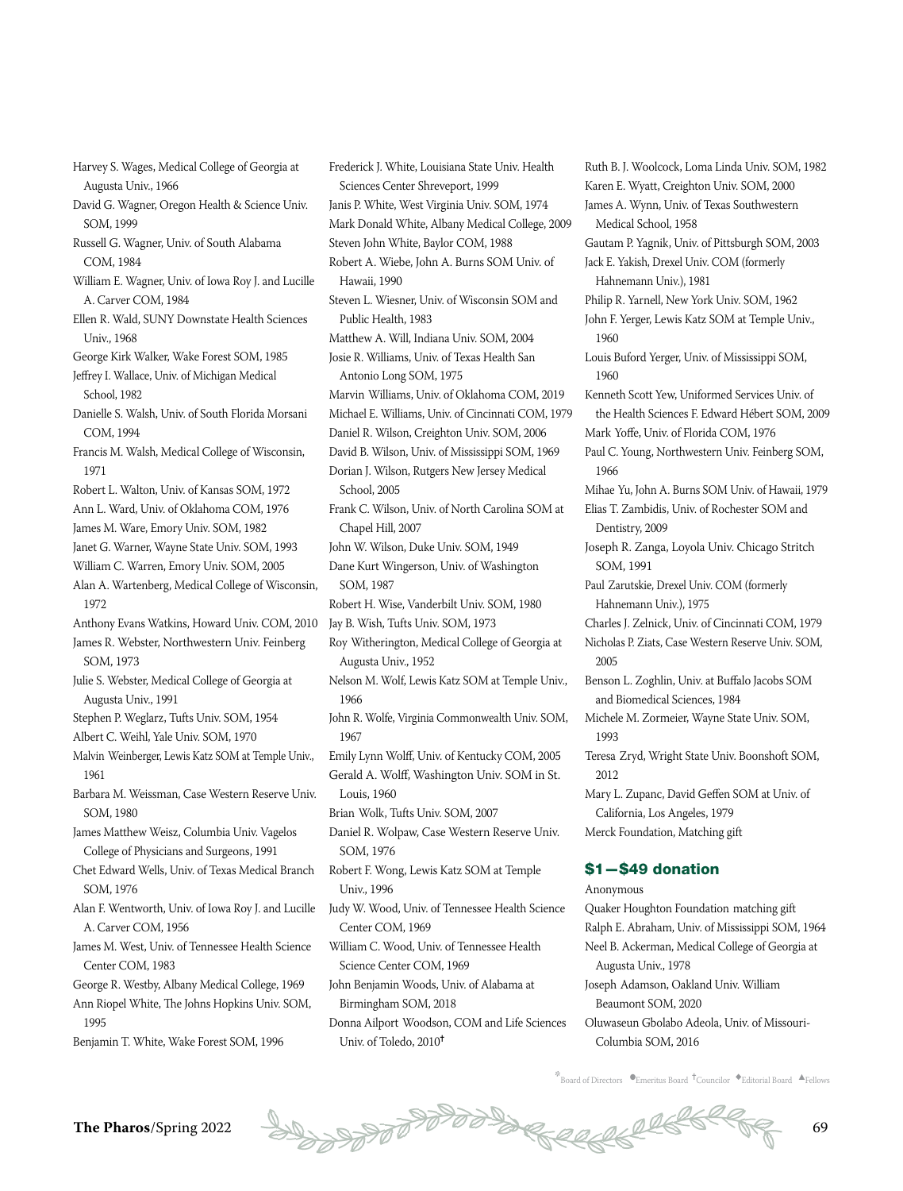Harvey S. Wages, Medical College of Georgia at Augusta Univ., 1966
David G. Wagner, Oregon Health & Science Univ. SOM, 1999
Russell G. Wagner, Univ. of South Alabama COM, 1984
William E. Wagner, Univ. of Iowa Roy J. and Lucille A. Carver COM, 1984
Ellen R. Wald, SUNY Downstate Health Sciences Univ., 1968
George Kirk Walker, Wake Forest SOM, 1985
Jeffrey I. Wallace, Univ. of Michigan Medical School, 1982
Danielle S. Walsh, Univ. of South Florida Morsani COM, 1994
Francis M. Walsh, Medical College of Wisconsin, 1971
Robert L. Walton, Univ. of Kansas SOM, 1972
Ann L. Ward, Univ. of Oklahoma COM, 1976
James M. Ware, Emory Univ. SOM, 1982
Janet G. Warner, Wayne State Univ. SOM, 1993
William C. Warren, Emory Univ. SOM, 2005
Alan A. Wartenberg, Medical College of Wisconsin, 1972
Anthony Evans Watkins, Howard Univ. COM, 2010
James R. Webster, Northwestern Univ. Feinberg SOM, 1973
Julie S. Webster, Medical College of Georgia at Augusta Univ., 1991
Stephen P. Weglarz, Tufts Univ. SOM, 1954
Albert C. Weihl, Yale Univ. SOM, 1970
Malvin Weinberger, Lewis Katz SOM at Temple Univ., 1961
Barbara M. Weissman, Case Western Reserve Univ. SOM, 1980
James Matthew Weisz, Columbia Univ. Vagelos College of Physicians and Surgeons, 1991
Chet Edward Wells, Univ. of Texas Medical Branch SOM, 1976
Alan F. Wentworth, Univ. of Iowa Roy J. and Lucille A. Carver COM, 1956
James M. West, Univ. of Tennessee Health Science Center COM, 1983
George R. Westby, Albany Medical College, 1969
Ann Riopel White, The Johns Hopkins Univ. SOM, 1995
Benjamin T. White, Wake Forest SOM, 1996
Frederick J. White, Louisiana State Univ. Health Sciences Center Shreveport, 1999
Janis P. White, West Virginia Univ. SOM, 1974
Mark Donald White, Albany Medical College, 2009
Steven John White, Baylor COM, 1988
Robert A. Wiebe, John A. Burns SOM Univ. of Hawaii, 1990
Steven L. Wiesner, Univ. of Wisconsin SOM and Public Health, 1983
Matthew A. Will, Indiana Univ. SOM, 2004
Josie R. Williams, Univ. of Texas Health San Antonio Long SOM, 1975
Marvin Williams, Univ. of Oklahoma COM, 2019
Michael E. Williams, Univ. of Cincinnati COM, 1979
Daniel R. Wilson, Creighton Univ. SOM, 2006
David B. Wilson, Univ. of Mississippi SOM, 1969
Dorian J. Wilson, Rutgers New Jersey Medical School, 2005
Frank C. Wilson, Univ. of North Carolina SOM at Chapel Hill, 2007
John W. Wilson, Duke Univ. SOM, 1949
Dane Kurt Wingerson, Univ. of Washington SOM, 1987
Robert H. Wise, Vanderbilt Univ. SOM, 1980
Jay B. Wish, Tufts Univ. SOM, 1973
Roy Witherington, Medical College of Georgia at Augusta Univ., 1952
Nelson M. Wolf, Lewis Katz SOM at Temple Univ., 1966
John R. Wolfe, Virginia Commonwealth Univ. SOM, 1967
Emily Lynn Wolff, Univ. of Kentucky COM, 2005
Gerald A. Wolff, Washington Univ. SOM in St. Louis, 1960
Brian Wolk, Tufts Univ. SOM, 2007
Daniel R. Wolpaw, Case Western Reserve Univ. SOM, 1976
Robert F. Wong, Lewis Katz SOM at Temple Univ., 1996
Judy W. Wood, Univ. of Tennessee Health Science Center COM, 1969
William C. Wood, Univ. of Tennessee Health Science Center COM, 1969
John Benjamin Woods, Univ. of Alabama at Birmingham SOM, 2018
Donna Ailport Woodson, COM and Life Sciences Univ. of Toledo, 2010†
Ruth B. J. Woolcock, Loma Linda Univ. SOM, 1982
Karen E. Wyatt, Creighton Univ. SOM, 2000
James A. Wynn, Univ. of Texas Southwestern Medical School, 1958
Gautam P. Yagnik, Univ. of Pittsburgh SOM, 2003
Jack E. Yakish, Drexel Univ. COM (formerly Hahnemann Univ.), 1981
Philip R. Yarnell, New York Univ. SOM, 1962
John F. Yerger, Lewis Katz SOM at Temple Univ., 1960
Louis Buford Yerger, Univ. of Mississippi SOM, 1960
Kenneth Scott Yew, Uniformed Services Univ. of the Health Sciences F. Edward Hébert SOM, 2009
Mark Yoffe, Univ. of Florida COM, 1976
Paul C. Young, Northwestern Univ. Feinberg SOM, 1966
Mihae Yu, John A. Burns SOM Univ. of Hawaii, 1979
Elias T. Zambidis, Univ. of Rochester SOM and Dentistry, 2009
Joseph R. Zanga, Loyola Univ. Chicago Stritch SOM, 1991
Paul Zarutskie, Drexel Univ. COM (formerly Hahnemann Univ.), 1975
Charles J. Zelnick, Univ. of Cincinnati COM, 1979
Nicholas P. Ziats, Case Western Reserve Univ. SOM, 2005
Benson L. Zoghlin, Univ. at Buffalo Jacobs SOM and Biomedical Sciences, 1984
Michele M. Zormeier, Wayne State Univ. SOM, 1993
Teresa Zryd, Wright State Univ. Boonshoft SOM, 2012
Mary L. Zupanc, David Geffen SOM at Univ. of California, Los Angeles, 1979
Merck Foundation, Matching gift

## $1—$49 donation

Anonymous
Quaker Houghton Foundation matching gift
Ralph E. Abraham, Univ. of Mississippi SOM, 1964
Neel B. Ackerman, Medical College of Georgia at Augusta Univ., 1978
Joseph Adamson, Oakland Univ. William Beaumont SOM, 2020
Oluwaseun Gbolabo Adeola, Univ. of Missouri-Columbia SOM, 2016

*Board of Directors ●Emeritus Board †Councilor ◆Editorial Board ▲Fellows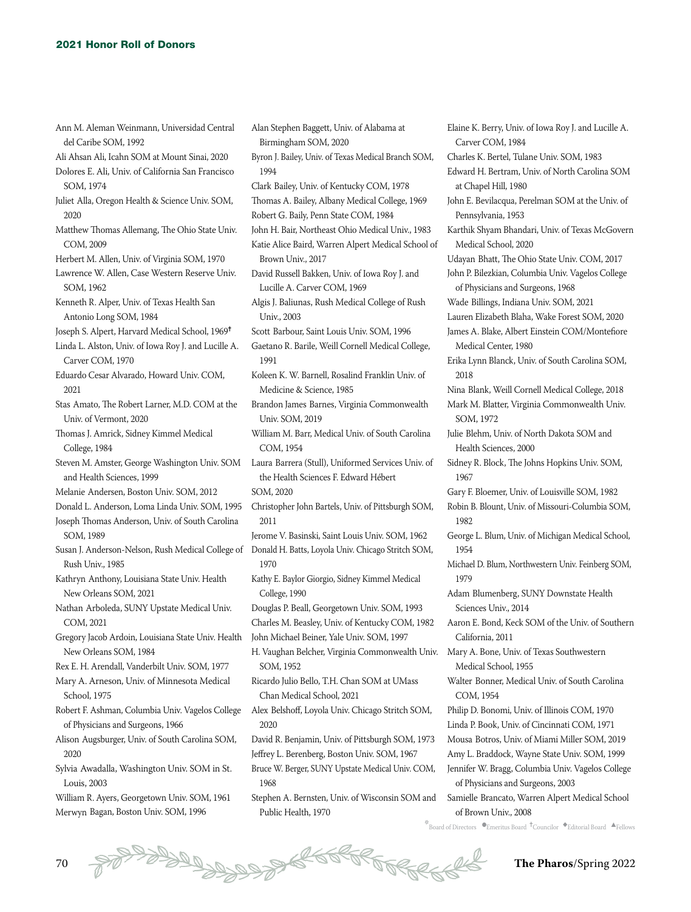Ann M. Aleman Weinmann, Universidad Central del Caribe SOM, 1992
Ali Ahsan Ali, Icahn SOM at Mount Sinai, 2020
Dolores E. Ali, Univ. of California San Francisco SOM, 1974
Juliet Alla, Oregon Health & Science Univ. SOM, 2020
Matthew Thomas Allemang, The Ohio State Univ. COM, 2009
Herbert M. Allen, Univ. of Virginia SOM, 1970
Lawrence W. Allen, Case Western Reserve Univ. SOM, 1962
Kenneth R. Alper, Univ. of Texas Health San Antonio Long SOM, 1984
Joseph S. Alpert, Harvard Medical School, 1969†
Linda L. Alston, Univ. of Iowa Roy J. and Lucille A. Carver COM, 1970
Eduardo Cesar Alvarado, Howard Univ. COM, 2021
Stas Amato, The Robert Larner, M.D. COM at the Univ. of Vermont, 2020
Thomas J. Amrick, Sidney Kimmel Medical College, 1984
Steven M. Amster, George Washington Univ. SOM and Health Sciences, 1999
Melanie Andersen, Boston Univ. SOM, 2012
Donald L. Anderson, Loma Linda Univ. SOM, 1995
Joseph Thomas Anderson, Univ. of South Carolina SOM, 1989
Susan J. Anderson-Nelson, Rush Medical College of Rush Univ., 1985
Kathryn Anthony, Louisiana State Univ. Health New Orleans SOM, 2021
Nathan Arboleda, SUNY Upstate Medical Univ. COM, 2021
Gregory Jacob Ardoin, Louisiana State Univ. Health New Orleans SOM, 1984
Rex E. H. Arendall, Vanderbilt Univ. SOM, 1977
Mary A. Arneson, Univ. of Minnesota Medical School, 1975
Robert F. Ashman, Columbia Univ. Vagelos College of Physicians and Surgeons, 1966
Alison Augsburger, Univ. of South Carolina SOM, 2020
Sylvia Awadalla, Washington Univ. SOM in St. Louis, 2003
William R. Ayers, Georgetown Univ. SOM, 1961
Merwyn Bagan, Boston Univ. SOM, 1996
Alan Stephen Baggett, Univ. of Alabama at Birmingham SOM, 2020
Byron J. Bailey, Univ. of Texas Medical Branch SOM, 1994
Clark Bailey, Univ. of Kentucky COM, 1978
Thomas A. Bailey, Albany Medical College, 1969
Robert G. Baily, Penn State COM, 1984
John H. Bair, Northeast Ohio Medical Univ., 1983
Katie Alice Baird, Warren Alpert Medical School of Brown Univ., 2017
David Russell Bakken, Univ. of Iowa Roy J. and Lucille A. Carver COM, 1969
Algis J. Baliunas, Rush Medical College of Rush Univ., 2003
Scott Barbour, Saint Louis Univ. SOM, 1996
Gaetano R. Barile, Weill Cornell Medical College, 1991
Koleen K. W. Barnell, Rosalind Franklin Univ. of Medicine & Science, 1985
Brandon James Barnes, Virginia Commonwealth Univ. SOM, 2019
William M. Barr, Medical Univ. of South Carolina COM, 1954
Laura Barrera (Stull), Uniformed Services Univ. of the Health Sciences F. Edward Hébert SOM, 2020
Christopher John Bartels, Univ. of Pittsburgh SOM, 2011
Jerome V. Basinski, Saint Louis Univ. SOM, 1962
Donald H. Batts, Loyola Univ. Chicago Stritch SOM, 1970
Kathy E. Baylor Giorgio, Sidney Kimmel Medical College, 1990
Douglas P. Beall, Georgetown Univ. SOM, 1993
Charles M. Beasley, Univ. of Kentucky COM, 1982
John Michael Beiner, Yale Univ. SOM, 1997
H. Vaughan Belcher, Virginia Commonwealth Univ. SOM, 1952
Ricardo Julio Bello, T.H. Chan SOM at UMass Chan Medical School, 2021
Alex Belshoff, Loyola Univ. Chicago Stritch SOM, 2020
David R. Benjamin, Univ. of Pittsburgh SOM, 1973
Jeffrey L. Berenberg, Boston Univ. SOM, 1967
Bruce W. Berger, SUNY Upstate Medical Univ. COM, 1968
Stephen A. Bernsten, Univ. of Wisconsin SOM and Public Health, 1970
Elaine K. Berry, Univ. of Iowa Roy J. and Lucille A. Carver COM, 1984
Charles K. Bertel, Tulane Univ. SOM, 1983
Edward H. Bertram, Univ. of North Carolina SOM at Chapel Hill, 1980
John E. Bevilacqua, Perelman SOM at the Univ. of Pennsylvania, 1953
Karthik Shyam Bhandari, Univ. of Texas McGovern Medical School, 2020
Udayan Bhatt, The Ohio State Univ. COM, 2017
John P. Bilezkian, Columbia Univ. Vagelos College of Physicians and Surgeons, 1968
Wade Billings, Indiana Univ. SOM, 2021
Lauren Elizabeth Blaha, Wake Forest SOM, 2020
James A. Blake, Albert Einstein COM/Montefiore Medical Center, 1980
Erika Lynn Blanck, Univ. of South Carolina SOM, 2018
Nina Blank, Weill Cornell Medical College, 2018
Mark M. Blatter, Virginia Commonwealth Univ. SOM, 1972
Julie Blehm, Univ. of North Dakota SOM and Health Sciences, 2000
Sidney R. Block, The Johns Hopkins Univ. SOM, 1967
Gary F. Bloemer, Univ. of Louisville SOM, 1982
Robin B. Blount, Univ. of Missouri-Columbia SOM, 1982
George L. Blum, Univ. of Michigan Medical School, 1954
Michael D. Blum, Northwestern Univ. Feinberg SOM, 1979
Adam Blumenberg, SUNY Downstate Health Sciences Univ., 2014
Aaron E. Bond, Keck SOM of the Univ. of Southern California, 2011
Mary A. Bone, Univ. of Texas Southwestern Medical School, 1955
Walter Bonner, Medical Univ. of South Carolina COM, 1954
Philip D. Bonomi, Univ. of Illinois COM, 1970
Linda P. Book, Univ. of Cincinnati COM, 1971
Mousa Botros, Univ. of Miami Miller SOM, 2019
Amy L. Braddock, Wayne State Univ. SOM, 1999
Jennifer W. Bragg, Columbia Univ. Vagelos College of Physicians and Surgeons, 2003
Samielle Brancato, Warren Alpert Medical School of Brown Univ., 2008

*Board of Directors ●Emeritus Board †Councilor ◆Editorial Board ▲Fellows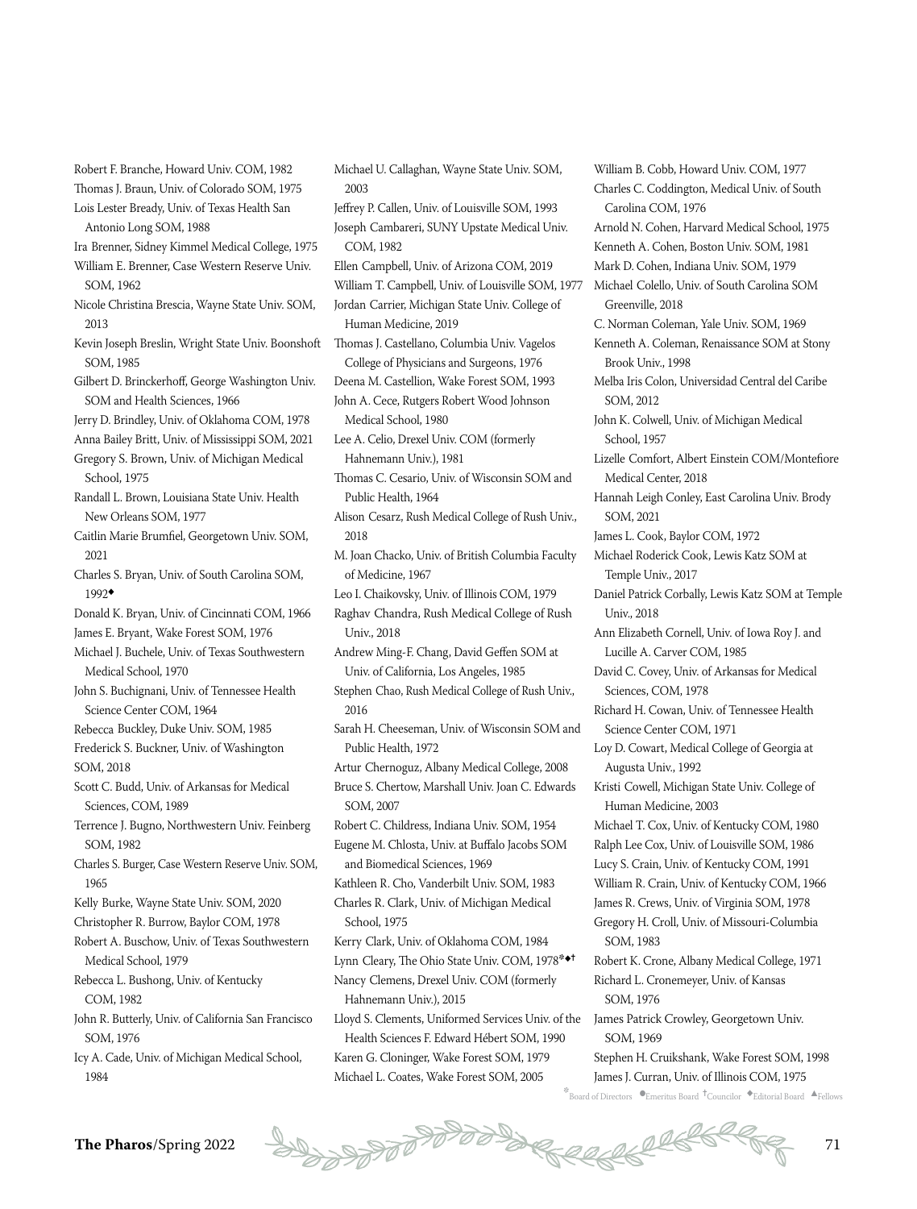Robert F. Branche, Howard Univ. COM, 1982
Thomas J. Braun, Univ. of Colorado SOM, 1975
Lois Lester Bready, Univ. of Texas Health San Antonio Long SOM, 1988
Ira Brenner, Sidney Kimmel Medical College, 1975
William E. Brenner, Case Western Reserve Univ. SOM, 1962
Nicole Christina Brescia, Wayne State Univ. SOM, 2013
Kevin Joseph Breslin, Wright State Univ. Boonshoft SOM, 1985
Gilbert D. Brinckerhoff, George Washington Univ. SOM and Health Sciences, 1966
Jerry D. Brindley, Univ. of Oklahoma COM, 1978
Anna Bailey Britt, Univ. of Mississippi SOM, 2021
Gregory S. Brown, Univ. of Michigan Medical School, 1975
Randall L. Brown, Louisiana State Univ. Health New Orleans SOM, 1977
Caitlin Marie Brumfiel, Georgetown Univ. SOM, 2021
Charles S. Bryan, Univ. of South Carolina SOM, 1992◆
Donald K. Bryan, Univ. of Cincinnati COM, 1966
James E. Bryant, Wake Forest SOM, 1976
Michael J. Buchele, Univ. of Texas Southwestern Medical School, 1970
John S. Buchignani, Univ. of Tennessee Health Science Center COM, 1964
Rebecca Buckley, Duke Univ. SOM, 1985
Frederick S. Buckner, Univ. of Washington SOM, 2018
Scott C. Budd, Univ. of Arkansas for Medical Sciences, COM, 1989
Terrence J. Bugno, Northwestern Univ. Feinberg SOM, 1982
Charles S. Burger, Case Western Reserve Univ. SOM, 1965
Kelly Burke, Wayne State Univ. SOM, 2020
Christopher R. Burrow, Baylor COM, 1978
Robert A. Buschow, Univ. of Texas Southwestern Medical School, 1979
Rebecca L. Bushong, Univ. of Kentucky COM, 1982
John R. Butterly, Univ. of California San Francisco SOM, 1976
Icy A. Cade, Univ. of Michigan Medical School, 1984
Michael U. Callaghan, Wayne State Univ. SOM, 2003
Jeffrey P. Callen, Univ. of Louisville SOM, 1993
Joseph Cambareri, SUNY Upstate Medical Univ. COM, 1982
Ellen Campbell, Univ. of Arizona COM, 2019
William T. Campbell, Univ. of Louisville SOM, 1977
Jordan Carrier, Michigan State Univ. College of Human Medicine, 2019
Thomas J. Castellano, Columbia Univ. Vagelos College of Physicians and Surgeons, 1976
Deena M. Castellion, Wake Forest SOM, 1993
John A. Cece, Rutgers Robert Wood Johnson Medical School, 1980
Lee A. Celio, Drexel Univ. COM (formerly Hahnemann Univ.), 1981
Thomas C. Cesario, Univ. of Wisconsin SOM and Public Health, 1964
Alison Cesarz, Rush Medical College of Rush Univ., 2018
M. Joan Chacko, Univ. of British Columbia Faculty of Medicine, 1967
Leo I. Chaikovsky, Univ. of Illinois COM, 1979
Raghav Chandra, Rush Medical College of Rush Univ., 2018
Andrew Ming-F. Chang, David Geffen SOM at Univ. of California, Los Angeles, 1985
Stephen Chao, Rush Medical College of Rush Univ., 2016
Sarah H. Cheeseman, Univ. of Wisconsin SOM and Public Health, 1972
Artur Chernoguz, Albany Medical College, 2008
Bruce S. Chertow, Marshall Univ. Joan C. Edwards SOM, 2007
Robert C. Childress, Indiana Univ. SOM, 1954
Eugene M. Chlosta, Univ. at Buffalo Jacobs SOM and Biomedical Sciences, 1969
Kathleen R. Cho, Vanderbilt Univ. SOM, 1983
Charles R. Clark, Univ. of Michigan Medical School, 1975
Kerry Clark, Univ. of Oklahoma COM, 1984
Lynn Cleary, The Ohio State Univ. COM, 1978*◆†
Nancy Clemens, Drexel Univ. COM (formerly Hahnemann Univ.), 2015
Lloyd S. Clements, Uniformed Services Univ. of the Health Sciences F. Edward Hébert SOM, 1990
Karen G. Cloninger, Wake Forest SOM, 1979
Michael L. Coates, Wake Forest SOM, 2005
William B. Cobb, Howard Univ. COM, 1977
Charles C. Coddington, Medical Univ. of South Carolina COM, 1976
Arnold N. Cohen, Harvard Medical School, 1975
Kenneth A. Cohen, Boston Univ. SOM, 1981
Mark D. Cohen, Indiana Univ. SOM, 1979
Michael Colello, Univ. of South Carolina SOM Greenville, 2018
C. Norman Coleman, Yale Univ. SOM, 1969
Kenneth A. Coleman, Renaissance SOM at Stony Brook Univ., 1998
Melba Iris Colon, Universidad Central del Caribe SOM, 2012
John K. Colwell, Univ. of Michigan Medical School, 1957
Lizelle Comfort, Albert Einstein COM/Montefiore Medical Center, 2018
Hannah Leigh Conley, East Carolina Univ. Brody SOM, 2021
James L. Cook, Baylor COM, 1972
Michael Roderick Cook, Lewis Katz SOM at Temple Univ., 2017
Daniel Patrick Corbally, Lewis Katz SOM at Temple Univ., 2018
Ann Elizabeth Cornell, Univ. of Iowa Roy J. and Lucille A. Carver COM, 1985
David C. Covey, Univ. of Arkansas for Medical Sciences, COM, 1978
Richard H. Cowan, Univ. of Tennessee Health Science Center COM, 1971
Loy D. Cowart, Medical College of Georgia at Augusta Univ., 1992
Kristi Cowell, Michigan State Univ. College of Human Medicine, 2003
Michael T. Cox, Univ. of Kentucky COM, 1980
Ralph Lee Cox, Univ. of Louisville SOM, 1986
Lucy S. Crain, Univ. of Kentucky COM, 1991
William R. Crain, Univ. of Kentucky COM, 1966
James R. Crews, Univ. of Virginia SOM, 1978
Gregory H. Croll, Univ. of Missouri-Columbia SOM, 1983
Robert K. Crone, Albany Medical College, 1971
Richard L. Cronemeyer, Univ. of Kansas SOM, 1976
James Patrick Crowley, Georgetown Univ. SOM, 1969
Stephen H. Cruikshank, Wake Forest SOM, 1998
James J. Curran, Univ. of Illinois COM, 1975

*Board of Directors ●Emeritus Board †Councilor ◆Editorial Board ▲Fellows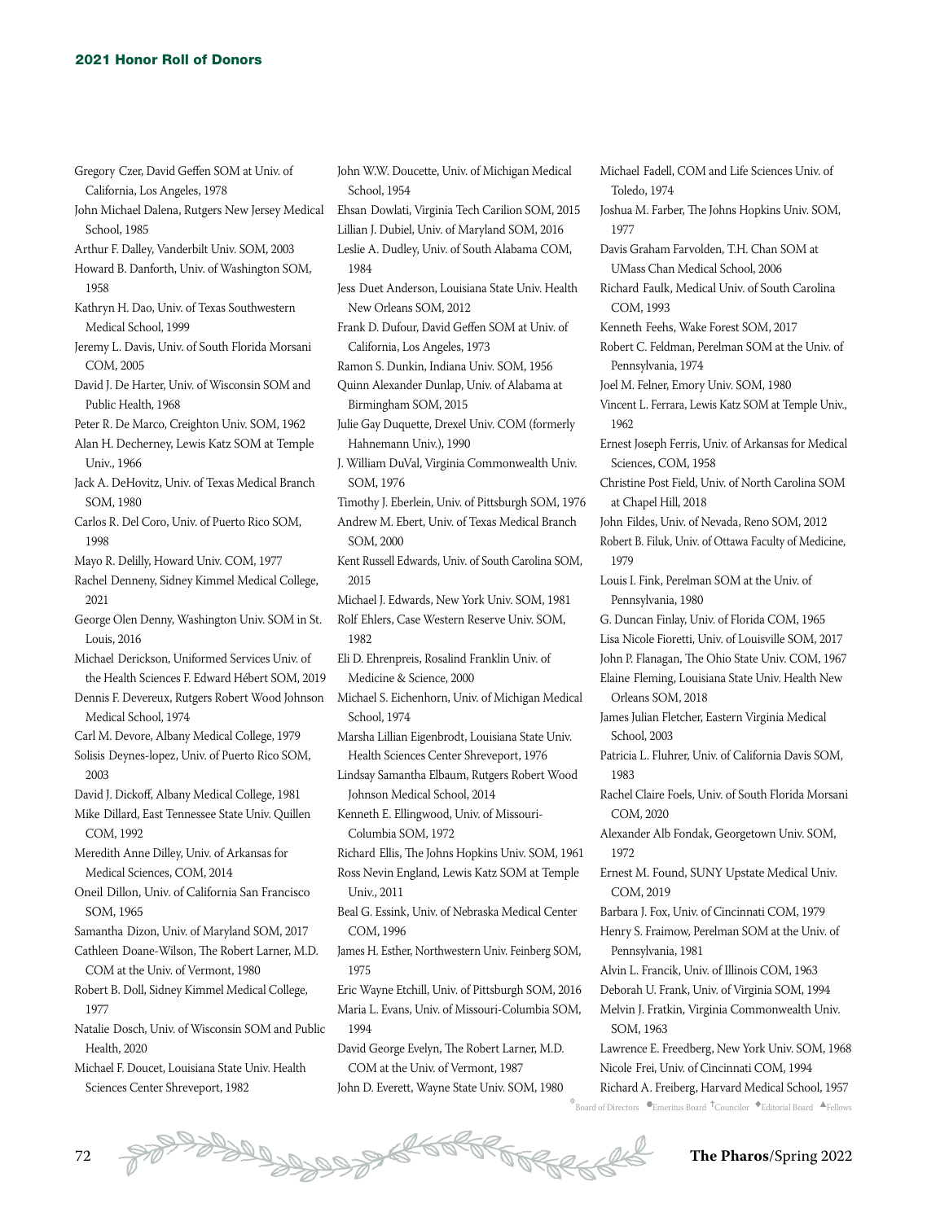Gregory Czer, David Geffen SOM at Univ. of California, Los Angeles, 1978

John Michael Dalena, Rutgers New Jersey Medical School, 1985

Arthur F. Dalley, Vanderbilt Univ. SOM, 2003

Howard B. Danforth, Univ. of Washington SOM, 1958

Kathryn H. Dao, Univ. of Texas Southwestern Medical School, 1999

Jeremy L. Davis, Univ. of South Florida Morsani COM, 2005

David J. De Harter, Univ. of Wisconsin SOM and Public Health, 1968

Peter R. De Marco, Creighton Univ. SOM, 1962

Alan H. Decherney, Lewis Katz SOM at Temple Univ., 1966

Jack A. DeHovitz, Univ. of Texas Medical Branch SOM, 1980

Carlos R. Del Coro, Univ. of Puerto Rico SOM, 1998

Mayo R. Delilly, Howard Univ. COM, 1977

Rachel Denneny, Sidney Kimmel Medical College, 2021

George Olen Denny, Washington Univ. SOM in St. Louis, 2016

Michael Derickson, Uniformed Services Univ. of the Health Sciences F. Edward Hébert SOM, 2019

Dennis F. Devereux, Rutgers Robert Wood Johnson Medical School, 1974

Carl M. Devore, Albany Medical College, 1979

Solisis Deynes-lopez, Univ. of Puerto Rico SOM, 2003

David J. Dickoff, Albany Medical College, 1981

Mike Dillard, East Tennessee State Univ. Quillen COM, 1992

Meredith Anne Dilley, Univ. of Arkansas for Medical Sciences, COM, 2014

Oneil Dillon, Univ. of California San Francisco SOM, 1965

Samantha Dizon, Univ. of Maryland SOM, 2017

Cathleen Doane-Wilson, The Robert Larner, M.D. COM at the Univ. of Vermont, 1980

Robert B. Doll, Sidney Kimmel Medical College, 1977

Natalie Dosch, Univ. of Wisconsin SOM and Public Health, 2020

Michael F. Doucet, Louisiana State Univ. Health Sciences Center Shreveport, 1982

John W.W. Doucette, Univ. of Michigan Medical School, 1954

Ehsan Dowlati, Virginia Tech Carilion SOM, 2015

Lillian J. Dubiel, Univ. of Maryland SOM, 2016

Leslie A. Dudley, Univ. of South Alabama COM, 1984

Jess Duet Anderson, Louisiana State Univ. Health New Orleans SOM, 2012

Frank D. Dufour, David Geffen SOM at Univ. of California, Los Angeles, 1973

Ramon S. Dunkin, Indiana Univ. SOM, 1956

Quinn Alexander Dunlap, Univ. of Alabama at Birmingham SOM, 2015

Julie Gay Duquette, Drexel Univ. COM (formerly Hahnemann Univ.), 1990

J. William DuVal, Virginia Commonwealth Univ. SOM, 1976

Timothy J. Eberlein, Univ. of Pittsburgh SOM, 1976

Andrew M. Ebert, Univ. of Texas Medical Branch SOM, 2000

Kent Russell Edwards, Univ. of South Carolina SOM, 2015

Michael J. Edwards, New York Univ. SOM, 1981

Rolf Ehlers, Case Western Reserve Univ. SOM, 1982

Eli D. Ehrenpreis, Rosalind Franklin Univ. of Medicine & Science, 2000

Michael S. Eichenhorn, Univ. of Michigan Medical School, 1974

Marsha Lillian Eigenbrodt, Louisiana State Univ. Health Sciences Center Shreveport, 1976

Lindsay Samantha Elbaum, Rutgers Robert Wood Johnson Medical School, 2014

Kenneth E. Ellingwood, Univ. of Missouri-Columbia SOM, 1972

Richard Ellis, The Johns Hopkins Univ. SOM, 1961

Ross Nevin England, Lewis Katz SOM at Temple Univ., 2011

Beal G. Essink, Univ. of Nebraska Medical Center COM, 1996

James H. Esther, Northwestern Univ. Feinberg SOM, 1975

Eric Wayne Etchill, Univ. of Pittsburgh SOM, 2016

Maria L. Evans, Univ. of Missouri-Columbia SOM, 1994

David George Evelyn, The Robert Larner, M.D. COM at the Univ. of Vermont, 1987

John D. Everett, Wayne State Univ. SOM, 1980

Michael Fadell, COM and Life Sciences Univ. of Toledo, 1974

Joshua M. Farber, The Johns Hopkins Univ. SOM, 1977

Davis Graham Farvolden, T.H. Chan SOM at UMass Chan Medical School, 2006

Richard Faulk, Medical Univ. of South Carolina COM, 1993

Kenneth Feehs, Wake Forest SOM, 2017

Robert C. Feldman, Perelman SOM at the Univ. of Pennsylvania, 1974

Joel M. Felner, Emory Univ. SOM, 1980

Vincent L. Ferrara, Lewis Katz SOM at Temple Univ., 1962

Ernest Joseph Ferris, Univ. of Arkansas for Medical Sciences, COM, 1958

Christine Post Field, Univ. of North Carolina SOM at Chapel Hill, 2018

John Fildes, Univ. of Nevada, Reno SOM, 2012

Robert B. Filuk, Univ. of Ottawa Faculty of Medicine, 1979

Louis I. Fink, Perelman SOM at the Univ. of Pennsylvania, 1980

G. Duncan Finlay, Univ. of Florida COM, 1965

Lisa Nicole Fioretti, Univ. of Louisville SOM, 2017

John P. Flanagan, The Ohio State Univ. COM, 1967

Elaine Fleming, Louisiana State Univ. Health New Orleans SOM, 2018

James Julian Fletcher, Eastern Virginia Medical School, 2003

Patricia L. Fluhrer, Univ. of California Davis SOM, 1983

Rachel Claire Foels, Univ. of South Florida Morsani COM, 2020

Alexander Alb Fondak, Georgetown Univ. SOM, 1972

Ernest M. Found, SUNY Upstate Medical Univ. COM, 2019

Barbara J. Fox, Univ. of Cincinnati COM, 1979

Henry S. Fraimow, Perelman SOM at the Univ. of Pennsylvania, 1981

Alvin L. Francik, Univ. of Illinois COM, 1963

Deborah U. Frank, Univ. of Virginia SOM, 1994

Melvin J. Fratkin, Virginia Commonwealth Univ. SOM, 1963

Lawrence E. Freedberg, New York Univ. SOM, 1968

Nicole Frei, Univ. of Cincinnati COM, 1994

Richard A. Freiberg, Harvard Medical School, 1957

*Board of Directors ●Emeritus Board †Councilor ◆Editorial Board ▲Fellows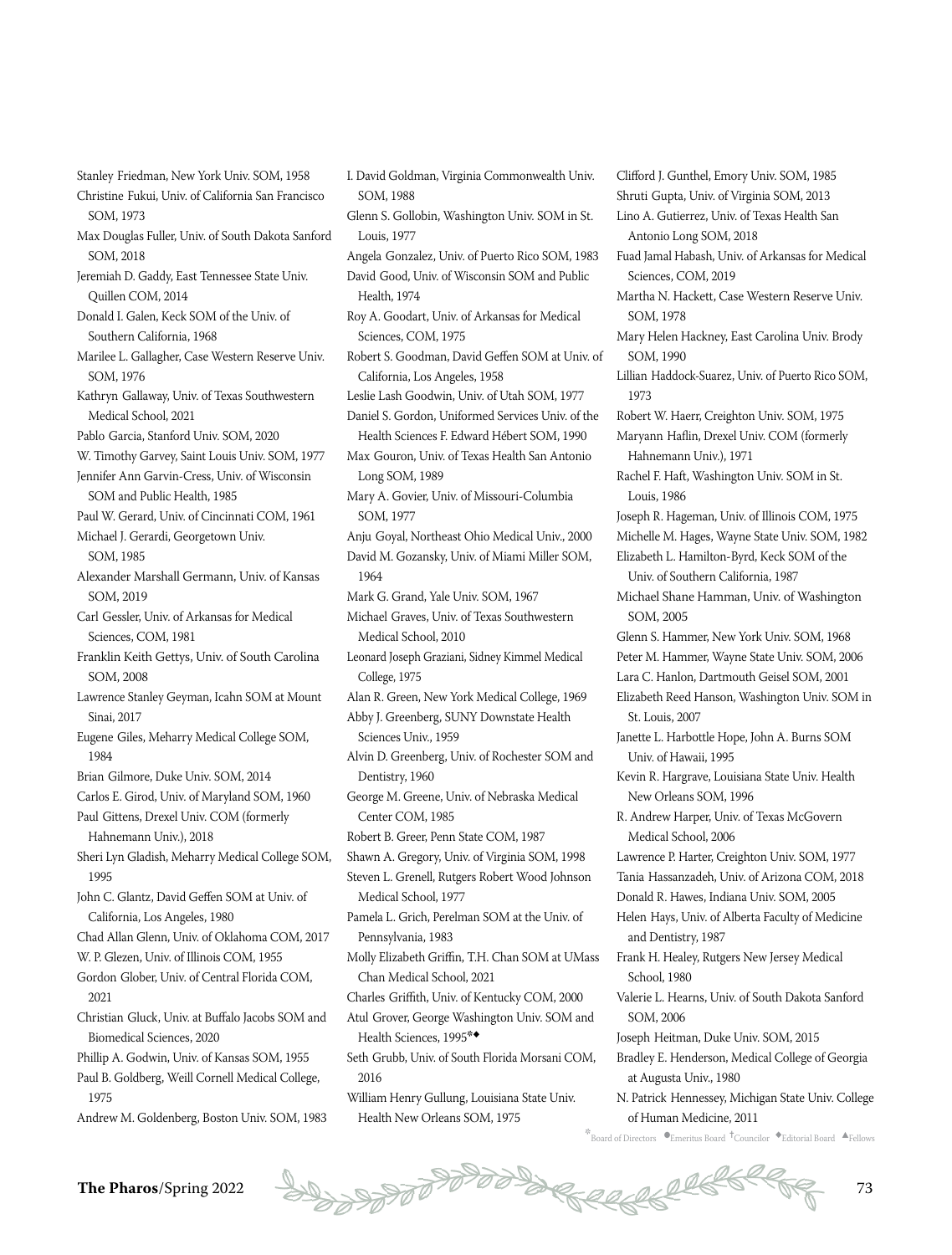Stanley Friedman, New York Univ. SOM, 1958
Christine Fukui, Univ. of California San Francisco SOM, 1973
Max Douglas Fuller, Univ. of South Dakota Sanford SOM, 2018
Jeremiah D. Gaddy, East Tennessee State Univ. Quillen COM, 2014
Donald I. Galen, Keck SOM of the Univ. of Southern California, 1968
Marilee L. Gallagher, Case Western Reserve Univ. SOM, 1976
Kathryn Gallaway, Univ. of Texas Southwestern Medical School, 2021
Pablo Garcia, Stanford Univ. SOM, 2020
W. Timothy Garvey, Saint Louis Univ. SOM, 1977
Jennifer Ann Garvin-Cress, Univ. of Wisconsin SOM and Public Health, 1985
Paul W. Gerard, Univ. of Cincinnati COM, 1961
Michael J. Gerardi, Georgetown Univ. SOM, 1985
Alexander Marshall Germann, Univ. of Kansas SOM, 2019
Carl Gessler, Univ. of Arkansas for Medical Sciences, COM, 1981
Franklin Keith Gettys, Univ. of South Carolina SOM, 2008
Lawrence Stanley Geyman, Icahn SOM at Mount Sinai, 2017
Eugene Giles, Meharry Medical College SOM, 1984
Brian Gilmore, Duke Univ. SOM, 2014
Carlos E. Girod, Univ. of Maryland SOM, 1960
Paul Gittens, Drexel Univ. COM (formerly Hahnemann Univ.), 2018
Sheri Lyn Gladish, Meharry Medical College SOM, 1995
John C. Glantz, David Geffen SOM at Univ. of California, Los Angeles, 1980
Chad Allan Glenn, Univ. of Oklahoma COM, 2017
W. P. Glezen, Univ. of Illinois COM, 1955
Gordon Glober, Univ. of Central Florida COM, 2021
Christian Gluck, Univ. at Buffalo Jacobs SOM and Biomedical Sciences, 2020
Phillip A. Godwin, Univ. of Kansas SOM, 1955
Paul B. Goldberg, Weill Cornell Medical College, 1975
Andrew M. Goldenberg, Boston Univ. SOM, 1983
I. David Goldman, Virginia Commonwealth Univ. SOM, 1988
Glenn S. Gollobin, Washington Univ. SOM in St. Louis, 1977
Angela Gonzalez, Univ. of Puerto Rico SOM, 1983
David Good, Univ. of Wisconsin SOM and Public Health, 1974
Roy A. Goodart, Univ. of Arkansas for Medical Sciences, COM, 1975
Robert S. Goodman, David Geffen SOM at Univ. of California, Los Angeles, 1958
Leslie Lash Goodwin, Univ. of Utah SOM, 1977
Daniel S. Gordon, Uniformed Services Univ. of the Health Sciences F. Edward Hébert SOM, 1990
Max Gouron, Univ. of Texas Health San Antonio Long SOM, 1989
Mary A. Govier, Univ. of Missouri-Columbia SOM, 1977
Anju Goyal, Northeast Ohio Medical Univ., 2000
David M. Gozansky, Univ. of Miami Miller SOM, 1964
Mark G. Grand, Yale Univ. SOM, 1967
Michael Graves, Univ. of Texas Southwestern Medical School, 2010
Leonard Joseph Graziani, Sidney Kimmel Medical College, 1975
Alan R. Green, New York Medical College, 1969
Abby J. Greenberg, SUNY Downstate Health Sciences Univ., 1959
Alvin D. Greenberg, Univ. of Rochester SOM and Dentistry, 1960
George M. Greene, Univ. of Nebraska Medical Center COM, 1985
Robert B. Greer, Penn State COM, 1987
Shawn A. Gregory, Univ. of Virginia SOM, 1998
Steven L. Grenell, Rutgers Robert Wood Johnson Medical School, 1977
Pamela L. Grich, Perelman SOM at the Univ. of Pennsylvania, 1983
Molly Elizabeth Griffin, T.H. Chan SOM at UMass Chan Medical School, 2021
Charles Griffith, Univ. of Kentucky COM, 2000
Atul Grover, George Washington Univ. SOM and Health Sciences, 1995*◆
Seth Grubb, Univ. of South Florida Morsani COM, 2016
William Henry Gullung, Louisiana State Univ. Health New Orleans SOM, 1975
Clifford J. Gunthel, Emory Univ. SOM, 1985
Shruti Gupta, Univ. of Virginia SOM, 2013
Lino A. Gutierrez, Univ. of Texas Health San Antonio Long SOM, 2018
Fuad Jamal Habash, Univ. of Arkansas for Medical Sciences, COM, 2019
Martha N. Hackett, Case Western Reserve Univ. SOM, 1978
Mary Helen Hackney, East Carolina Univ. Brody SOM, 1990
Lillian Haddock-Suarez, Univ. of Puerto Rico SOM, 1973
Robert W. Haerr, Creighton Univ. SOM, 1975
Maryann Haflin, Drexel Univ. COM (formerly Hahnemann Univ.), 1971
Rachel F. Haft, Washington Univ. SOM in St. Louis, 1986
Joseph R. Hageman, Univ. of Illinois COM, 1975
Michelle M. Hages, Wayne State Univ. SOM, 1982
Elizabeth L. Hamilton-Byrd, Keck SOM of the Univ. of Southern California, 1987
Michael Shane Hamman, Univ. of Washington SOM, 2005
Glenn S. Hammer, New York Univ. SOM, 1968
Peter M. Hammer, Wayne State Univ. SOM, 2006
Lara C. Hanlon, Dartmouth Geisel SOM, 2001
Elizabeth Reed Hanson, Washington Univ. SOM in St. Louis, 2007
Janette L. Harbottle Hope, John A. Burns SOM Univ. of Hawaii, 1995
Kevin R. Hargrave, Louisiana State Univ. Health New Orleans SOM, 1996
R. Andrew Harper, Univ. of Texas McGovern Medical School, 2006
Lawrence P. Harter, Creighton Univ. SOM, 1977
Tania Hassanzadeh, Univ. of Arizona COM, 2018
Donald R. Hawes, Indiana Univ. SOM, 2005
Helen Hays, Univ. of Alberta Faculty of Medicine and Dentistry, 1987
Frank H. Healey, Rutgers New Jersey Medical School, 1980
Valerie L. Hearns, Univ. of South Dakota Sanford SOM, 2006
Joseph Heitman, Duke Univ. SOM, 2015
Bradley E. Henderson, Medical College of Georgia at Augusta Univ., 1980
N. Patrick Hennessey, Michigan State Univ. College of Human Medicine, 2011

*Board of Directors ●Emeritus Board †Councilor ◆Editorial Board ▲Fellows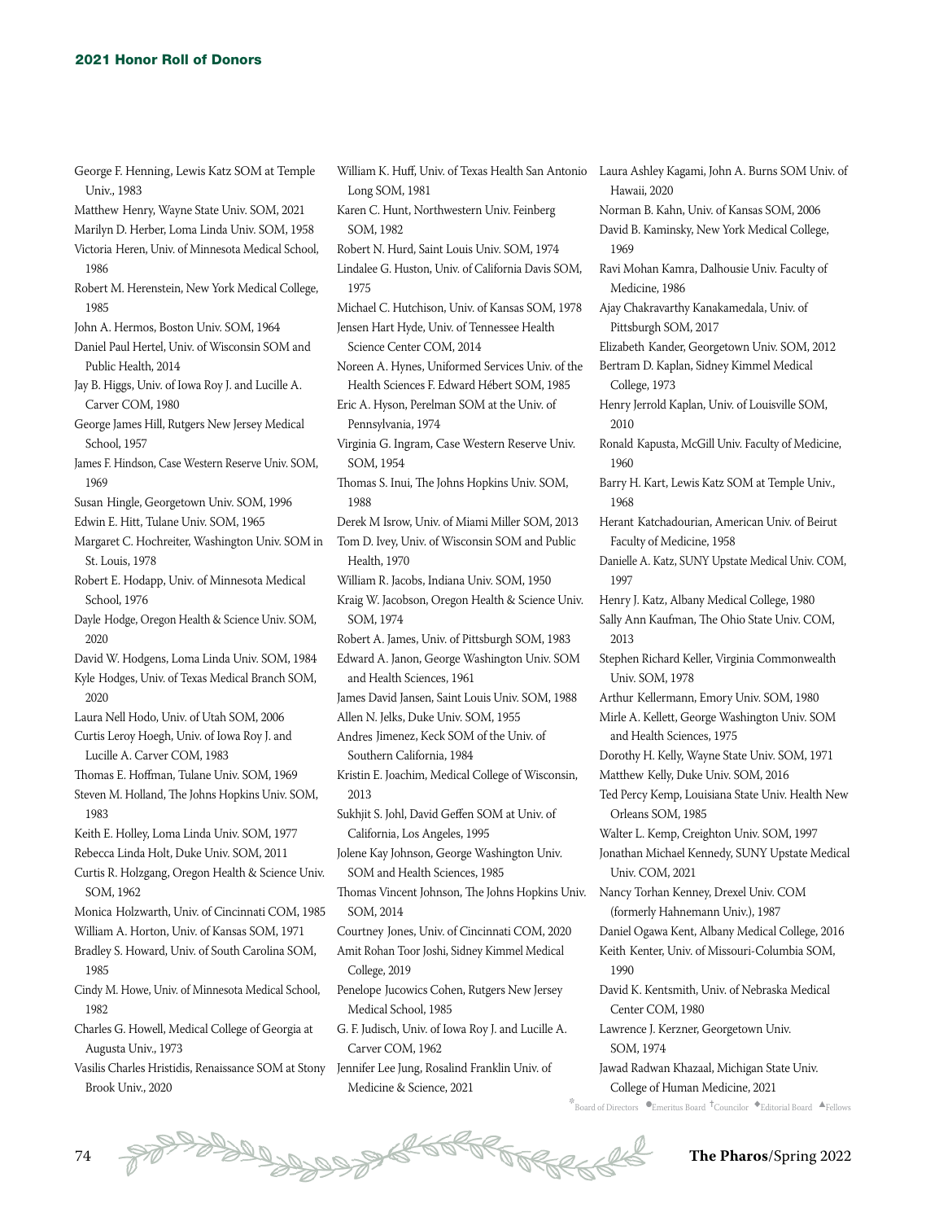George F. Henning, Lewis Katz SOM at Temple Univ., 1983

Matthew Henry, Wayne State Univ. SOM, 2021

Marilyn D. Herber, Loma Linda Univ. SOM, 1958

Victoria Heren, Univ. of Minnesota Medical School, 1986

Robert M. Herenstein, New York Medical College, 1985

John A. Hermos, Boston Univ. SOM, 1964

Daniel Paul Hertel, Univ. of Wisconsin SOM and Public Health, 2014

Jay B. Higgs, Univ. of Iowa Roy J. and Lucille A. Carver COM, 1980

George James Hill, Rutgers New Jersey Medical School, 1957

James F. Hindson, Case Western Reserve Univ. SOM, 1969

Susan Hingle, Georgetown Univ. SOM, 1996

Edwin E. Hitt, Tulane Univ. SOM, 1965

Margaret C. Hochreiter, Washington Univ. SOM in St. Louis, 1978

Robert E. Hodapp, Univ. of Minnesota Medical School, 1976

Dayle Hodge, Oregon Health & Science Univ. SOM, 2020

David W. Hodgens, Loma Linda Univ. SOM, 1984

Kyle Hodges, Univ. of Texas Medical Branch SOM, 2020

Laura Nell Hodo, Univ. of Utah SOM, 2006

Curtis Leroy Hoegh, Univ. of Iowa Roy J. and Lucille A. Carver COM, 1983

Thomas E. Hoffman, Tulane Univ. SOM, 1969

Steven M. Holland, The Johns Hopkins Univ. SOM, 1983

Keith E. Holley, Loma Linda Univ. SOM, 1977

Rebecca Linda Holt, Duke Univ. SOM, 2011

Curtis R. Holzgang, Oregon Health & Science Univ. SOM, 1962

Monica Holzwarth, Univ. of Cincinnati COM, 1985

William A. Horton, Univ. of Kansas SOM, 1971

Bradley S. Howard, Univ. of South Carolina SOM, 1985

Cindy M. Howe, Univ. of Minnesota Medical School, 1982

Charles G. Howell, Medical College of Georgia at Augusta Univ., 1973

Vasilis Charles Hristidis, Renaissance SOM at Stony Brook Univ., 2020

William K. Huff, Univ. of Texas Health San Antonio Long SOM, 1981

Karen C. Hunt, Northwestern Univ. Feinberg SOM, 1982

Robert N. Hurd, Saint Louis Univ. SOM, 1974

Lindalee G. Huston, Univ. of California Davis SOM, 1975

Michael C. Hutchison, Univ. of Kansas SOM, 1978

Jensen Hart Hyde, Univ. of Tennessee Health Science Center COM, 2014

Noreen A. Hynes, Uniformed Services Univ. of the Health Sciences F. Edward Hébert SOM, 1985

Eric A. Hyson, Perelman SOM at the Univ. of Pennsylvania, 1974

Virginia G. Ingram, Case Western Reserve Univ. SOM, 1954

Thomas S. Inui, The Johns Hopkins Univ. SOM, 1988

Derek M Isrow, Univ. of Miami Miller SOM, 2013

Tom D. Ivey, Univ. of Wisconsin SOM and Public Health, 1970

William R. Jacobs, Indiana Univ. SOM, 1950

Kraig W. Jacobson, Oregon Health & Science Univ. SOM, 1974

Robert A. James, Univ. of Pittsburgh SOM, 1983

Edward A. Janon, George Washington Univ. SOM and Health Sciences, 1961

James David Jansen, Saint Louis Univ. SOM, 1988

Allen N. Jelks, Duke Univ. SOM, 1955

Andres Jimenez, Keck SOM of the Univ. of Southern California, 1984

Kristin E. Joachim, Medical College of Wisconsin, 2013

Sukhjit S. Johl, David Geffen SOM at Univ. of California, Los Angeles, 1995

Jolene Kay Johnson, George Washington Univ. SOM and Health Sciences, 1985

Thomas Vincent Johnson, The Johns Hopkins Univ. SOM, 2014

Courtney Jones, Univ. of Cincinnati COM, 2020

Amit Rohan Toor Joshi, Sidney Kimmel Medical College, 2019

Penelope Jucowics Cohen, Rutgers New Jersey Medical School, 1985

G. F. Judisch, Univ. of Iowa Roy J. and Lucille A. Carver COM, 1962

Jennifer Lee Jung, Rosalind Franklin Univ. of Medicine & Science, 2021

Laura Ashley Kagami, John A. Burns SOM Univ. of Hawaii, 2020

Norman B. Kahn, Univ. of Kansas SOM, 2006

David B. Kaminsky, New York Medical College, 1969

Ravi Mohan Kamra, Dalhousie Univ. Faculty of Medicine, 1986

Ajay Chakravarthy Kanakamedala, Univ. of Pittsburgh SOM, 2017

Elizabeth Kander, Georgetown Univ. SOM, 2012

Bertram D. Kaplan, Sidney Kimmel Medical College, 1973

Henry Jerrold Kaplan, Univ. of Louisville SOM, 2010

Ronald Kapusta, McGill Univ. Faculty of Medicine, 1960

Barry H. Kart, Lewis Katz SOM at Temple Univ., 1968

Herant Katchadourian, American Univ. of Beirut Faculty of Medicine, 1958

Danielle A. Katz, SUNY Upstate Medical Univ. COM, 1997

Henry J. Katz, Albany Medical College, 1980

Sally Ann Kaufman, The Ohio State Univ. COM, 2013

Stephen Richard Keller, Virginia Commonwealth Univ. SOM, 1978

Arthur Kellermann, Emory Univ. SOM, 1980

Mirle A. Kellett, George Washington Univ. SOM and Health Sciences, 1975

Dorothy H. Kelly, Wayne State Univ. SOM, 1971

Matthew Kelly, Duke Univ. SOM, 2016

Ted Percy Kemp, Louisiana State Univ. Health New Orleans SOM, 1985

Walter L. Kemp, Creighton Univ. SOM, 1997

Jonathan Michael Kennedy, SUNY Upstate Medical Univ. COM, 2021

Nancy Torhan Kenney, Drexel Univ. COM (formerly Hahnemann Univ.), 1987

Daniel Ogawa Kent, Albany Medical College, 2016

Keith Kenter, Univ. of Missouri-Columbia SOM, 1990

David K. Kentsmith, Univ. of Nebraska Medical Center COM, 1980

Lawrence J. Kerzner, Georgetown Univ. SOM, 1974

Jawad Radwan Khazaal, Michigan State Univ. College of Human Medicine, 2021

*Board of Directors ●Emeritus Board †Councilor ◆Editorial Board ▲Fellows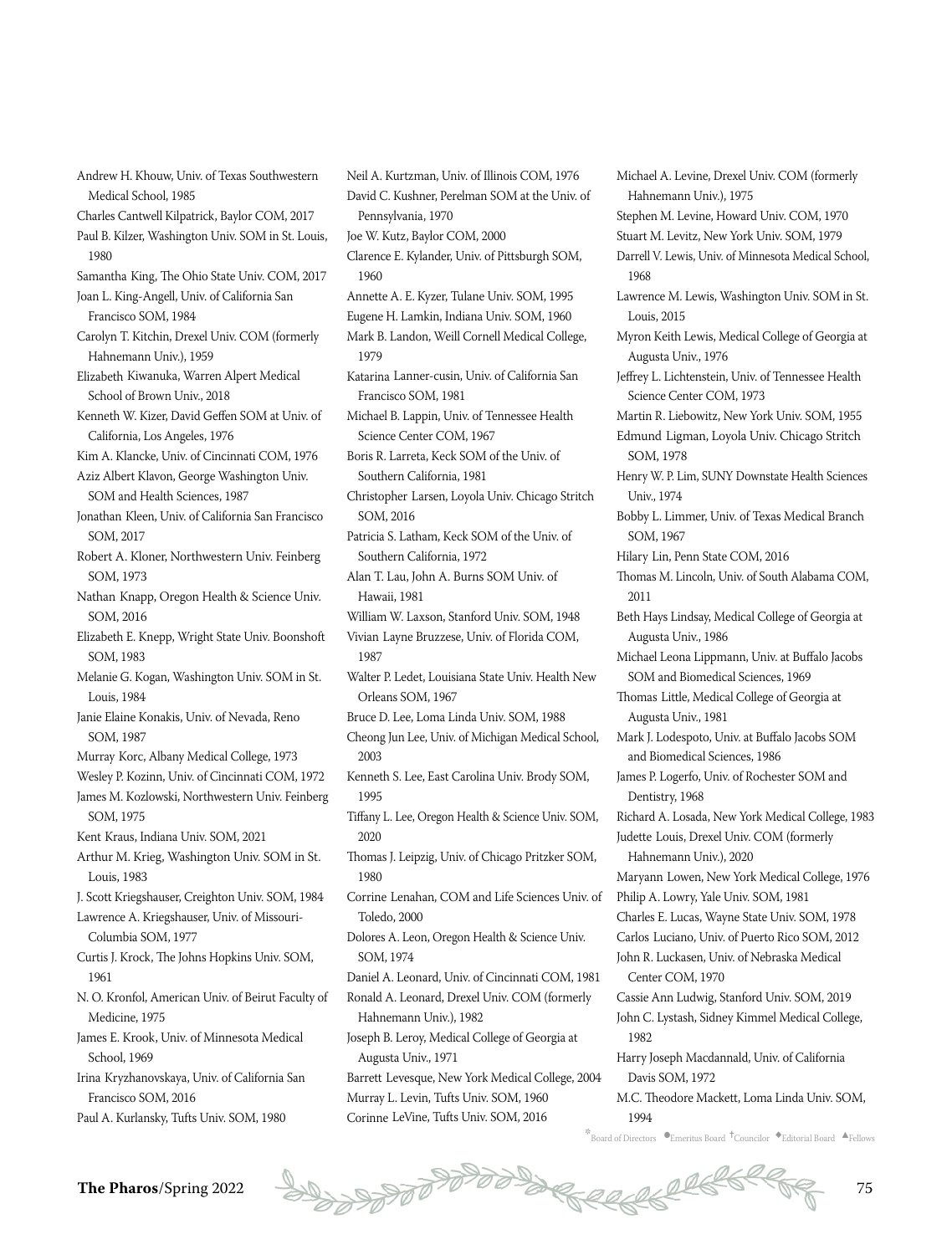Andrew H. Khouw, Univ. of Texas Southwestern Medical School, 1985
Charles Cantwell Kilpatrick, Baylor COM, 2017
Paul B. Kilzer, Washington Univ. SOM in St. Louis, 1980
Samantha King, The Ohio State Univ. COM, 2017
Joan L. King-Angell, Univ. of California San Francisco SOM, 1984
Carolyn T. Kitchin, Drexel Univ. COM (formerly Hahnemann Univ.), 1959
Elizabeth Kiwanuka, Warren Alpert Medical School of Brown Univ., 2018
Kenneth W. Kizer, David Geffen SOM at Univ. of California, Los Angeles, 1976
Kim A. Klancke, Univ. of Cincinnati COM, 1976
Aziz Albert Klavon, George Washington Univ. SOM and Health Sciences, 1987
Jonathan Kleen, Univ. of California San Francisco SOM, 2017
Robert A. Kloner, Northwestern Univ. Feinberg SOM, 1973
Nathan Knapp, Oregon Health & Science Univ. SOM, 2016
Elizabeth E. Knepp, Wright State Univ. Boonshoft SOM, 1983
Melanie G. Kogan, Washington Univ. SOM in St. Louis, 1984
Janie Elaine Konakis, Univ. of Nevada, Reno SOM, 1987
Murray Korc, Albany Medical College, 1973
Wesley P. Kozinn, Univ. of Cincinnati COM, 1972
James M. Kozlowski, Northwestern Univ. Feinberg SOM, 1975
Kent Kraus, Indiana Univ. SOM, 2021
Arthur M. Krieg, Washington Univ. SOM in St. Louis, 1983
J. Scott Kriegshauser, Creighton Univ. SOM, 1984
Lawrence A. Kriegshauser, Univ. of Missouri-Columbia SOM, 1977
Curtis J. Krock, The Johns Hopkins Univ. SOM, 1961
N. O. Kronfol, American Univ. of Beirut Faculty of Medicine, 1975
James E. Krook, Univ. of Minnesota Medical School, 1969
Irina Kryzhanovskaya, Univ. of California San Francisco SOM, 2016
Paul A. Kurlansky, Tufts Univ. SOM, 1980
Neil A. Kurtzman, Univ. of Illinois COM, 1976
David C. Kushner, Perelman SOM at the Univ. of Pennsylvania, 1970
Joe W. Kutz, Baylor COM, 2000
Clarence E. Kylander, Univ. of Pittsburgh SOM, 1960
Annette A. E. Kyzer, Tulane Univ. SOM, 1995
Eugene H. Lamkin, Indiana Univ. SOM, 1960
Mark B. Landon, Weill Cornell Medical College, 1979
Katarina Lanner-cusin, Univ. of California San Francisco SOM, 1981
Michael B. Lappin, Univ. of Tennessee Health Science Center COM, 1967
Boris R. Larreta, Keck SOM of the Univ. of Southern California, 1981
Christopher Larsen, Loyola Univ. Chicago Stritch SOM, 2016
Patricia S. Latham, Keck SOM of the Univ. of Southern California, 1972
Alan T. Lau, John A. Burns SOM Univ. of Hawaii, 1981
William W. Laxson, Stanford Univ. SOM, 1948
Vivian Layne Bruzzese, Univ. of Florida COM, 1987
Walter P. Ledet, Louisiana State Univ. Health New Orleans SOM, 1967
Bruce D. Lee, Loma Linda Univ. SOM, 1988
Cheong Jun Lee, Univ. of Michigan Medical School, 2003
Kenneth S. Lee, East Carolina Univ. Brody SOM, 1995
Tiffany L. Lee, Oregon Health & Science Univ. SOM, 2020
Thomas J. Leipzig, Univ. of Chicago Pritzker SOM, 1980
Corrine Lenahan, COM and Life Sciences Univ. of Toledo, 2000
Dolores A. Leon, Oregon Health & Science Univ. SOM, 1974
Daniel A. Leonard, Univ. of Cincinnati COM, 1981
Ronald A. Leonard, Drexel Univ. COM (formerly Hahnemann Univ.), 1982
Joseph B. Leroy, Medical College of Georgia at Augusta Univ., 1971
Barrett Levesque, New York Medical College, 2004
Murray L. Levin, Tufts Univ. SOM, 1960
Corinne LeVine, Tufts Univ. SOM, 2016
Michael A. Levine, Drexel Univ. COM (formerly Hahnemann Univ.), 1975
Stephen M. Levine, Howard Univ. COM, 1970
Stuart M. Levitz, New York Univ. SOM, 1979
Darrell V. Lewis, Univ. of Minnesota Medical School, 1968
Lawrence M. Lewis, Washington Univ. SOM in St. Louis, 2015
Myron Keith Lewis, Medical College of Georgia at Augusta Univ., 1976
Jeffrey L. Lichtenstein, Univ. of Tennessee Health Science Center COM, 1973
Martin R. Liebowitz, New York Univ. SOM, 1955
Edmund Ligman, Loyola Univ. Chicago Stritch SOM, 1978
Henry W. P. Lim, SUNY Downstate Health Sciences Univ., 1974
Bobby L. Limmer, Univ. of Texas Medical Branch SOM, 1967
Hilary Lin, Penn State COM, 2016
Thomas M. Lincoln, Univ. of South Alabama COM, 2011
Beth Hays Lindsay, Medical College of Georgia at Augusta Univ., 1986
Michael Leona Lippmann, Univ. at Buffalo Jacobs SOM and Biomedical Sciences, 1969
Thomas Little, Medical College of Georgia at Augusta Univ., 1981
Mark J. Lodespoto, Univ. at Buffalo Jacobs SOM and Biomedical Sciences, 1986
James P. Logerfo, Univ. of Rochester SOM and Dentistry, 1968
Richard A. Losada, New York Medical College, 1983
Judette Louis, Drexel Univ. COM (formerly Hahnemann Univ.), 2020
Maryann Lowen, New York Medical College, 1976
Philip A. Lowry, Yale Univ. SOM, 1981
Charles E. Lucas, Wayne State Univ. SOM, 1978
Carlos Luciano, Univ. of Puerto Rico SOM, 2012
John R. Luckasen, Univ. of Nebraska Medical Center COM, 1970
Cassie Ann Ludwig, Stanford Univ. SOM, 2019
John C. Lystash, Sidney Kimmel Medical College, 1982
Harry Joseph Macdannald, Univ. of California Davis SOM, 1972
M.C. Theodore Mackett, Loma Linda Univ. SOM, 1994

*Board of Directors ●Emeritus Board †Councilor ◆Editorial Board ▲Fellows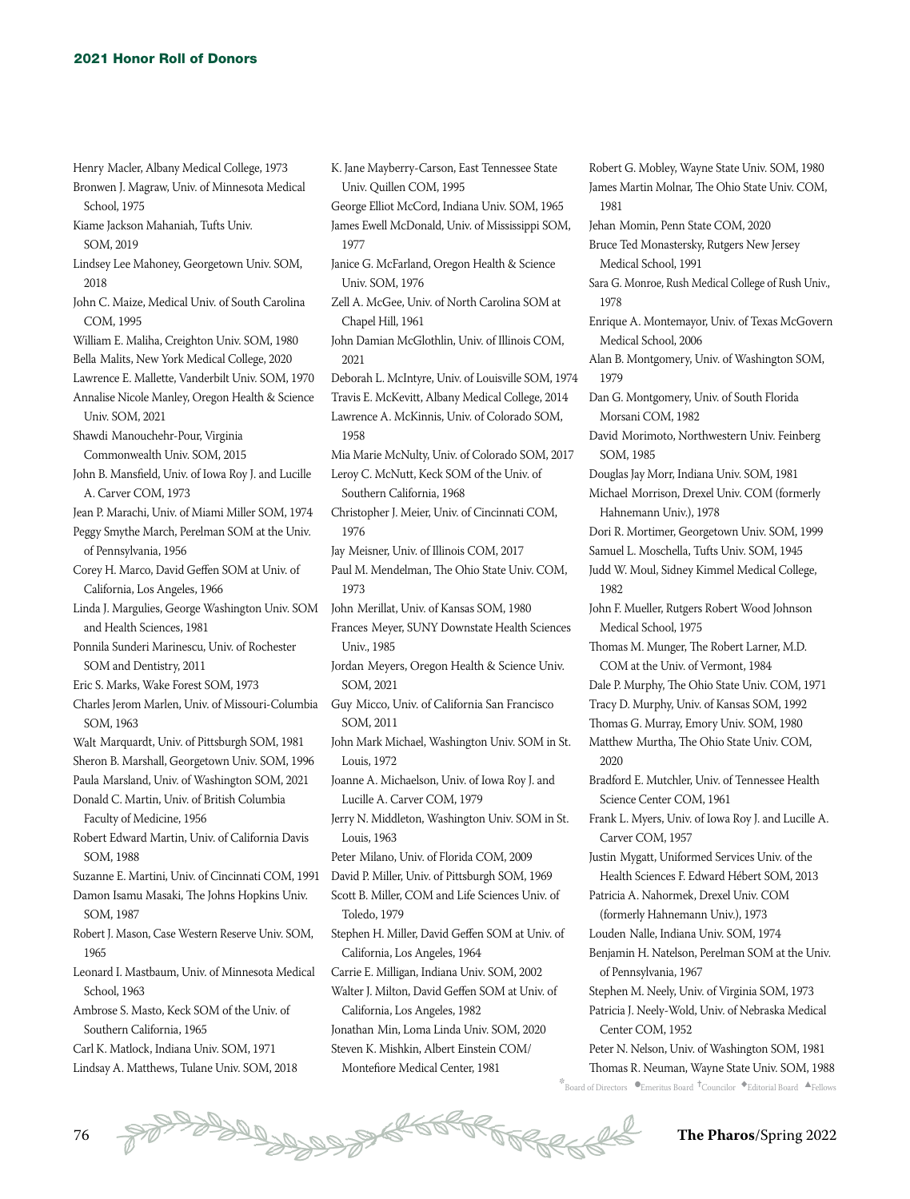Henry Macler, Albany Medical College, 1973
Bronwen J. Magraw, Univ. of Minnesota Medical School, 1975
Kiame Jackson Mahaniah, Tufts Univ. SOM, 2019
Lindsey Lee Mahoney, Georgetown Univ. SOM, 2018
John C. Maize, Medical Univ. of South Carolina COM, 1995
William E. Maliha, Creighton Univ. SOM, 1980
Bella Malits, New York Medical College, 2020
Lawrence E. Mallette, Vanderbilt Univ. SOM, 1970
Annalise Nicole Manley, Oregon Health & Science Univ. SOM, 2021
Shawdi Manouchehr-Pour, Virginia Commonwealth Univ. SOM, 2015
John B. Mansfield, Univ. of Iowa Roy J. and Lucille A. Carver COM, 1973
Jean P. Marachi, Univ. of Miami Miller SOM, 1974
Peggy Smythe March, Perelman SOM at the Univ. of Pennsylvania, 1956
Corey H. Marco, David Geffen SOM at Univ. of California, Los Angeles, 1966
Linda J. Margulies, George Washington Univ. SOM and Health Sciences, 1981
Ponnila Sunderi Marinescu, Univ. of Rochester SOM and Dentistry, 2011
Eric S. Marks, Wake Forest SOM, 1973
Charles Jerom Marlen, Univ. of Missouri-Columbia SOM, 1963
Walt Marquardt, Univ. of Pittsburgh SOM, 1981
Sheron B. Marshall, Georgetown Univ. SOM, 1996
Paula Marsland, Univ. of Washington SOM, 2021
Donald C. Martin, Univ. of British Columbia Faculty of Medicine, 1956
Robert Edward Martin, Univ. of California Davis SOM, 1988
Suzanne E. Martini, Univ. of Cincinnati COM, 1991
Damon Isamu Masaki, The Johns Hopkins Univ. SOM, 1987
Robert J. Mason, Case Western Reserve Univ. SOM, 1965
Leonard I. Mastbaum, Univ. of Minnesota Medical School, 1963
Ambrose S. Masto, Keck SOM of the Univ. of Southern California, 1965
Carl K. Matlock, Indiana Univ. SOM, 1971
Lindsay A. Matthews, Tulane Univ. SOM, 2018
K. Jane Mayberry-Carson, East Tennessee State Univ. Quillen COM, 1995
George Elliot McCord, Indiana Univ. SOM, 1965
James Ewell McDonald, Univ. of Mississippi SOM, 1977
Janice G. McFarland, Oregon Health & Science Univ. SOM, 1976
Zell A. McGee, Univ. of North Carolina SOM at Chapel Hill, 1961
John Damian McGlothlin, Univ. of Illinois COM, 2021
Deborah L. McIntyre, Univ. of Louisville SOM, 1974
Travis E. McKevitt, Albany Medical College, 2014
Lawrence A. McKinnis, Univ. of Colorado SOM, 1958
Mia Marie McNulty, Univ. of Colorado SOM, 2017
Leroy C. McNutt, Keck SOM of the Univ. of Southern California, 1968
Christopher J. Meier, Univ. of Cincinnati COM, 1976
Jay Meisner, Univ. of Illinois COM, 2017
Paul M. Mendelman, The Ohio State Univ. COM, 1973
John Merillat, Univ. of Kansas SOM, 1980
Frances Meyer, SUNY Downstate Health Sciences Univ., 1985
Jordan Meyers, Oregon Health & Science Univ. SOM, 2021
Guy Micco, Univ. of California San Francisco SOM, 2011
John Mark Michael, Washington Univ. SOM in St. Louis, 1972
Joanne A. Michaelson, Univ. of Iowa Roy J. and Lucille A. Carver COM, 1979
Jerry N. Middleton, Washington Univ. SOM in St. Louis, 1963
Peter Milano, Univ. of Florida COM, 2009
David P. Miller, Univ. of Pittsburgh SOM, 1969
Scott B. Miller, COM and Life Sciences Univ. of Toledo, 1979
Stephen H. Miller, David Geffen SOM at Univ. of California, Los Angeles, 1964
Carrie E. Milligan, Indiana Univ. SOM, 2002
Walter J. Milton, David Geffen SOM at Univ. of California, Los Angeles, 1982
Jonathan Min, Loma Linda Univ. SOM, 2020
Steven K. Mishkin, Albert Einstein COM/Montefiore Medical Center, 1981
Robert G. Mobley, Wayne State Univ. SOM, 1980
James Martin Molnar, The Ohio State Univ. COM, 1981
Jehan Momin, Penn State COM, 2020
Bruce Ted Monastersky, Rutgers New Jersey Medical School, 1991
Sara G. Monroe, Rush Medical College of Rush Univ., 1978
Enrique A. Montemayor, Univ. of Texas McGovern Medical School, 2006
Alan B. Montgomery, Univ. of Washington SOM, 1979
Dan G. Montgomery, Univ. of South Florida Morsani COM, 1982
David Morimoto, Northwestern Univ. Feinberg SOM, 1985
Douglas Jay Morr, Indiana Univ. SOM, 1981
Michael Morrison, Drexel Univ. COM (formerly Hahnemann Univ.), 1978
Dori R. Mortimer, Georgetown Univ. SOM, 1999
Samuel L. Moschella, Tufts Univ. SOM, 1945
Judd W. Moul, Sidney Kimmel Medical College, 1982
John F. Mueller, Rutgers Robert Wood Johnson Medical School, 1975
Thomas M. Munger, The Robert Larner, M.D. COM at the Univ. of Vermont, 1984
Dale P. Murphy, The Ohio State Univ. COM, 1971
Tracy D. Murphy, Univ. of Kansas SOM, 1992
Thomas G. Murray, Emory Univ. SOM, 1980
Matthew Murtha, The Ohio State Univ. COM, 2020
Bradford E. Mutchler, Univ. of Tennessee Health Science Center COM, 1961
Frank L. Myers, Univ. of Iowa Roy J. and Lucille A. Carver COM, 1957
Justin Mygatt, Uniformed Services Univ. of the Health Sciences F. Edward Hébert SOM, 2013
Patricia A. Nahormek, Drexel Univ. COM (formerly Hahnemann Univ.), 1973
Louden Nalle, Indiana Univ. SOM, 1974
Benjamin H. Natelson, Perelman SOM at the Univ. of Pennsylvania, 1967
Stephen M. Neely, Univ. of Virginia SOM, 1973
Patricia J. Neely-Wold, Univ. of Nebraska Medical Center COM, 1952
Peter N. Nelson, Univ. of Washington SOM, 1981
Thomas R. Neuman, Wayne State Univ. SOM, 1988

*Board of Directors ●Emeritus Board †Councilor ◆Editorial Board ▲Fellows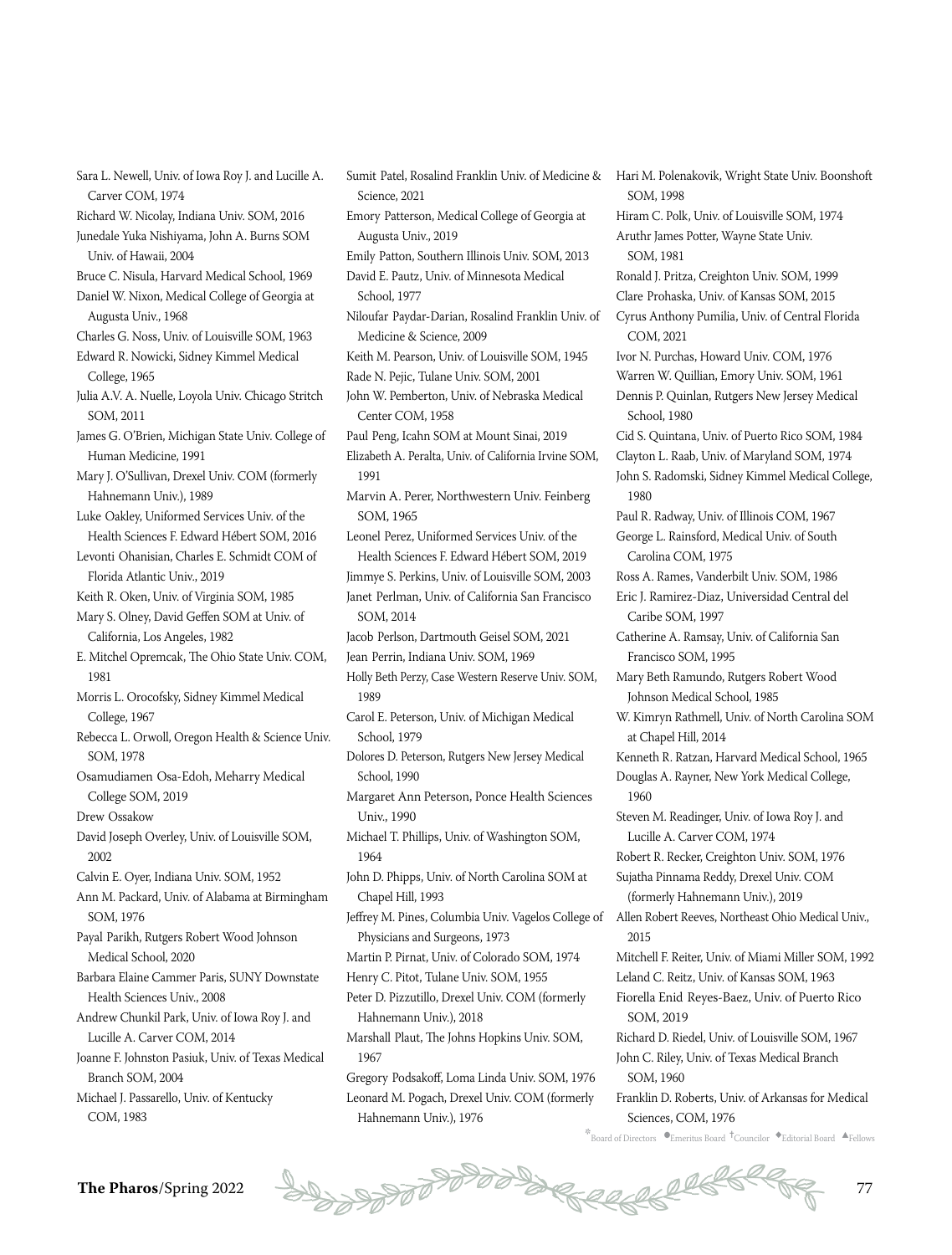Sara L. Newell, Univ. of Iowa Roy J. and Lucille A. Carver COM, 1974

Richard W. Nicolay, Indiana Univ. SOM, 2016

Junedale Yuka Nishiyama, John A. Burns SOM Univ. of Hawaii, 2004

Bruce C. Nisula, Harvard Medical School, 1969

Daniel W. Nixon, Medical College of Georgia at Augusta Univ., 1968

Charles G. Noss, Univ. of Louisville SOM, 1963

Edward R. Nowicki, Sidney Kimmel Medical College, 1965

Julia A.V. A. Nuelle, Loyola Univ. Chicago Stritch SOM, 2011

James G. O'Brien, Michigan State Univ. College of Human Medicine, 1991

Mary J. O'Sullivan, Drexel Univ. COM (formerly Hahnemann Univ.), 1989

Luke Oakley, Uniformed Services Univ. of the Health Sciences F. Edward Hébert SOM, 2016

Levonti Ohanisian, Charles E. Schmidt COM of Florida Atlantic Univ., 2019

Keith R. Oken, Univ. of Virginia SOM, 1985

Mary S. Olney, David Geffen SOM at Univ. of California, Los Angeles, 1982

E. Mitchel Opremcak, The Ohio State Univ. COM, 1981

Morris L. Orocofsky, Sidney Kimmel Medical College, 1967

Rebecca L. Orwoll, Oregon Health & Science Univ. SOM, 1978

Osamudiamen Osa-Edoh, Meharry Medical College SOM, 2019

Drew Ossakow

David Joseph Overley, Univ. of Louisville SOM, 2002

Calvin E. Oyer, Indiana Univ. SOM, 1952

Ann M. Packard, Univ. of Alabama at Birmingham SOM, 1976

Payal Parikh, Rutgers Robert Wood Johnson Medical School, 2020

Barbara Elaine Cammer Paris, SUNY Downstate Health Sciences Univ., 2008

Andrew Chunkil Park, Univ. of Iowa Roy J. and Lucille A. Carver COM, 2014

Joanne F. Johnston Pasiuk, Univ. of Texas Medical Branch SOM, 2004

Michael J. Passarello, Univ. of Kentucky COM, 1983

Sumit Patel, Rosalind Franklin Univ. of Medicine & Science, 2021

Emory Patterson, Medical College of Georgia at Augusta Univ., 2019

Emily Patton, Southern Illinois Univ. SOM, 2013

David E. Pautz, Univ. of Minnesota Medical School, 1977

Niloufar Paydar-Darian, Rosalind Franklin Univ. of Medicine & Science, 2009

Keith M. Pearson, Univ. of Louisville SOM, 1945

Rade N. Pejic, Tulane Univ. SOM, 2001

John W. Pemberton, Univ. of Nebraska Medical Center COM, 1958

Paul Peng, Icahn SOM at Mount Sinai, 2019

Elizabeth A. Peralta, Univ. of California Irvine SOM, 1991

Marvin A. Perer, Northwestern Univ. Feinberg SOM, 1965

Leonel Perez, Uniformed Services Univ. of the Health Sciences F. Edward Hébert SOM, 2019

Jimmye S. Perkins, Univ. of Louisville SOM, 2003

Janet Perlman, Univ. of California San Francisco SOM, 2014

Jacob Perlson, Dartmouth Geisel SOM, 2021

Jean Perrin, Indiana Univ. SOM, 1969

Holly Beth Perzy, Case Western Reserve Univ. SOM, 1989

Carol E. Peterson, Univ. of Michigan Medical School, 1979

Dolores D. Peterson, Rutgers New Jersey Medical School, 1990

Margaret Ann Peterson, Ponce Health Sciences Univ., 1990

Michael T. Phillips, Univ. of Washington SOM, 1964

John D. Phipps, Univ. of North Carolina SOM at Chapel Hill, 1993

Jeffrey M. Pines, Columbia Univ. Vagelos College of Physicians and Surgeons, 1973

Martin P. Pirnat, Univ. of Colorado SOM, 1974

Henry C. Pitot, Tulane Univ. SOM, 1955

Peter D. Pizzutillo, Drexel Univ. COM (formerly Hahnemann Univ.), 2018

Marshall Plaut, The Johns Hopkins Univ. SOM, 1967

Gregory Podsakoff, Loma Linda Univ. SOM, 1976

Leonard M. Pogach, Drexel Univ. COM (formerly Hahnemann Univ.), 1976

Hari M. Polenakovik, Wright State Univ. Boonshoft SOM, 1998

Hiram C. Polk, Univ. of Louisville SOM, 1974

Aruthr James Potter, Wayne State Univ. SOM, 1981

Ronald J. Pritza, Creighton Univ. SOM, 1999

Clare Prohaska, Univ. of Kansas SOM, 2015

Cyrus Anthony Pumilia, Univ. of Central Florida COM, 2021

Ivor N. Purchas, Howard Univ. COM, 1976

Warren W. Quillian, Emory Univ. SOM, 1961

Dennis P. Quinlan, Rutgers New Jersey Medical School, 1980

Cid S. Quintana, Univ. of Puerto Rico SOM, 1984

Clayton L. Raab, Univ. of Maryland SOM, 1974

John S. Radomski, Sidney Kimmel Medical College, 1980

Paul R. Radway, Univ. of Illinois COM, 1967

George L. Rainsford, Medical Univ. of South Carolina COM, 1975

Ross A. Rames, Vanderbilt Univ. SOM, 1986

Eric J. Ramirez-Diaz, Universidad Central del Caribe SOM, 1997

Catherine A. Ramsay, Univ. of California San Francisco SOM, 1995

Mary Beth Ramundo, Rutgers Robert Wood Johnson Medical School, 1985

W. Kimryn Rathmell, Univ. of North Carolina SOM at Chapel Hill, 2014

Kenneth R. Ratzan, Harvard Medical School, 1965

Douglas A. Rayner, New York Medical College, 1960

Steven M. Readinger, Univ. of Iowa Roy J. and Lucille A. Carver COM, 1974

Robert R. Recker, Creighton Univ. SOM, 1976

Sujatha Pinnama Reddy, Drexel Univ. COM (formerly Hahnemann Univ.), 2019

Allen Robert Reeves, Northeast Ohio Medical Univ., 2015

Mitchell F. Reiter, Univ. of Miami Miller SOM, 1992

Leland C. Reitz, Univ. of Kansas SOM, 1963

Fiorella Enid Reyes-Baez, Univ. of Puerto Rico SOM, 2019

Richard D. Riedel, Univ. of Louisville SOM, 1967

John C. Riley, Univ. of Texas Medical Branch SOM, 1960

Franklin D. Roberts, Univ. of Arkansas for Medical Sciences, COM, 1976

*Board of Directors ●Emeritus Board †Councilor ◆Editorial Board ▲Fellows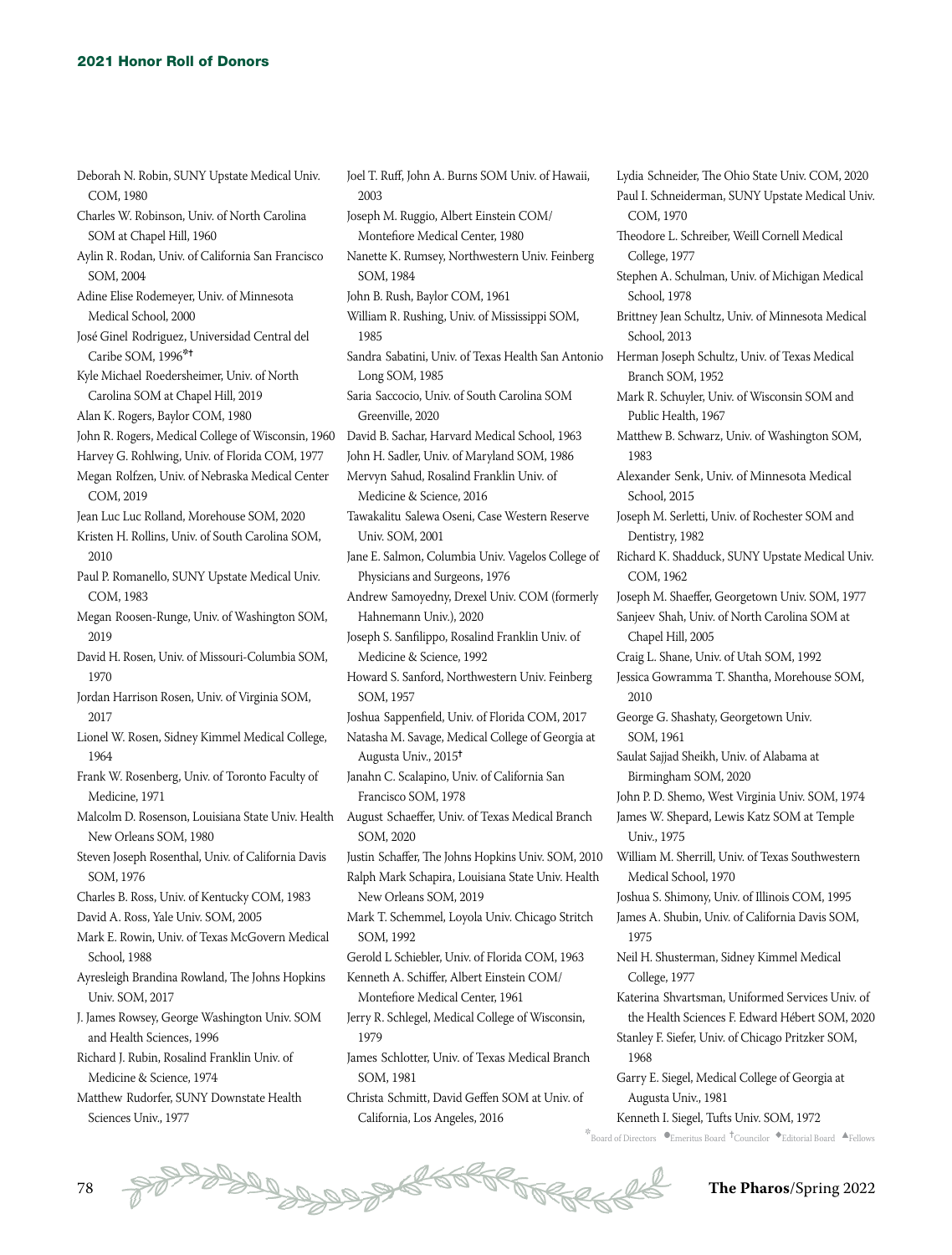Deborah N. Robin, SUNY Upstate Medical Univ. COM, 1980
Charles W. Robinson, Univ. of North Carolina SOM at Chapel Hill, 1960
Aylin R. Rodan, Univ. of California San Francisco SOM, 2004
Adine Elise Rodemeyer, Univ. of Minnesota Medical School, 2000
José Ginel Rodriguez, Universidad Central del Caribe SOM, 1996*†
Kyle Michael Roedersheimer, Univ. of North Carolina SOM at Chapel Hill, 2019
Alan K. Rogers, Baylor COM, 1980
John R. Rogers, Medical College of Wisconsin, 1960
Harvey G. Rohlwing, Univ. of Florida COM, 1977
Megan Rolfzen, Univ. of Nebraska Medical Center COM, 2019
Jean Luc Luc Rolland, Morehouse SOM, 2020
Kristen H. Rollins, Univ. of South Carolina SOM, 2010
Paul P. Romanello, SUNY Upstate Medical Univ. COM, 1983
Megan Roosen-Runge, Univ. of Washington SOM, 2019
David H. Rosen, Univ. of Missouri-Columbia SOM, 1970
Jordan Harrison Rosen, Univ. of Virginia SOM, 2017
Lionel W. Rosen, Sidney Kimmel Medical College, 1964
Frank W. Rosenberg, Univ. of Toronto Faculty of Medicine, 1971
Malcolm D. Rosenson, Louisiana State Univ. Health New Orleans SOM, 1980
Steven Joseph Rosenthal, Univ. of California Davis SOM, 1976
Charles B. Ross, Univ. of Kentucky COM, 1983
David A. Ross, Yale Univ. SOM, 2005
Mark E. Rowin, Univ. of Texas McGovern Medical School, 1988
Ayresleigh Brandina Rowland, The Johns Hopkins Univ. SOM, 2017
J. James Rowsey, George Washington Univ. SOM and Health Sciences, 1996
Richard J. Rubin, Rosalind Franklin Univ. of Medicine & Science, 1974
Matthew Rudorfer, SUNY Downstate Health Sciences Univ., 1977
Joel T. Ruff, John A. Burns SOM Univ. of Hawaii, 2003
Joseph M. Ruggio, Albert Einstein COM/ Montefiore Medical Center, 1980
Nanette K. Rumsey, Northwestern Univ. Feinberg SOM, 1984
John B. Rush, Baylor COM, 1961
William R. Rushing, Univ. of Mississippi SOM, 1985
Sandra Sabatini, Univ. of Texas Health San Antonio Long SOM, 1985
Saria Saccocio, Univ. of South Carolina SOM Greenville, 2020
David B. Sachar, Harvard Medical School, 1963
John H. Sadler, Univ. of Maryland SOM, 1986
Mervyn Sahud, Rosalind Franklin Univ. of Medicine & Science, 2016
Tawakalitu Salewa Oseni, Case Western Reserve Univ. SOM, 2001
Jane E. Salmon, Columbia Univ. Vagelos College of Physicians and Surgeons, 1976
Andrew Samoyedny, Drexel Univ. COM (formerly Hahnemann Univ.), 2020
Joseph S. Sanfilippo, Rosalind Franklin Univ. of Medicine & Science, 1992
Howard S. Sanford, Northwestern Univ. Feinberg SOM, 1957
Joshua Sappenfield, Univ. of Florida COM, 2017
Natasha M. Savage, Medical College of Georgia at Augusta Univ., 2015†
Janahn C. Scalapino, Univ. of California San Francisco SOM, 1978
August Schaeffer, Univ. of Texas Medical Branch SOM, 2020
Justin Schaffer, The Johns Hopkins Univ. SOM, 2010
Ralph Mark Schapira, Louisiana State Univ. Health New Orleans SOM, 2019
Mark T. Schemmel, Loyola Univ. Chicago Stritch SOM, 1992
Gerold L Schiebler, Univ. of Florida COM, 1963
Kenneth A. Schiffer, Albert Einstein COM/ Montefiore Medical Center, 1961
Jerry R. Schlegel, Medical College of Wisconsin, 1979
James Schlotter, Univ. of Texas Medical Branch SOM, 1981
Christa Schmitt, David Geffen SOM at Univ. of California, Los Angeles, 2016
Lydia Schneider, The Ohio State Univ. COM, 2020
Paul I. Schneiderman, SUNY Upstate Medical Univ. COM, 1970
Theodore L. Schreiber, Weill Cornell Medical College, 1977
Stephen A. Schulman, Univ. of Michigan Medical School, 1978
Brittney Jean Schultz, Univ. of Minnesota Medical School, 2013
Herman Joseph Schultz, Univ. of Texas Medical Branch SOM, 1952
Mark R. Schuyler, Univ. of Wisconsin SOM and Public Health, 1967
Matthew B. Schwarz, Univ. of Washington SOM, 1983
Alexander Senk, Univ. of Minnesota Medical School, 2015
Joseph M. Serletti, Univ. of Rochester SOM and Dentistry, 1982
Richard K. Shadduck, SUNY Upstate Medical Univ. COM, 1962
Joseph M. Shaeffer, Georgetown Univ. SOM, 1977
Sanjeev Shah, Univ. of North Carolina SOM at Chapel Hill, 2005
Craig L. Shane, Univ. of Utah SOM, 1992
Jessica Gowramma T. Shantha, Morehouse SOM, 2010
George G. Shashaty, Georgetown Univ. SOM, 1961
Saulat Sajjad Sheikh, Univ. of Alabama at Birmingham SOM, 2020
John P. D. Shemo, West Virginia Univ. SOM, 1974
James W. Shepard, Lewis Katz SOM at Temple Univ., 1975
William M. Sherrill, Univ. of Texas Southwestern Medical School, 1970
Joshua S. Shimony, Univ. of Illinois COM, 1995
James A. Shubin, Univ. of California Davis SOM, 1975
Neil H. Shusterman, Sidney Kimmel Medical College, 1977
Katerina Shvartsman, Uniformed Services Univ. of the Health Sciences F. Edward Hébert SOM, 2020
Stanley F. Siefer, Univ. of Chicago Pritzker SOM, 1968
Garry E. Siegel, Medical College of Georgia at Augusta Univ., 1981
Kenneth I. Siegel, Tufts Univ. SOM, 1972

*Board of Directors ●Emeritus Board †Councilor ◆Editorial Board ▲Fellows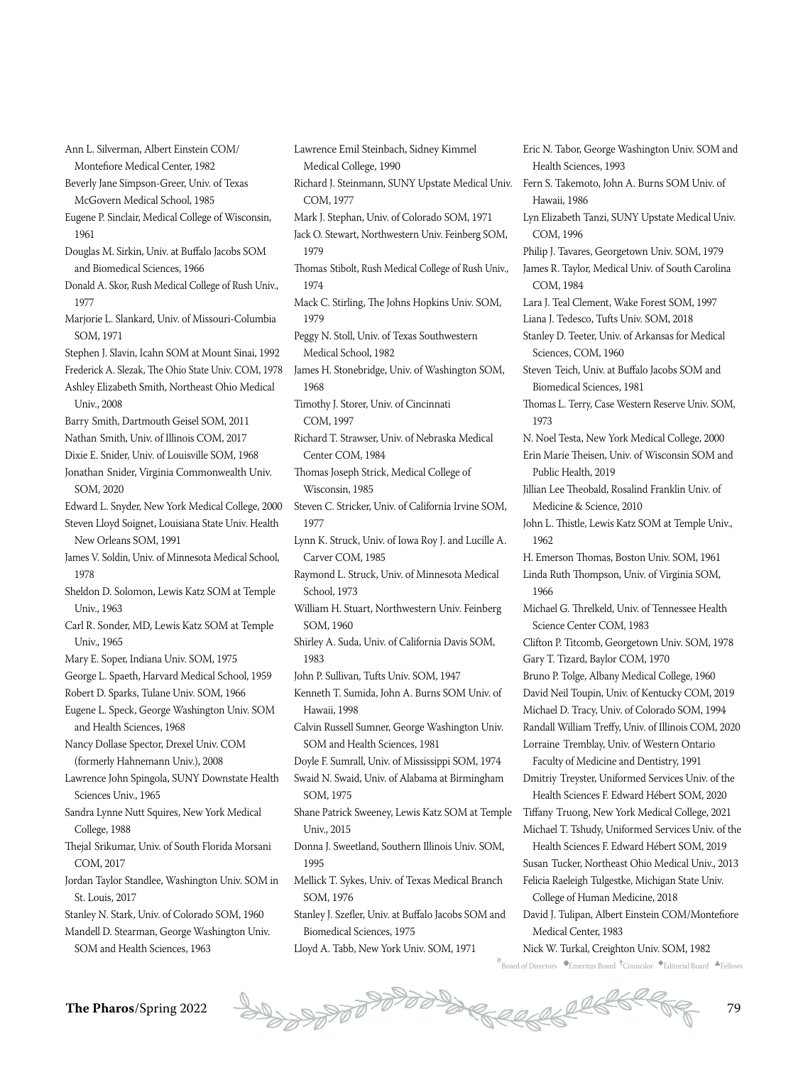Ann L. Silverman, Albert Einstein COM/Montefiore Medical Center, 1982
Beverly Jane Simpson-Greer, Univ. of Texas McGovern Medical School, 1985
Eugene P. Sinclair, Medical College of Wisconsin, 1961
Douglas M. Sirkin, Univ. at Buffalo Jacobs SOM and Biomedical Sciences, 1966
Donald A. Skor, Rush Medical College of Rush Univ., 1977
Marjorie L. Slankard, Univ. of Missouri-Columbia SOM, 1971
Stephen J. Slavin, Icahn SOM at Mount Sinai, 1992
Frederick A. Slezak, The Ohio State Univ. COM, 1978
Ashley Elizabeth Smith, Northeast Ohio Medical Univ., 2008
Barry Smith, Dartmouth Geisel SOM, 2011
Nathan Smith, Univ. of Illinois COM, 2017
Dixie E. Snider, Univ. of Louisville SOM, 1968
Jonathan Snider, Virginia Commonwealth Univ. SOM, 2020
Edward L. Snyder, New York Medical College, 2000
Steven Lloyd Soignet, Louisiana State Univ. Health New Orleans SOM, 1991
James V. Soldin, Univ. of Minnesota Medical School, 1978
Sheldon D. Solomon, Lewis Katz SOM at Temple Univ., 1963
Carl R. Sonder, MD, Lewis Katz SOM at Temple Univ., 1965
Mary E. Soper, Indiana Univ. SOM, 1975
George L. Spaeth, Harvard Medical School, 1959
Robert D. Sparks, Tulane Univ. SOM, 1966
Eugene L. Speck, George Washington Univ. SOM and Health Sciences, 1968
Nancy Dollase Spector, Drexel Univ. COM (formerly Hahnemann Univ.), 2008
Lawrence John Spingola, SUNY Downstate Health Sciences Univ., 1965
Sandra Lynne Nutt Squires, New York Medical College, 1988
Thejal Srikumar, Univ. of South Florida Morsani COM, 2017
Jordan Taylor Standlee, Washington Univ. SOM in St. Louis, 2017
Stanley N. Stark, Univ. of Colorado SOM, 1960
Mandell D. Stearman, George Washington Univ. SOM and Health Sciences, 1963
Lawrence Emil Steinbach, Sidney Kimmel Medical College, 1990
Richard J. Steinmann, SUNY Upstate Medical Univ. COM, 1977
Mark J. Stephan, Univ. of Colorado SOM, 1971
Jack O. Stewart, Northwestern Univ. Feinberg SOM, 1979
Thomas Stibolt, Rush Medical College of Rush Univ., 1974
Mack C. Stirling, The Johns Hopkins Univ. SOM, 1979
Peggy N. Stoll, Univ. of Texas Southwestern Medical School, 1982
James H. Stonebridge, Univ. of Washington SOM, 1968
Timothy J. Storer, Univ. of Cincinnati COM, 1997
Richard T. Strawser, Univ. of Nebraska Medical Center COM, 1984
Thomas Joseph Strick, Medical College of Wisconsin, 1985
Steven C. Stricker, Univ. of California Irvine SOM, 1977
Lynn K. Struck, Univ. of Iowa Roy J. and Lucille A. Carver COM, 1985
Raymond L. Struck, Univ. of Minnesota Medical School, 1973
William H. Stuart, Northwestern Univ. Feinberg SOM, 1960
Shirley A. Suda, Univ. of California Davis SOM, 1983
John P. Sullivan, Tufts Univ. SOM, 1947
Kenneth T. Sumida, John A. Burns SOM Univ. of Hawaii, 1998
Calvin Russell Sumner, George Washington Univ. SOM and Health Sciences, 1981
Doyle F. Sumrall, Univ. of Mississippi SOM, 1974
Swaid N. Swaid, Univ. of Alabama at Birmingham SOM, 1975
Shane Patrick Sweeney, Lewis Katz SOM at Temple Univ., 2015
Donna J. Sweetland, Southern Illinois Univ. SOM, 1995
Mellick T. Sykes, Univ. of Texas Medical Branch SOM, 1976
Stanley J. Szefler, Univ. at Buffalo Jacobs SOM and Biomedical Sciences, 1975
Lloyd A. Tabb, New York Univ. SOM, 1971
Eric N. Tabor, George Washington Univ. SOM and Health Sciences, 1993
Fern S. Takemoto, John A. Burns SOM Univ. of Hawaii, 1986
Lyn Elizabeth Tanzi, SUNY Upstate Medical Univ. COM, 1996
Philip J. Tavares, Georgetown Univ. SOM, 1979
James R. Taylor, Medical Univ. of South Carolina COM, 1984
Lara J. Teal Clement, Wake Forest SOM, 1997
Liana J. Tedesco, Tufts Univ. SOM, 2018
Stanley D. Teeter, Univ. of Arkansas for Medical Sciences, COM, 1960
Steven Teich, Univ. at Buffalo Jacobs SOM and Biomedical Sciences, 1981
Thomas L. Terry, Case Western Reserve Univ. SOM, 1973
N. Noel Testa, New York Medical College, 2000
Erin Marie Theisen, Univ. of Wisconsin SOM and Public Health, 2019
Jillian Lee Theobald, Rosalind Franklin Univ. of Medicine & Science, 2010
John L. Thistle, Lewis Katz SOM at Temple Univ., 1962
H. Emerson Thomas, Boston Univ. SOM, 1961
Linda Ruth Thompson, Univ. of Virginia SOM, 1966
Michael G. Threlkeld, Univ. of Tennessee Health Science Center COM, 1983
Clifton P. Titcomb, Georgetown Univ. SOM, 1978
Gary T. Tizard, Baylor COM, 1970
Bruno P. Tolge, Albany Medical College, 1960
David Neil Toupin, Univ. of Kentucky COM, 2019
Michael D. Tracy, Univ. of Colorado SOM, 1994
Randall William Treffy, Univ. of Illinois COM, 2020
Lorraine Tremblay, Univ. of Western Ontario Faculty of Medicine and Dentistry, 1991
Dmitriy Treyster, Uniformed Services Univ. of the Health Sciences F. Edward Hébert SOM, 2020
Tiffany Truong, New York Medical College, 2021
Michael T. Tshudy, Uniformed Services Univ. of the Health Sciences F. Edward Hébert SOM, 2019
Susan Tucker, Northeast Ohio Medical Univ., 2013
Felicia Raeleigh Tulgestke, Michigan State Univ. College of Human Medicine, 2018
David J. Tulipan, Albert Einstein COM/Montefiore Medical Center, 1983
Nick W. Turkal, Creighton Univ. SOM, 1982

*Board of Directors ●Emeritus Board †Councilor ◆Editorial Board ▲Fellows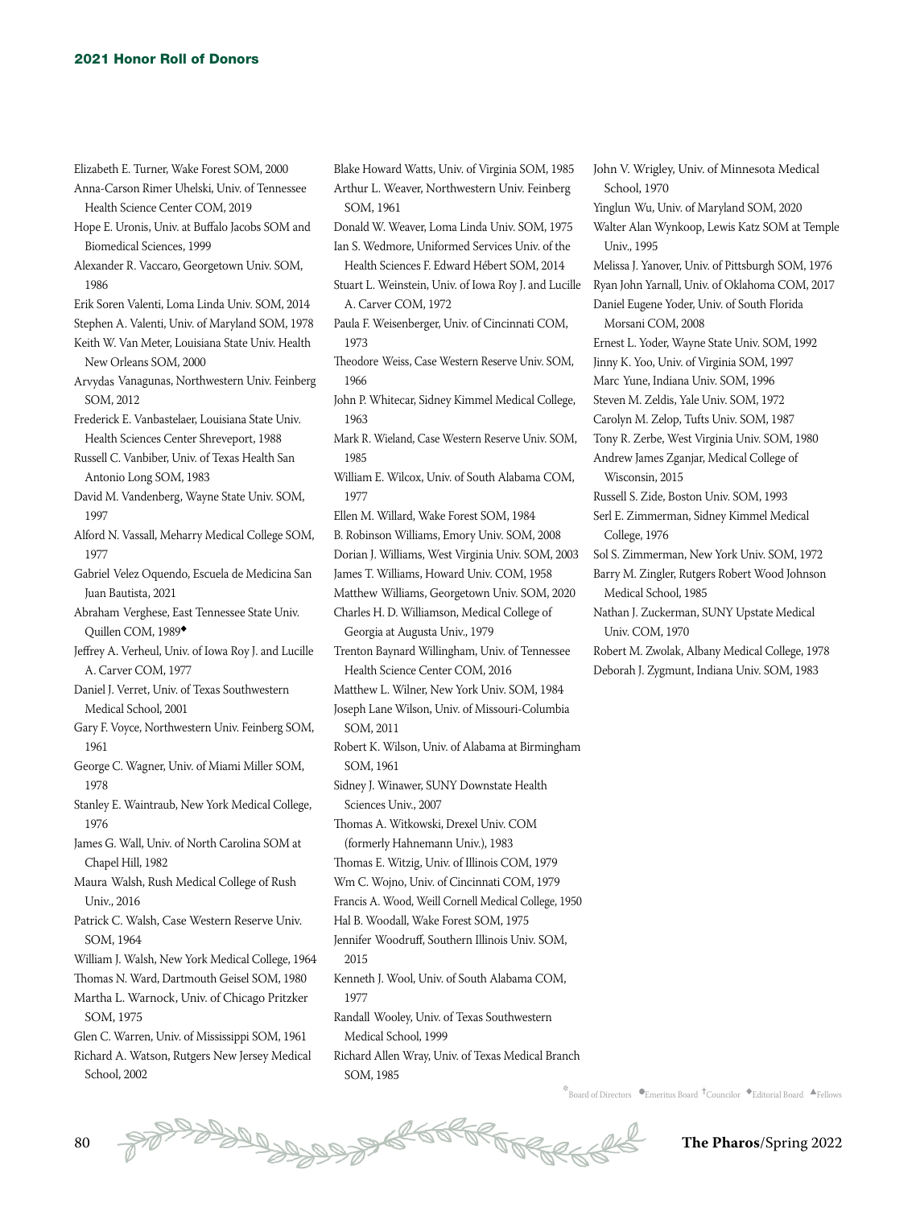Elizabeth E. Turner, Wake Forest SOM, 2000
Anna-Carson Rimer Uhelski, Univ. of Tennessee Health Science Center COM, 2019
Hope E. Uronis, Univ. at Buffalo Jacobs SOM and Biomedical Sciences, 1999
Alexander R. Vaccaro, Georgetown Univ. SOM, 1986
Erik Soren Valenti, Loma Linda Univ. SOM, 2014
Stephen A. Valenti, Univ. of Maryland SOM, 1978
Keith W. Van Meter, Louisiana State Univ. Health New Orleans SOM, 2000
Arvydas Vanagunas, Northwestern Univ. Feinberg SOM, 2012
Frederick E. Vanbastelaer, Louisiana State Univ. Health Sciences Center Shreveport, 1988
Russell C. Vanbiber, Univ. of Texas Health San Antonio Long SOM, 1983
David M. Vandenberg, Wayne State Univ. SOM, 1997
Alford N. Vassall, Meharry Medical College SOM, 1977
Gabriel Velez Oquendo, Escuela de Medicina San Juan Bautista, 2021
Abraham Verghese, East Tennessee State Univ. Quillen COM, 1989◆
Jeffrey A. Verheul, Univ. of Iowa Roy J. and Lucille A. Carver COM, 1977
Daniel J. Verret, Univ. of Texas Southwestern Medical School, 2001
Gary F. Voyce, Northwestern Univ. Feinberg SOM, 1961
George C. Wagner, Univ. of Miami Miller SOM, 1978
Stanley E. Waintraub, New York Medical College, 1976
James G. Wall, Univ. of North Carolina SOM at Chapel Hill, 1982
Maura Walsh, Rush Medical College of Rush Univ., 2016
Patrick C. Walsh, Case Western Reserve Univ. SOM, 1964
William J. Walsh, New York Medical College, 1964
Thomas N. Ward, Dartmouth Geisel SOM, 1980
Martha L. Warnock, Univ. of Chicago Pritzker SOM, 1975
Glen C. Warren, Univ. of Mississippi SOM, 1961
Richard A. Watson, Rutgers New Jersey Medical School, 2002
Blake Howard Watts, Univ. of Virginia SOM, 1985
Arthur L. Weaver, Northwestern Univ. Feinberg SOM, 1961
Donald W. Weaver, Loma Linda Univ. SOM, 1975
Ian S. Wedmore, Uniformed Services Univ. of the Health Sciences F. Edward Hébert SOM, 2014
Stuart L. Weinstein, Univ. of Iowa Roy J. and Lucille A. Carver COM, 1972
Paula F. Weisenberger, Univ. of Cincinnati COM, 1973
Theodore Weiss, Case Western Reserve Univ. SOM, 1966
John P. Whitecar, Sidney Kimmel Medical College, 1963
Mark R. Wieland, Case Western Reserve Univ. SOM, 1985
William E. Wilcox, Univ. of South Alabama COM, 1977
Ellen M. Willard, Wake Forest SOM, 1984
B. Robinson Williams, Emory Univ. SOM, 2008
Dorian J. Williams, West Virginia Univ. SOM, 2003
James T. Williams, Howard Univ. COM, 1958
Matthew Williams, Georgetown Univ. SOM, 2020
Charles H. D. Williamson, Medical College of Georgia at Augusta Univ., 1979
Trenton Baynard Willingham, Univ. of Tennessee Health Science Center COM, 2016
Matthew L. Wilner, New York Univ. SOM, 1984
Joseph Lane Wilson, Univ. of Missouri-Columbia SOM, 2011
Robert K. Wilson, Univ. of Alabama at Birmingham SOM, 1961
Sidney J. Winawer, SUNY Downstate Health Sciences Univ., 2007
Thomas A. Witkowski, Drexel Univ. COM (formerly Hahnemann Univ.), 1983
Thomas E. Witzig, Univ. of Illinois COM, 1979
Wm C. Wojno, Univ. of Cincinnati COM, 1979
Francis A. Wood, Weill Cornell Medical College, 1950
Hal B. Woodall, Wake Forest SOM, 1975
Jennifer Woodruff, Southern Illinois Univ. SOM, 2015
Kenneth J. Wool, Univ. of South Alabama COM, 1977
Randall Wooley, Univ. of Texas Southwestern Medical School, 1999
Richard Allen Wray, Univ. of Texas Medical Branch SOM, 1985
John V. Wrigley, Univ. of Minnesota Medical School, 1970
Yinglun Wu, Univ. of Maryland SOM, 2020
Walter Alan Wynkoop, Lewis Katz SOM at Temple Univ., 1995
Melissa J. Yanover, Univ. of Pittsburgh SOM, 1976
Ryan John Yarnall, Univ. of Oklahoma COM, 2017
Daniel Eugene Yoder, Univ. of South Florida Morsani COM, 2008
Ernest L. Yoder, Wayne State Univ. SOM, 1992
Jinny K. Yoo, Univ. of Virginia SOM, 1997
Marc Yune, Indiana Univ. SOM, 1996
Steven M. Zeldis, Yale Univ. SOM, 1972
Carolyn M. Zelop, Tufts Univ. SOM, 1987
Tony R. Zerbe, West Virginia Univ. SOM, 1980
Andrew James Zganjar, Medical College of Wisconsin, 2015
Russell S. Zide, Boston Univ. SOM, 1993
Serl E. Zimmerman, Sidney Kimmel Medical College, 1976
Sol S. Zimmerman, New York Univ. SOM, 1972
Barry M. Zingler, Rutgers Robert Wood Johnson Medical School, 1985
Nathan J. Zuckerman, SUNY Upstate Medical Univ. COM, 1970
Robert M. Zwolak, Albany Medical College, 1978
Deborah J. Zygmunt, Indiana Univ. SOM, 1983

*Board of Directors ●Emeritus Board †Councilor ◆Editorial Board ▲Fellows